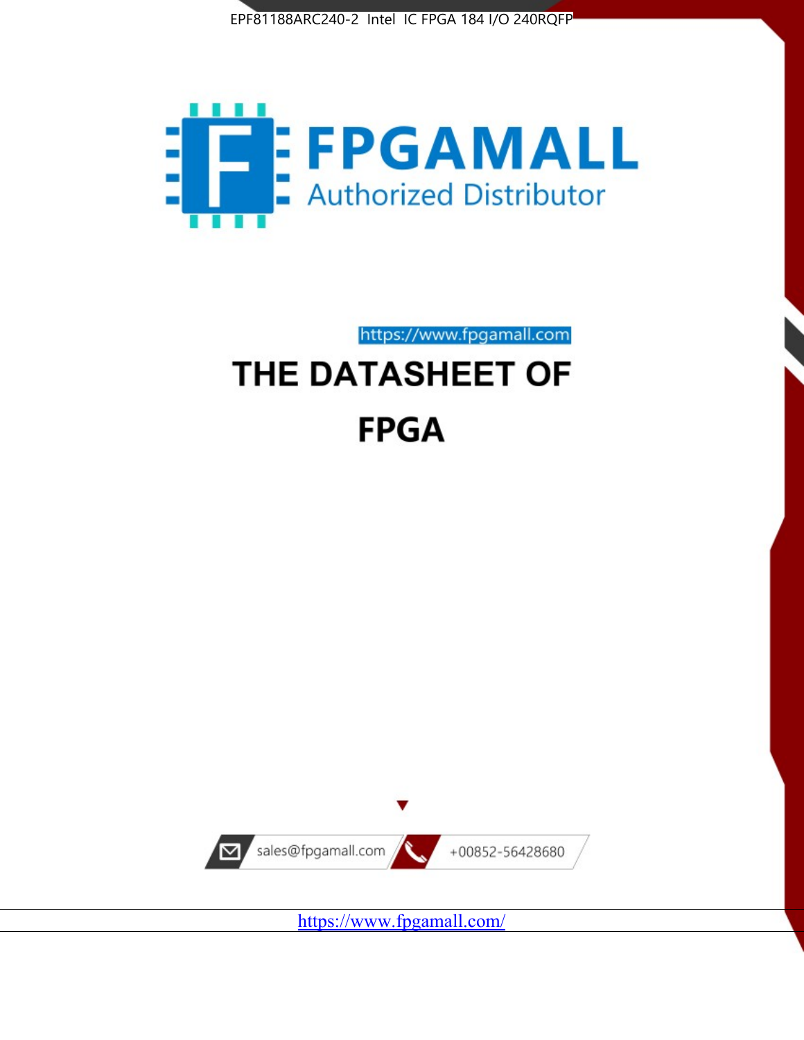EPF81188ARC240-2 Intel IC FPGA 184 I/O 240RQFP

# FPGAMALL

Authorized Distributor

https://www.fpgamall.com

# THE DATASHEET OF

# FPGA

sales@fpgamall.com

+00852-56428680

https://www.fpgamall.com/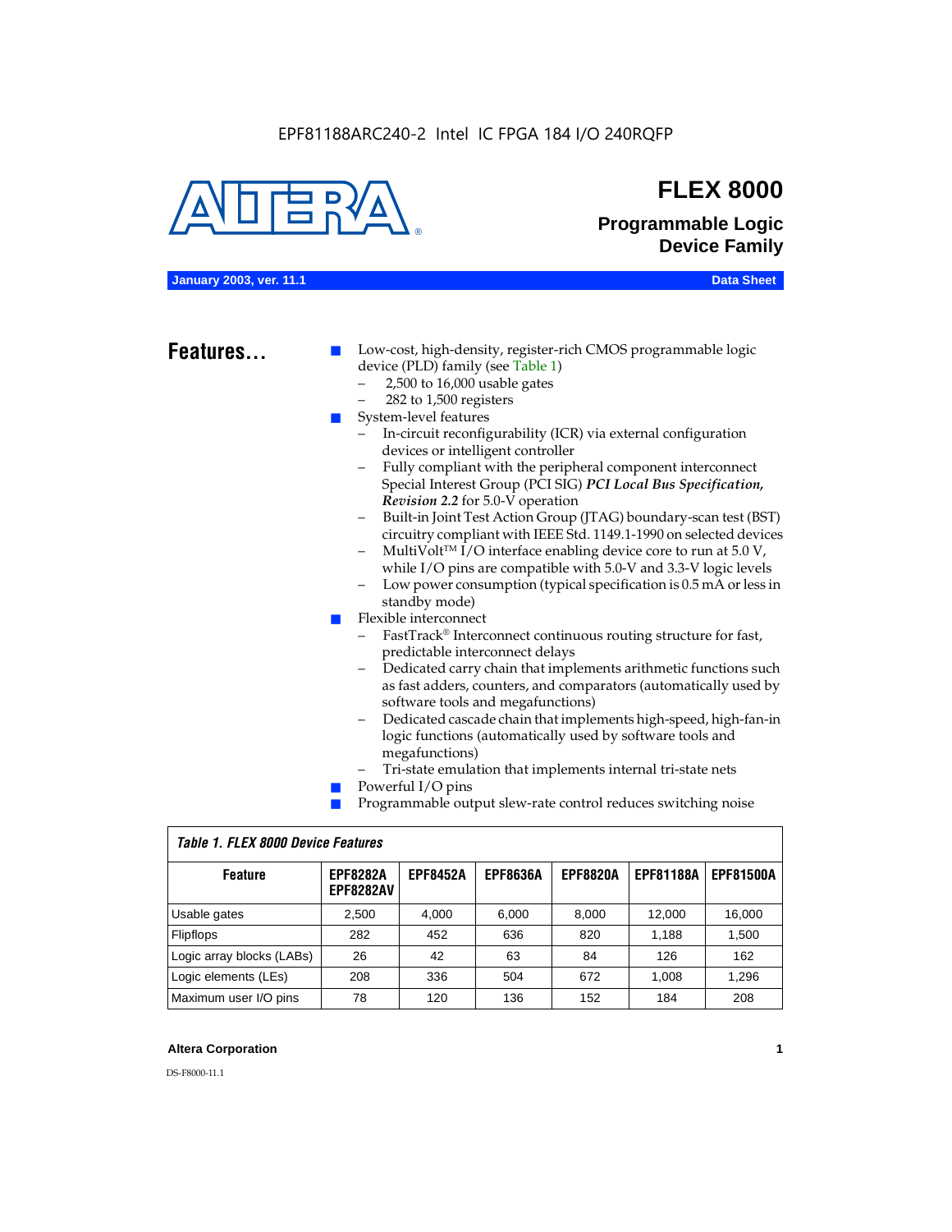EPF81188ARC240-2 Intel IC FPGA 184 I/O 240RQFP

# FLEX 8000

## Programmable Logic Device Family

**January 2003, ver. 11.1** **Data Sheet**

## Features...

- Low-cost, high-density, register-rich CMOS programmable logic device (PLD) family (see Table 1)
  - 2,500 to 16,000 usable gates
  - 282 to 1,500 registers
- System-level features
  - In-circuit reconfigurability (ICR) via external configuration devices or intelligent controller
  - Fully compliant with the peripheral component interconnect Special Interest Group (PCI SIG) ***PCI Local Bus Specification, Revision 2.2*** for 5.0-V operation
  - Built-in Joint Test Action Group (JTAG) boundary-scan test (BST) circuitry compliant with IEEE Std. 1149.1-1990 on selected devices
  - MultiVolt™ I/O interface enabling device core to run at 5.0 V, while I/O pins are compatible with 5.0-V and 3.3-V logic levels
  - Low power consumption (typical specification is 0.5 mA or less in standby mode)
- Flexible interconnect
  - FastTrack® Interconnect continuous routing structure for fast, predictable interconnect delays
  - Dedicated carry chain that implements arithmetic functions such as fast adders, counters, and comparators (automatically used by software tools and megafunctions)
  - Dedicated cascade chain that implements high-speed, high-fan-in logic functions (automatically used by software tools and megafunctions)
  - Tri-state emulation that implements internal tri-state nets
- Powerful I/O pins
- Programmable output slew-rate control reduces switching noise

*Table 1. FLEX 8000 Device Features*

| Feature | EPF8282A EPF8282AV | EPF8452A | EPF8636A | EPF8820A | EPF81188A | EPF81500A |
|---|---|---|---|---|---|---|
| Usable gates | 2,500 | 4,000 | 6,000 | 8,000 | 12,000 | 16,000 |
| Flipflops | 282 | 452 | 636 | 820 | 1,188 | 1,500 |
| Logic array blocks (LABs) | 26 | 42 | 63 | 84 | 126 | 162 |
| Logic elements (LEs) | 208 | 336 | 504 | 672 | 1,008 | 1,296 |
| Maximum user I/O pins | 78 | 120 | 136 | 152 | 184 | 208 |

**Altera Corporation**

DS-F8000-11.1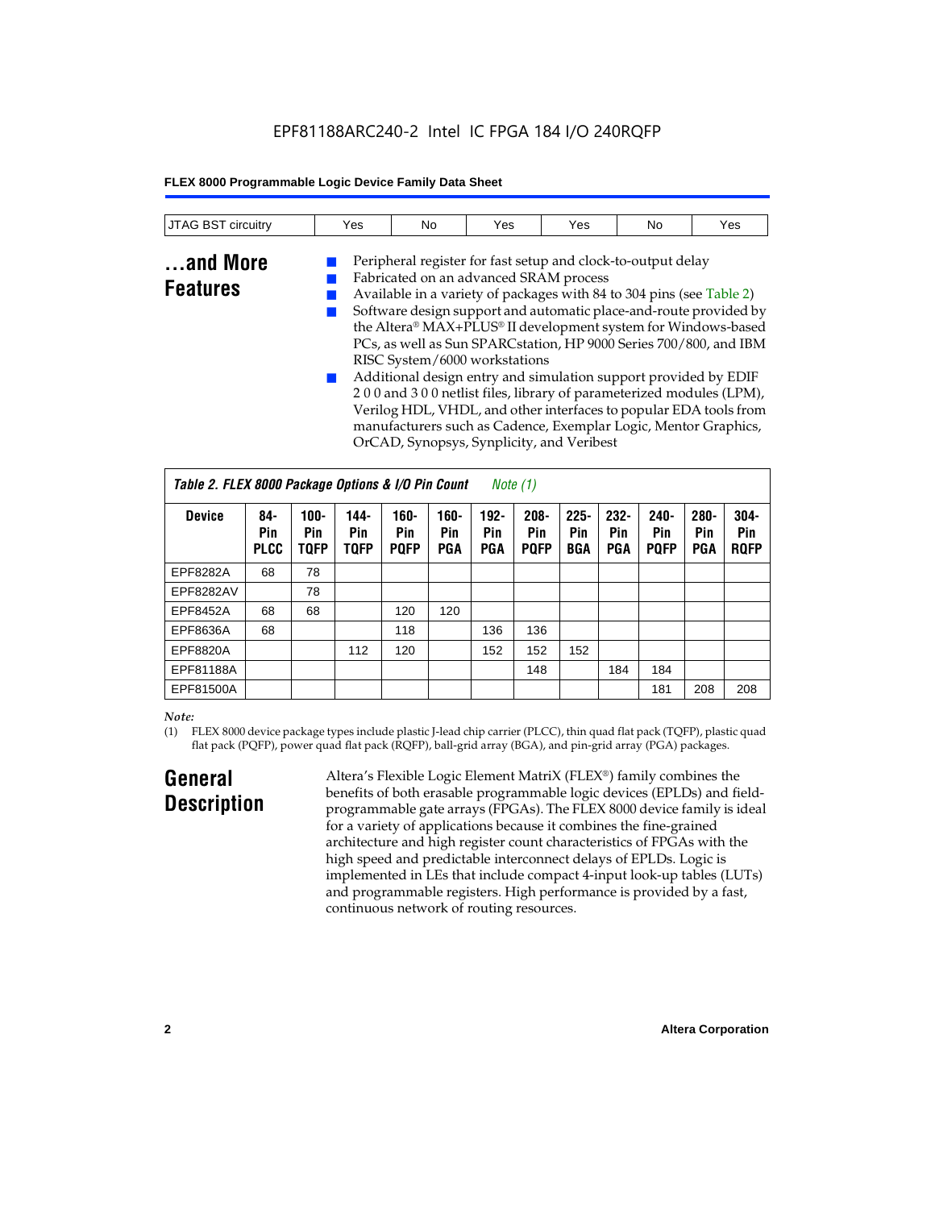EPF81188ARC240-2 Intel IC FPGA 184 I/O 240RQFP

| | | | | | | |
|---|---|---|---|---|---|---|
| JTAG BST circuitry | Yes | No | Yes | Yes | No | Yes |

## ...and More Features

- Peripheral register for fast setup and clock-to-output delay
- Fabricated on an advanced SRAM process
- Available in a variety of packages with 84 to 304 pins (see Table 2)
- Software design support and automatic place-and-route provided by the Altera® MAX+PLUS® II development system for Windows-based PCs, as well as Sun SPARCstation, HP 9000 Series 700/800, and IBM RISC System/6000 workstations
- Additional design entry and simulation support provided by EDIF 2 0 0 and 3 0 0 netlist files, library of parameterized modules (LPM), Verilog HDL, VHDL, and other interfaces to popular EDA tools from manufacturers such as Cadence, Exemplar Logic, Mentor Graphics, OrCAD, Synopsys, Synplicity, and Veribest

*Table 2. FLEX 8000 Package Options & I/O Pin Count* *Note (1)*

| Device | 84-Pin PLCC | 100-Pin TQFP | 144-Pin TQFP | 160-Pin PQFP | 160-Pin PGA | 192-Pin PGA | 208-Pin PQFP | 225-Pin BGA | 232-Pin PGA | 240-Pin PQFP | 280-Pin PGA | 304-Pin RQFP |
|---|---|---|---|---|---|---|---|---|---|---|---|---|
| EPF8282A | 68 | 78 | | | | | | | | | | |
| EPF8282AV | | 78 | | | | | | | | | | |
| EPF8452A | 68 | 68 | | 120 | 120 | | | | | | | |
| EPF8636A | 68 | | | 118 | | 136 | 136 | | | | | |
| EPF8820A | | | 112 | 120 | | 152 | 152 | 152 | | | | |
| EPF81188A | | | | | | | 148 | | 184 | 184 | | |
| EPF81500A | | | | | | | | | | 181 | 208 | 208 |

*Note:*

(1) FLEX 8000 device package types include plastic J-lead chip carrier (PLCC), thin quad flat pack (TQFP), plastic quad flat pack (PQFP), power quad flat pack (RQFP), ball-grid array (BGA), and pin-grid array (PGA) packages.

## General Description

Altera's Flexible Logic Element MatriX (FLEX®) family combines the benefits of both erasable programmable logic devices (EPLDs) and field-programmable gate arrays (FPGAs). The FLEX 8000 device family is ideal for a variety of applications because it combines the fine-grained architecture and high register count characteristics of FPGAs with the high speed and predictable interconnect delays of EPLDs. Logic is implemented in LEs that include compact 4-input look-up tables (LUTs) and programmable registers. High performance is provided by a fast, continuous network of routing resources.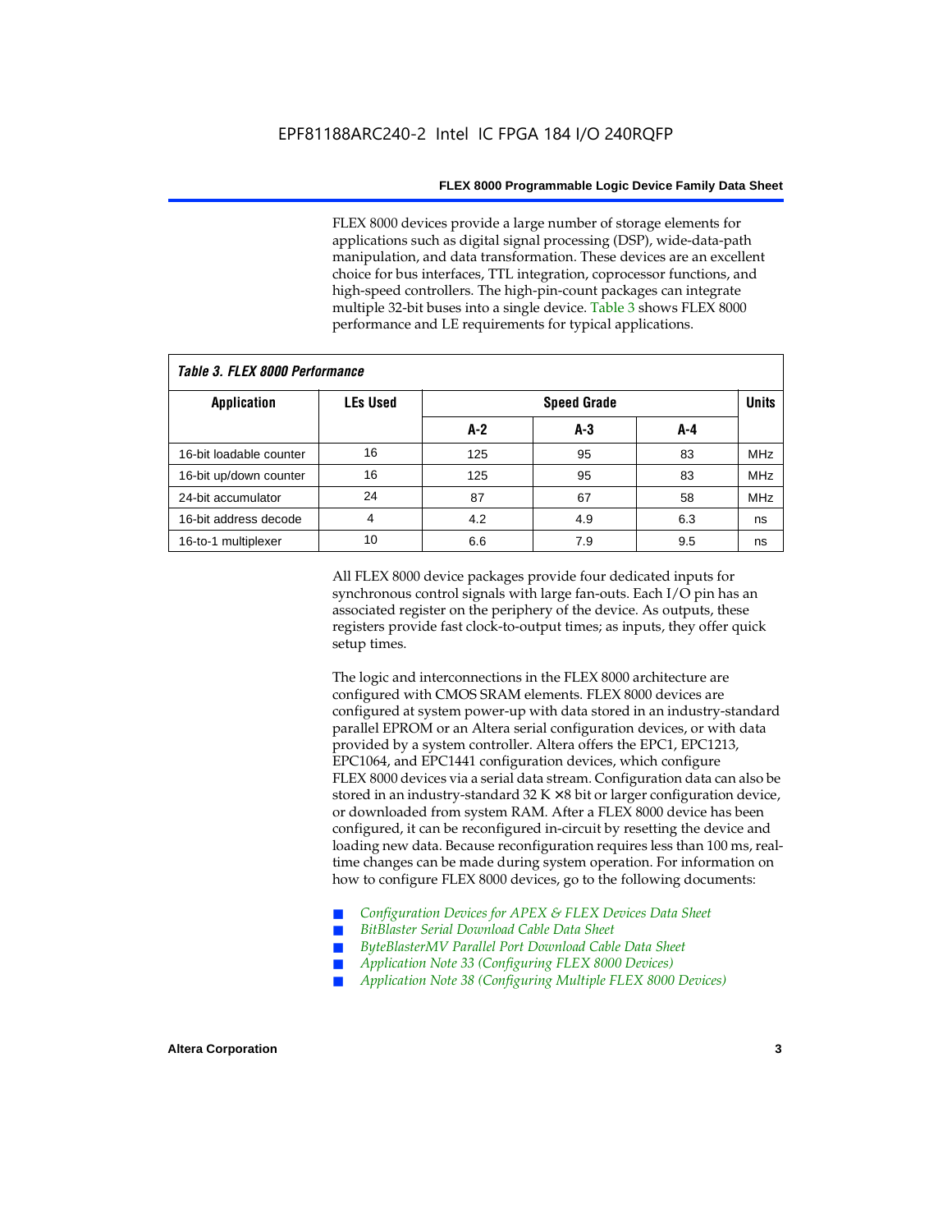FLEX 8000 devices provide a large number of storage elements for applications such as digital signal processing (DSP), wide-data-path manipulation, and data transformation. These devices are an excellent choice for bus interfaces, TTL integration, coprocessor functions, and high-speed controllers. The high-pin-count packages can integrate multiple 32-bit buses into a single device. Table 3 shows FLEX 8000 performance and LE requirements for typical applications.

*Table 3. FLEX 8000 Performance*

| Application | LEs Used | Speed Grade | | | Units |
|---|---|---|---|---|---|
| | | A-2 | A-3 | A-4 | |
| 16-bit loadable counter | 16 | 125 | 95 | 83 | MHz |
| 16-bit up/down counter | 16 | 125 | 95 | 83 | MHz |
| 24-bit accumulator | 24 | 87 | 67 | 58 | MHz |
| 16-bit address decode | 4 | 4.2 | 4.9 | 6.3 | ns |
| 16-to-1 multiplexer | 10 | 6.6 | 7.9 | 9.5 | ns |

All FLEX 8000 device packages provide four dedicated inputs for synchronous control signals with large fan-outs. Each I/O pin has an associated register on the periphery of the device. As outputs, these registers provide fast clock-to-output times; as inputs, they offer quick setup times.

The logic and interconnections in the FLEX 8000 architecture are configured with CMOS SRAM elements. FLEX 8000 devices are configured at system power-up with data stored in an industry-standard parallel EPROM or an Altera serial configuration devices, or with data provided by a system controller. Altera offers the EPC1, EPC1213, EPC1064, and EPC1441 configuration devices, which configure FLEX 8000 devices via a serial data stream. Configuration data can also be stored in an industry-standard 32 K × 8 bit or larger configuration device, or downloaded from system RAM. After a FLEX 8000 device has been configured, it can be reconfigured in-circuit by resetting the device and loading new data. Because reconfiguration requires less than 100 ms, real-time changes can be made during system operation. For information on how to configure FLEX 8000 devices, go to the following documents:

- *Configuration Devices for APEX & FLEX Devices Data Sheet*
- *BitBlaster Serial Download Cable Data Sheet*
- *ByteBlasterMV Parallel Port Download Cable Data Sheet*
- *Application Note 33 (Configuring FLEX 8000 Devices)*
- *Application Note 38 (Configuring Multiple FLEX 8000 Devices)*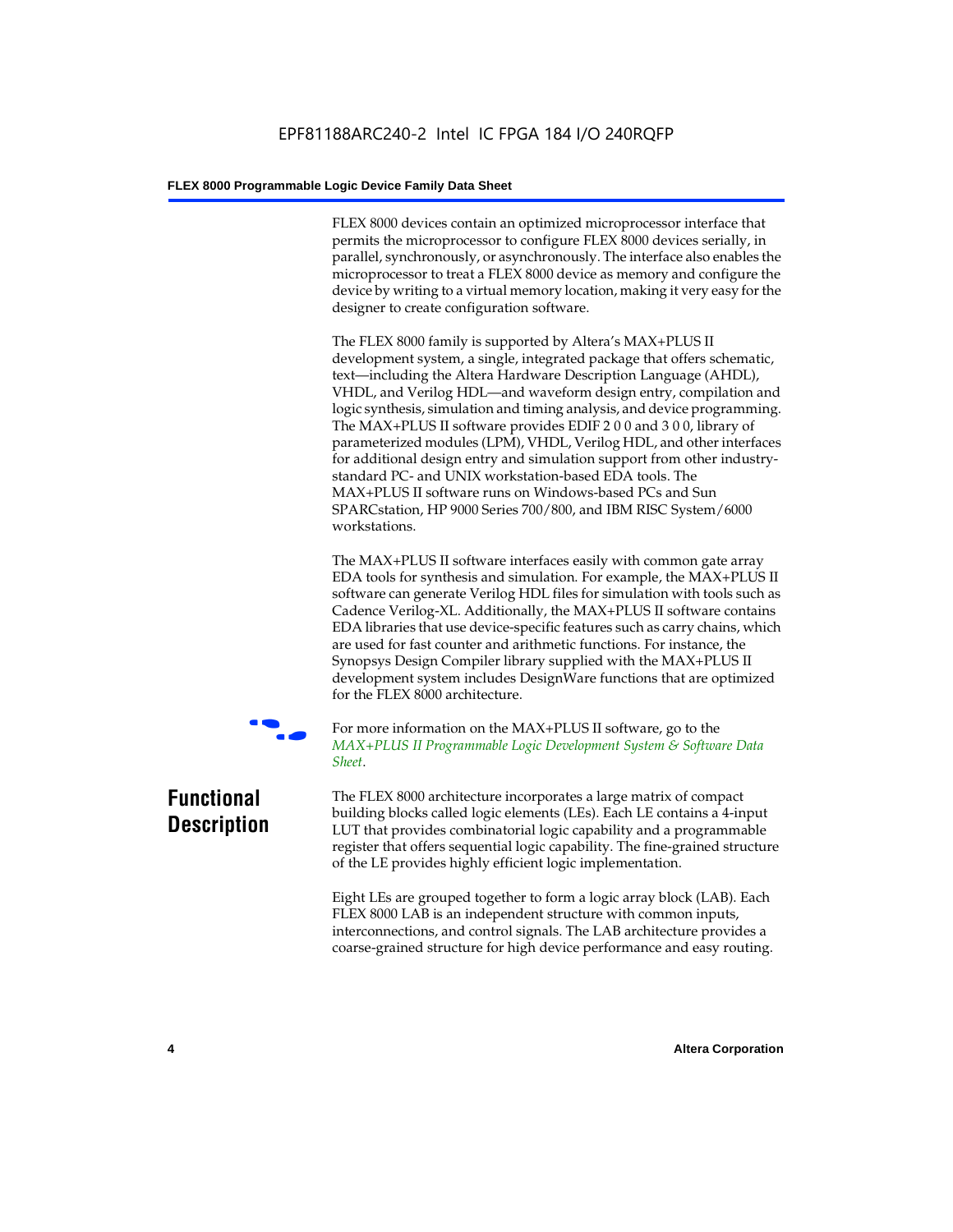FLEX 8000 devices contain an optimized microprocessor interface that permits the microprocessor to configure FLEX 8000 devices serially, in parallel, synchronously, or asynchronously. The interface also enables the microprocessor to treat a FLEX 8000 device as memory and configure the device by writing to a virtual memory location, making it very easy for the designer to create configuration software.

The FLEX 8000 family is supported by Altera's MAX+PLUS II development system, a single, integrated package that offers schematic, text—including the Altera Hardware Description Language (AHDL), VHDL, and Verilog HDL—and waveform design entry, compilation and logic synthesis, simulation and timing analysis, and device programming. The MAX+PLUS II software provides EDIF 2 0 0 and 3 0 0, library of parameterized modules (LPM), VHDL, Verilog HDL, and other interfaces for additional design entry and simulation support from other industry-standard PC- and UNIX workstation-based EDA tools. The MAX+PLUS II software runs on Windows-based PCs and Sun SPARCstation, HP 9000 Series 700/800, and IBM RISC System/6000 workstations.

The MAX+PLUS II software interfaces easily with common gate array EDA tools for synthesis and simulation. For example, the MAX+PLUS II software can generate Verilog HDL files for simulation with tools such as Cadence Verilog-XL. Additionally, the MAX+PLUS II software contains EDA libraries that use device-specific features such as carry chains, which are used for fast counter and arithmetic functions. For instance, the Synopsys Design Compiler library supplied with the MAX+PLUS II development system includes DesignWare functions that are optimized for the FLEX 8000 architecture.

For more information on the MAX+PLUS II software, go to the *MAX+PLUS II Programmable Logic Development System & Software Data Sheet*.

## Functional Description

The FLEX 8000 architecture incorporates a large matrix of compact building blocks called logic elements (LEs). Each LE contains a 4-input LUT that provides combinatorial logic capability and a programmable register that offers sequential logic capability. The fine-grained structure of the LE provides highly efficient logic implementation.

Eight LEs are grouped together to form a logic array block (LAB). Each FLEX 8000 LAB is an independent structure with common inputs, interconnections, and control signals. The LAB architecture provides a coarse-grained structure for high device performance and easy routing.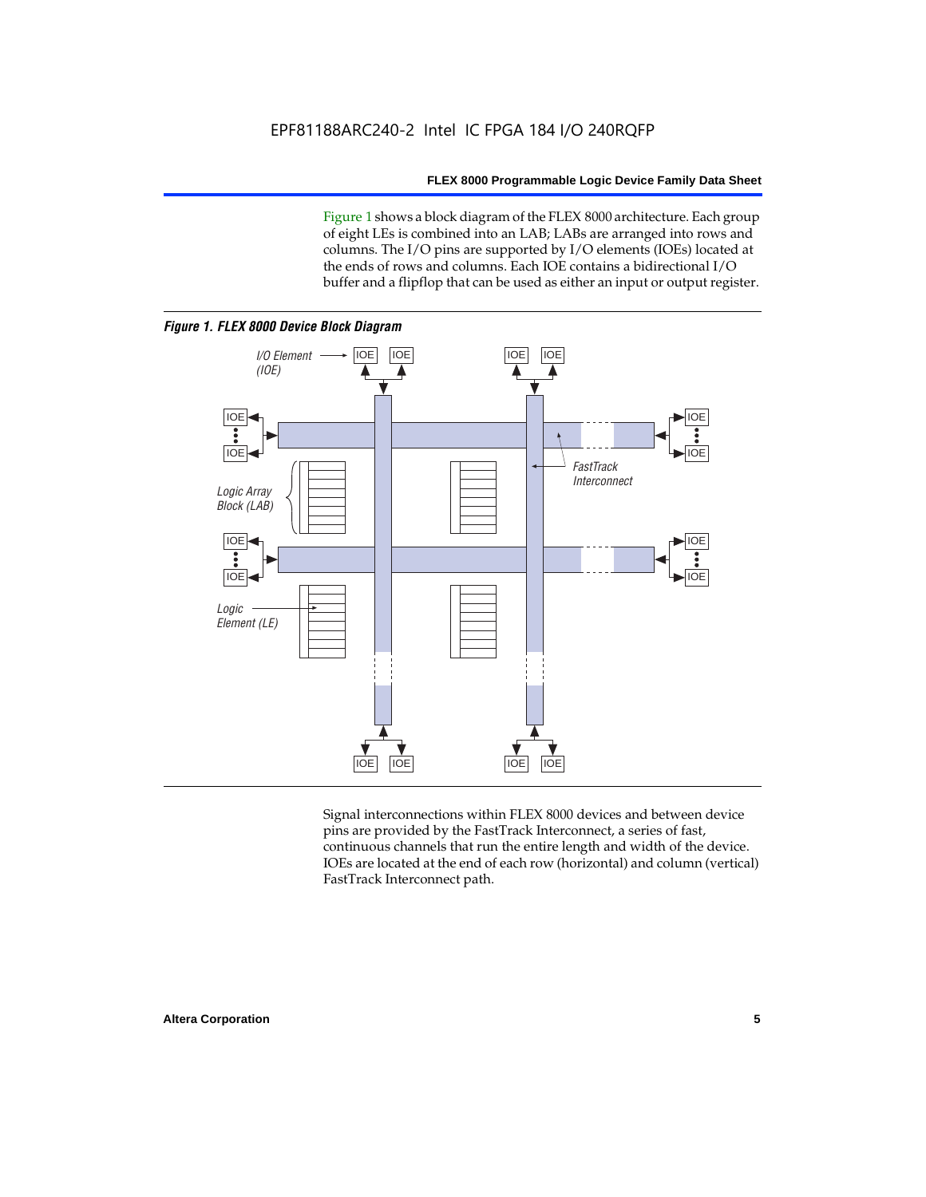Figure 1 shows a block diagram of the FLEX 8000 architecture. Each group of eight LEs is combined into an LAB; LABs are arranged into rows and columns. The I/O pins are supported by I/O elements (IOEs) located at the ends of rows and columns. Each IOE contains a bidirectional I/O buffer and a flipflop that can be used as either an input or output register.

***Figure 1. FLEX 8000 Device Block Diagram***

I/O Element (IOE)
IOE
Logic Array Block (LAB)
FastTrack Interconnect
Logic Element (LE)

Signal interconnections within FLEX 8000 devices and between device pins are provided by the FastTrack Interconnect, a series of fast, continuous channels that run the entire length and width of the device. IOEs are located at the end of each row (horizontal) and column (vertical) FastTrack Interconnect path.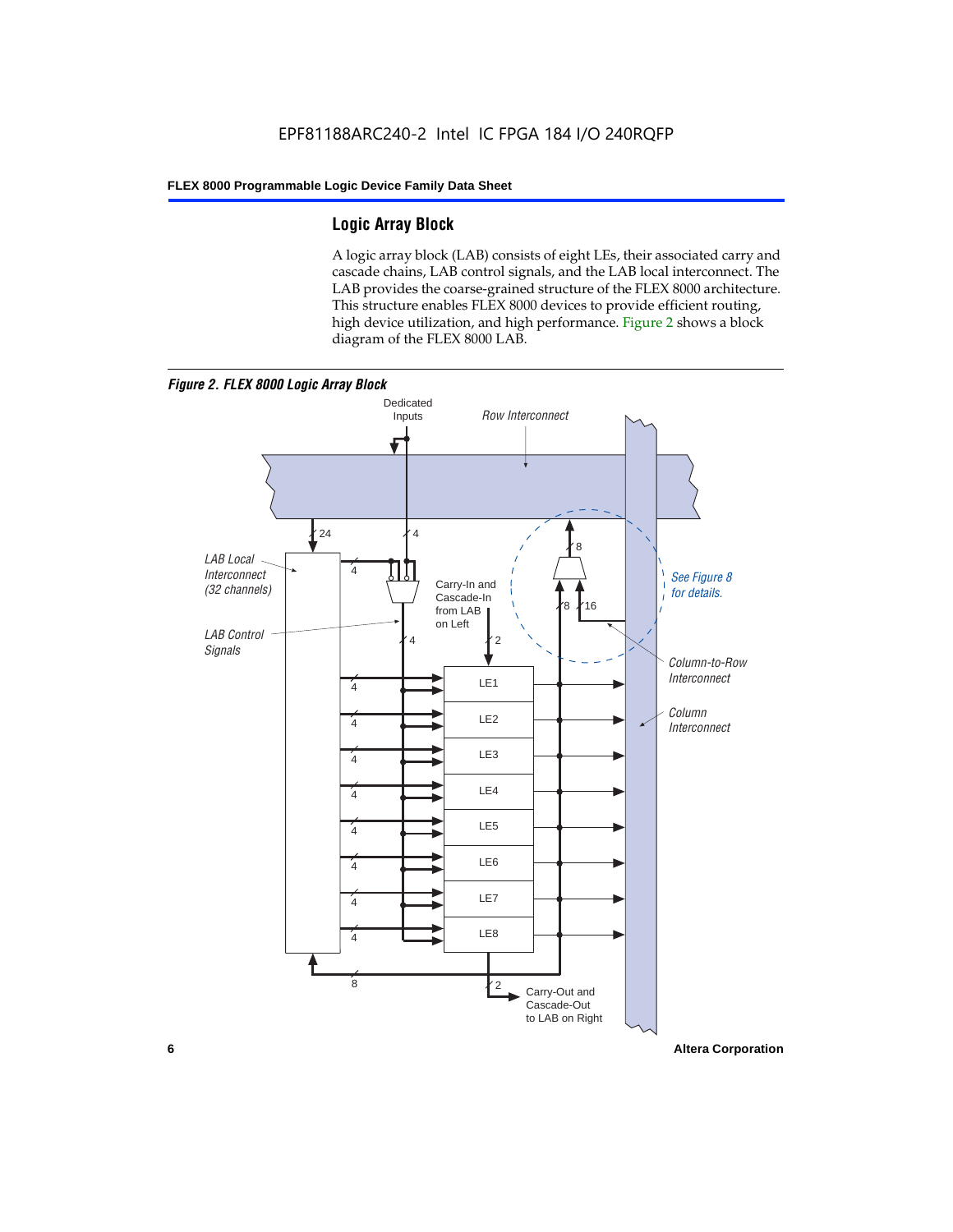## Logic Array Block

A logic array block (LAB) consists of eight LEs, their associated carry and cascade chains, LAB control signals, and the LAB local interconnect. The LAB provides the coarse-grained structure of the FLEX 8000 architecture. This structure enables FLEX 8000 devices to provide efficient routing, high device utilization, and high performance. Figure 2 shows a block diagram of the FLEX 8000 LAB.

*Figure 2. FLEX 8000 Logic Array Block*

Dedicated Inputs

Row Interconnect

24

4

8

LAB Local Interconnect (32 channels)

4

Carry-In and Cascade-In from LAB on Left

8

16

See Figure 8 for details.

LAB Control Signals

4

2

Column-to-Row Interconnect

Column Interconnect

LE1

LE2

LE3

LE4

LE5

LE6

LE7

LE8

8

2

Carry-Out and Cascade-Out to LAB on Right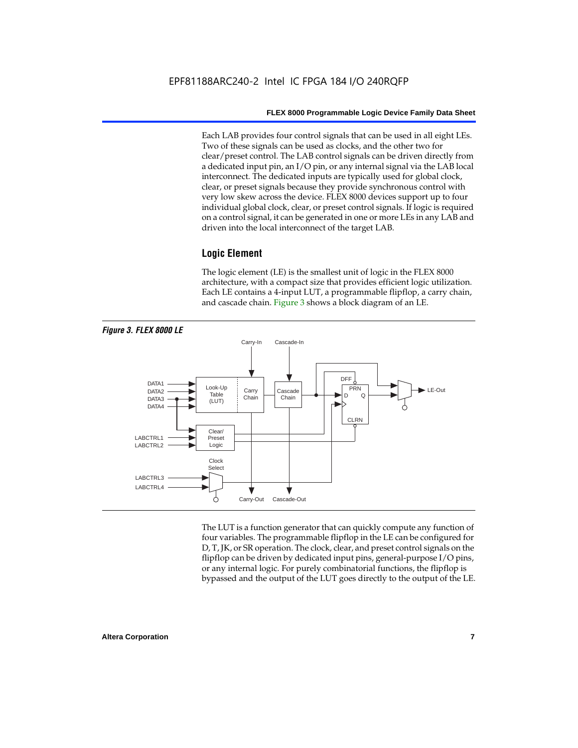Each LAB provides four control signals that can be used in all eight LEs. Two of these signals can be used as clocks, and the other two for clear/preset control. The LAB control signals can be driven directly from a dedicated input pin, an I/O pin, or any internal signal via the LAB local interconnect. The dedicated inputs are typically used for global clock, clear, or preset signals because they provide synchronous control with very low skew across the device. FLEX 8000 devices support up to four individual global clock, clear, or preset control signals. If logic is required on a control signal, it can be generated in one or more LEs in any LAB and driven into the local interconnect of the target LAB.

## Logic Element

The logic element (LE) is the smallest unit of logic in the FLEX 8000 architecture, with a compact size that provides efficient logic utilization. Each LE contains a 4-input LUT, a programmable flipflop, a carry chain, and cascade chain. Figure 3 shows a block diagram of an LE.

*Figure 3. FLEX 8000 LE*

Carry-In
Cascade-In
DATA1
DATA2
DATA3
DATA4
Look-Up Table (LUT)
Carry Chain
Cascade Chain
DFF
PRN
D
Q
CLRN
LE-Out
LABCTRL1
LABCTRL2
Clear/ Preset Logic
Clock Select
LABCTRL3
LABCTRL4
Carry-Out
Cascade-Out

The LUT is a function generator that can quickly compute any function of four variables. The programmable flipflop in the LE can be configured for D, T, JK, or SR operation. The clock, clear, and preset control signals on the flipflop can be driven by dedicated input pins, general-purpose I/O pins, or any internal logic. For purely combinatorial functions, the flipflop is bypassed and the output of the LUT goes directly to the output of the LE.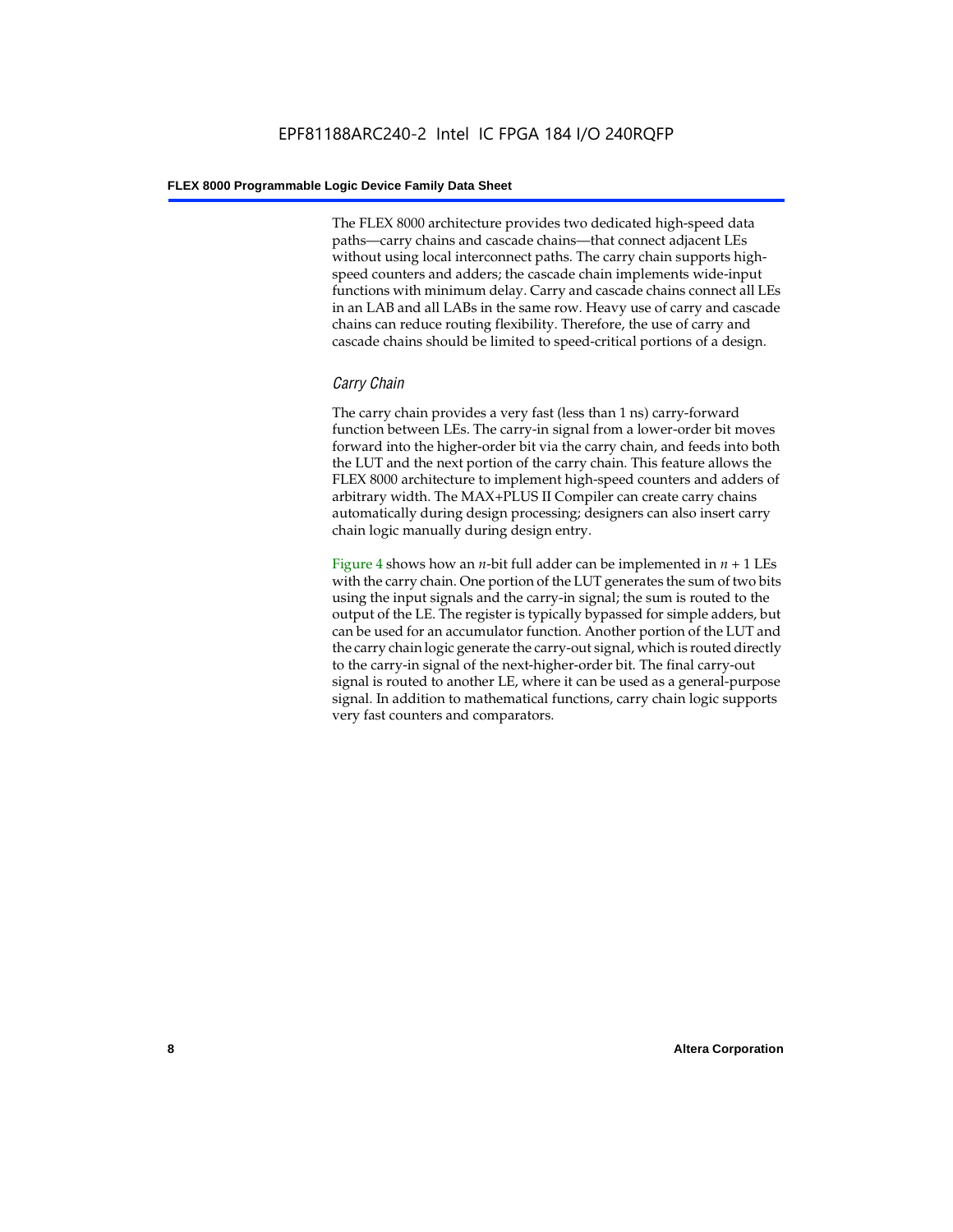The FLEX 8000 architecture provides two dedicated high-speed data paths—carry chains and cascade chains—that connect adjacent LEs without using local interconnect paths. The carry chain supports high-speed counters and adders; the cascade chain implements wide-input functions with minimum delay. Carry and cascade chains connect all LEs in an LAB and all LABs in the same row. Heavy use of carry and cascade chains can reduce routing flexibility. Therefore, the use of carry and cascade chains should be limited to speed-critical portions of a design.

### *Carry Chain*

The carry chain provides a very fast (less than 1 ns) carry-forward function between LEs. The carry-in signal from a lower-order bit moves forward into the higher-order bit via the carry chain, and feeds into both the LUT and the next portion of the carry chain. This feature allows the FLEX 8000 architecture to implement high-speed counters and adders of arbitrary width. The MAX+PLUS II Compiler can create carry chains automatically during design processing; designers can also insert carry chain logic manually during design entry.

Figure 4 shows how an $n$-bit full adder can be implemented in $n + 1$ LEs with the carry chain. One portion of the LUT generates the sum of two bits using the input signals and the carry-in signal; the sum is routed to the output of the LE. The register is typically bypassed for simple adders, but can be used for an accumulator function. Another portion of the LUT and the carry chain logic generate the carry-out signal, which is routed directly to the carry-in signal of the next-higher-order bit. The final carry-out signal is routed to another LE, where it can be used as a general-purpose signal. In addition to mathematical functions, carry chain logic supports very fast counters and comparators.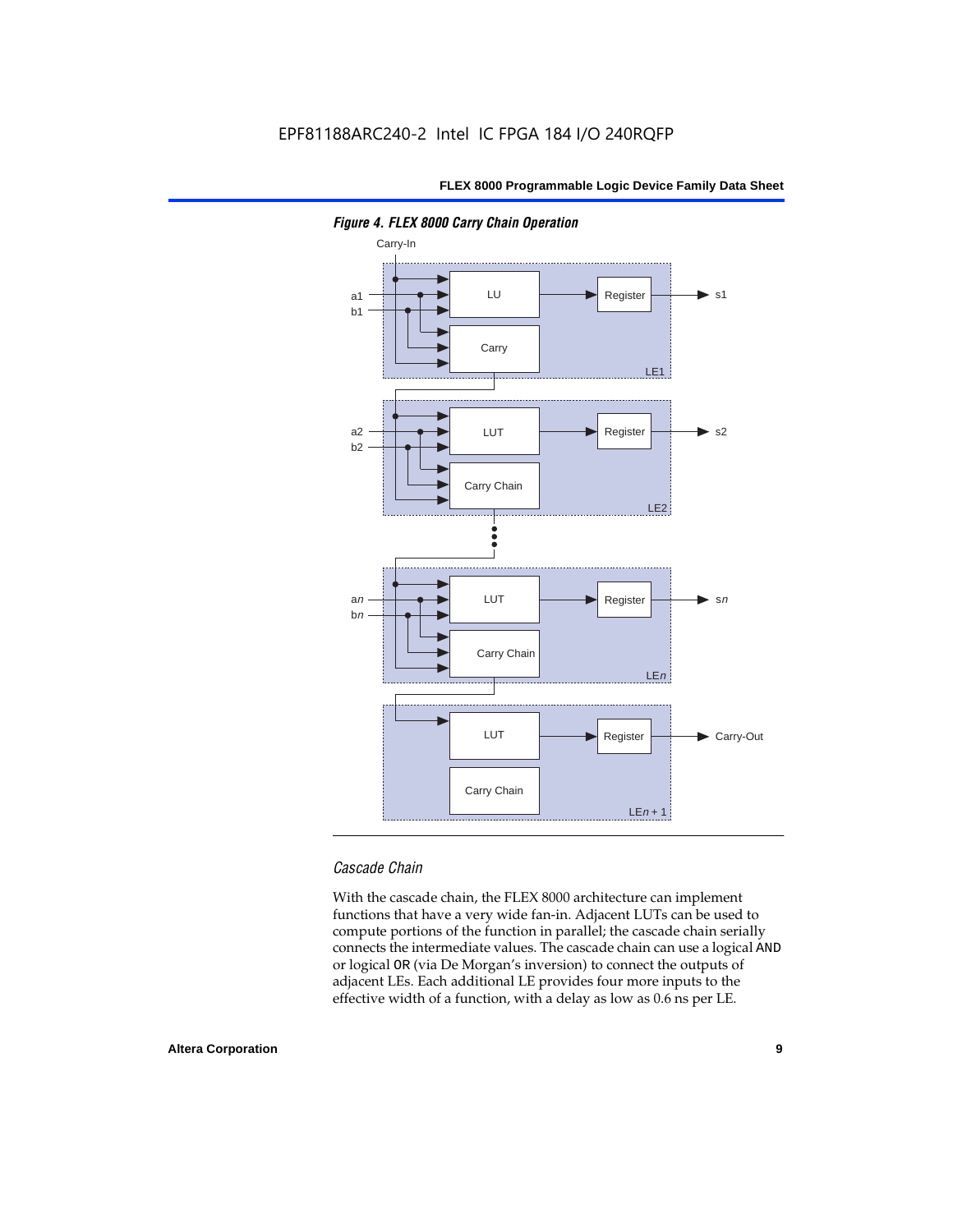EPF81188ARC240-2 Intel IC FPGA 184 I/O 240RQFP

*Figure 4. FLEX 8000 Carry Chain Operation*

### *Cascade Chain*

With the cascade chain, the FLEX 8000 architecture can implement functions that have a very wide fan-in. Adjacent LUTs can be used to compute portions of the function in parallel; the cascade chain serially connects the intermediate values. The cascade chain can use a logical AND or logical OR (via De Morgan's inversion) to connect the outputs of adjacent LEs. Each additional LE provides four more inputs to the effective width of a function, with a delay as low as 0.6 ns per LE.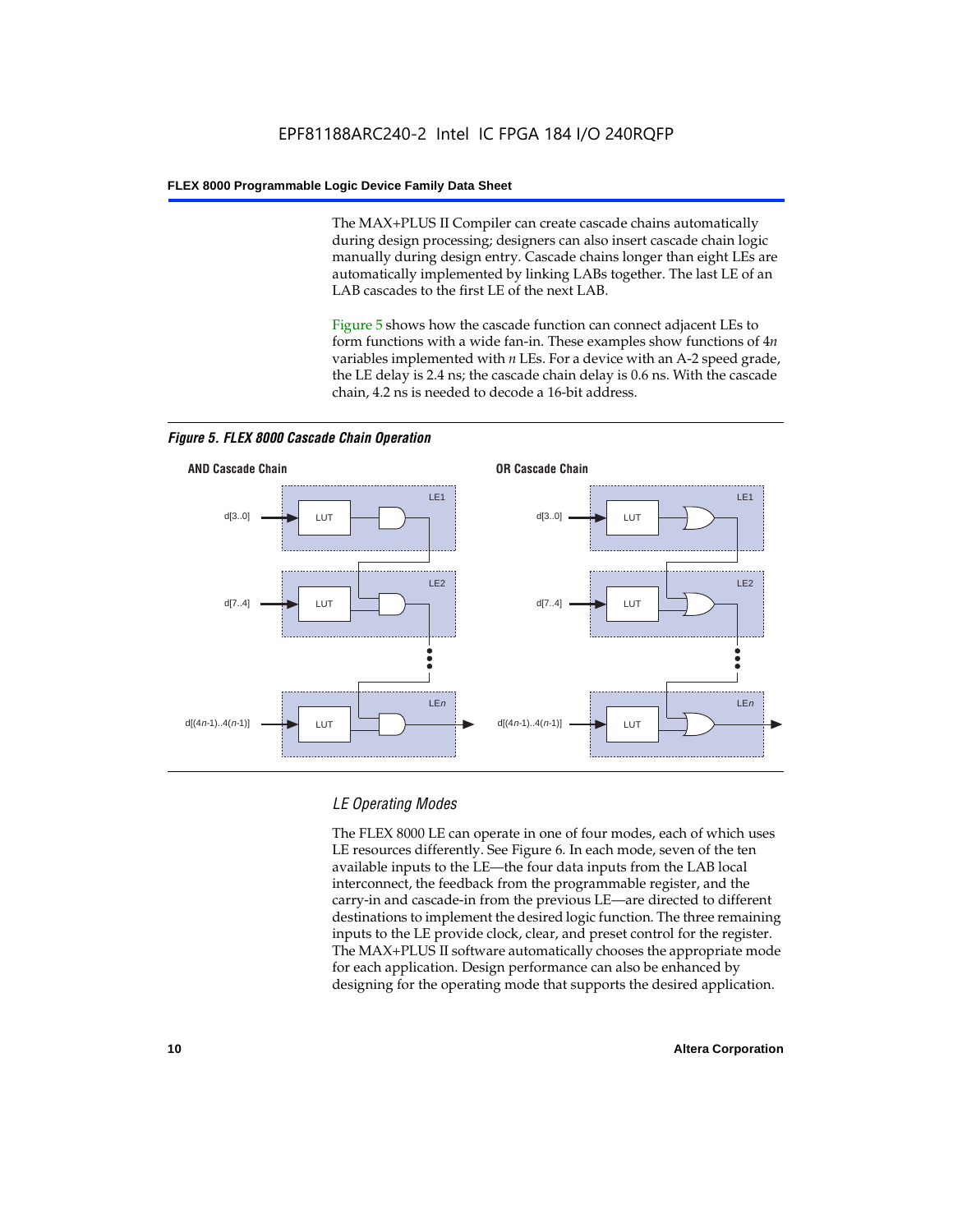The MAX+PLUS II Compiler can create cascade chains automatically during design processing; designers can also insert cascade chain logic manually during design entry. Cascade chains longer than eight LEs are automatically implemented by linking LABs together. The last LE of an LAB cascades to the first LE of the next LAB.

Figure 5 shows how the cascade function can connect adjacent LEs to form functions with a wide fan-in. These examples show functions of 4*n* variables implemented with *n* LEs. For a device with an A-2 speed grade, the LE delay is 2.4 ns; the cascade chain delay is 0.6 ns. With the cascade chain, 4.2 ns is needed to decode a 16-bit address.

*Figure 5. FLEX 8000 Cascade Chain Operation*

AND Cascade Chain

OR Cascade Chain

LE1

LE2

LE*n*

LUT

d[3..0]

d[7..4]

d[(4*n*-1)..4(*n*-1)]

### LE Operating Modes

The FLEX 8000 LE can operate in one of four modes, each of which uses LE resources differently. See Figure 6. In each mode, seven of the ten available inputs to the LE—the four data inputs from the LAB local interconnect, the feedback from the programmable register, and the carry-in and cascade-in from the previous LE—are directed to different destinations to implement the desired logic function. The three remaining inputs to the LE provide clock, clear, and preset control for the register. The MAX+PLUS II software automatically chooses the appropriate mode for each application. Design performance can also be enhanced by designing for the operating mode that supports the desired application.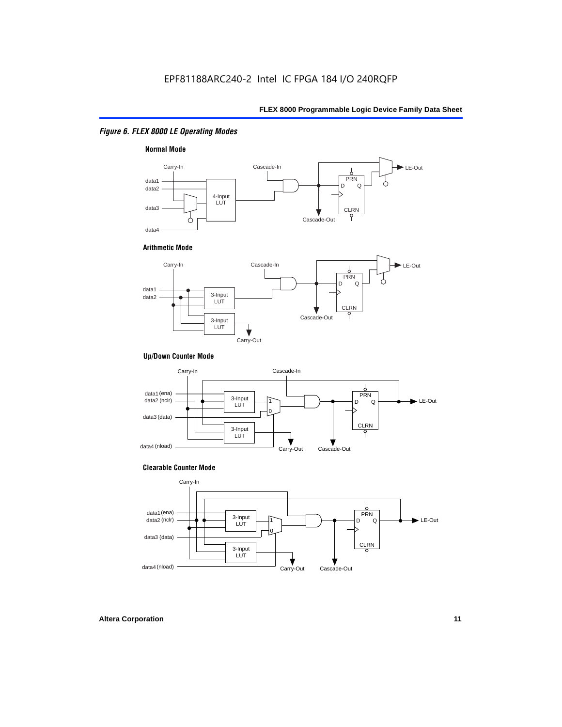*Figure 6. FLEX 8000 LE Operating Modes*

**Normal Mode**

Carry-In
Cascade-In
LE-Out
data1
data2
data3
data4
4-Input LUT
PRN
D Q
CLRN
Cascade-Out

**Arithmetic Mode**

Carry-In
Cascade-In
LE-Out
data1
data2
3-Input LUT
3-Input LUT
PRN
D Q
CLRN
Cascade-Out
Carry-Out

**Up/Down Counter Mode**

Carry-In
Cascade-In
data1 (ena)
data2 (nclr)
data3 (data)
data4 (nload)
3-Input LUT
3-Input LUT
1
0
PRN
D Q
CLRN
LE-Out
Carry-Out
Cascade-Out

**Clearable Counter Mode**

Carry-In
data1 (ena)
data2 (nclr)
data3 (data)
data4 (nload)
3-Input LUT
3-Input LUT
1
0
PRN
D Q
CLRN
LE-Out
Carry-Out
Cascade-Out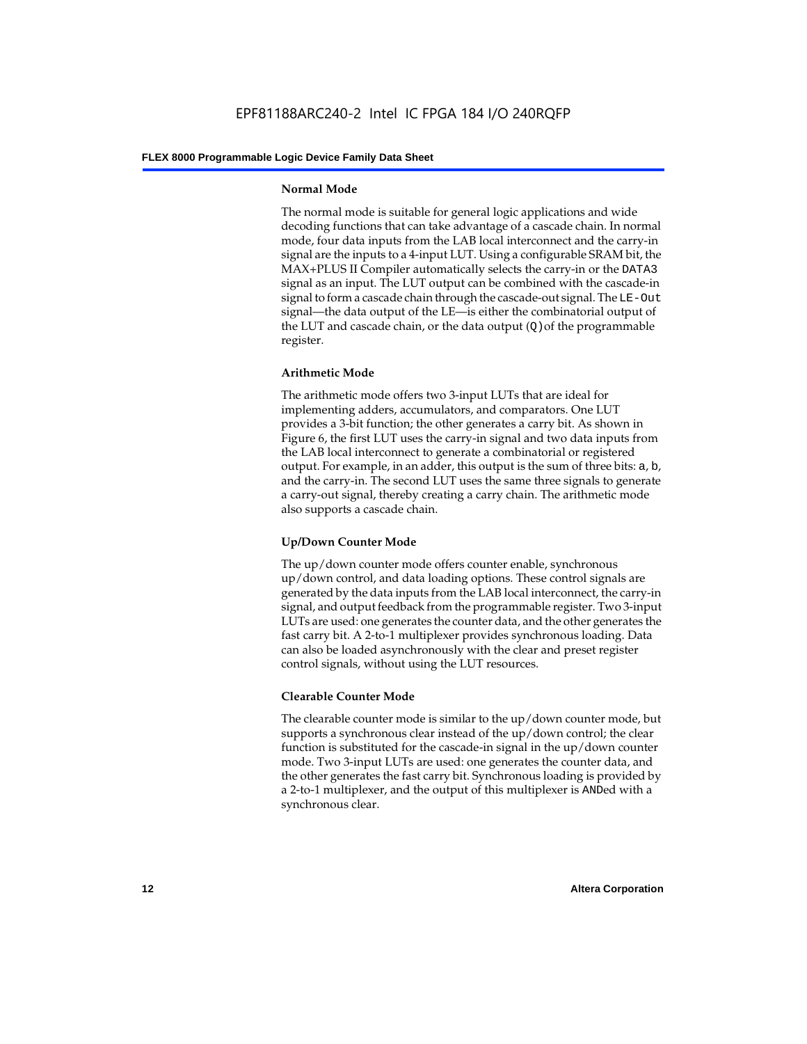### Normal Mode

The normal mode is suitable for general logic applications and wide decoding functions that can take advantage of a cascade chain. In normal mode, four data inputs from the LAB local interconnect and the carry-in signal are the inputs to a 4-input LUT. Using a configurable SRAM bit, the MAX+PLUS II Compiler automatically selects the carry-in or the DATA3 signal as an input. The LUT output can be combined with the cascade-in signal to form a cascade chain through the cascade-out signal. The LE-Out signal—the data output of the LE—is either the combinatorial output of the LUT and cascade chain, or the data output (Q) of the programmable register.

### Arithmetic Mode

The arithmetic mode offers two 3-input LUTs that are ideal for implementing adders, accumulators, and comparators. One LUT provides a 3-bit function; the other generates a carry bit. As shown in Figure 6, the first LUT uses the carry-in signal and two data inputs from the LAB local interconnect to generate a combinatorial or registered output. For example, in an adder, this output is the sum of three bits: a, b, and the carry-in. The second LUT uses the same three signals to generate a carry-out signal, thereby creating a carry chain. The arithmetic mode also supports a cascade chain.

### Up/Down Counter Mode

The up/down counter mode offers counter enable, synchronous up/down control, and data loading options. These control signals are generated by the data inputs from the LAB local interconnect, the carry-in signal, and output feedback from the programmable register. Two 3-input LUTs are used: one generates the counter data, and the other generates the fast carry bit. A 2-to-1 multiplexer provides synchronous loading. Data can also be loaded asynchronously with the clear and preset register control signals, without using the LUT resources.

### Clearable Counter Mode

The clearable counter mode is similar to the up/down counter mode, but supports a synchronous clear instead of the up/down control; the clear function is substituted for the cascade-in signal in the up/down counter mode. Two 3-input LUTs are used: one generates the counter data, and the other generates the fast carry bit. Synchronous loading is provided by a 2-to-1 multiplexer, and the output of this multiplexer is ANDed with a synchronous clear.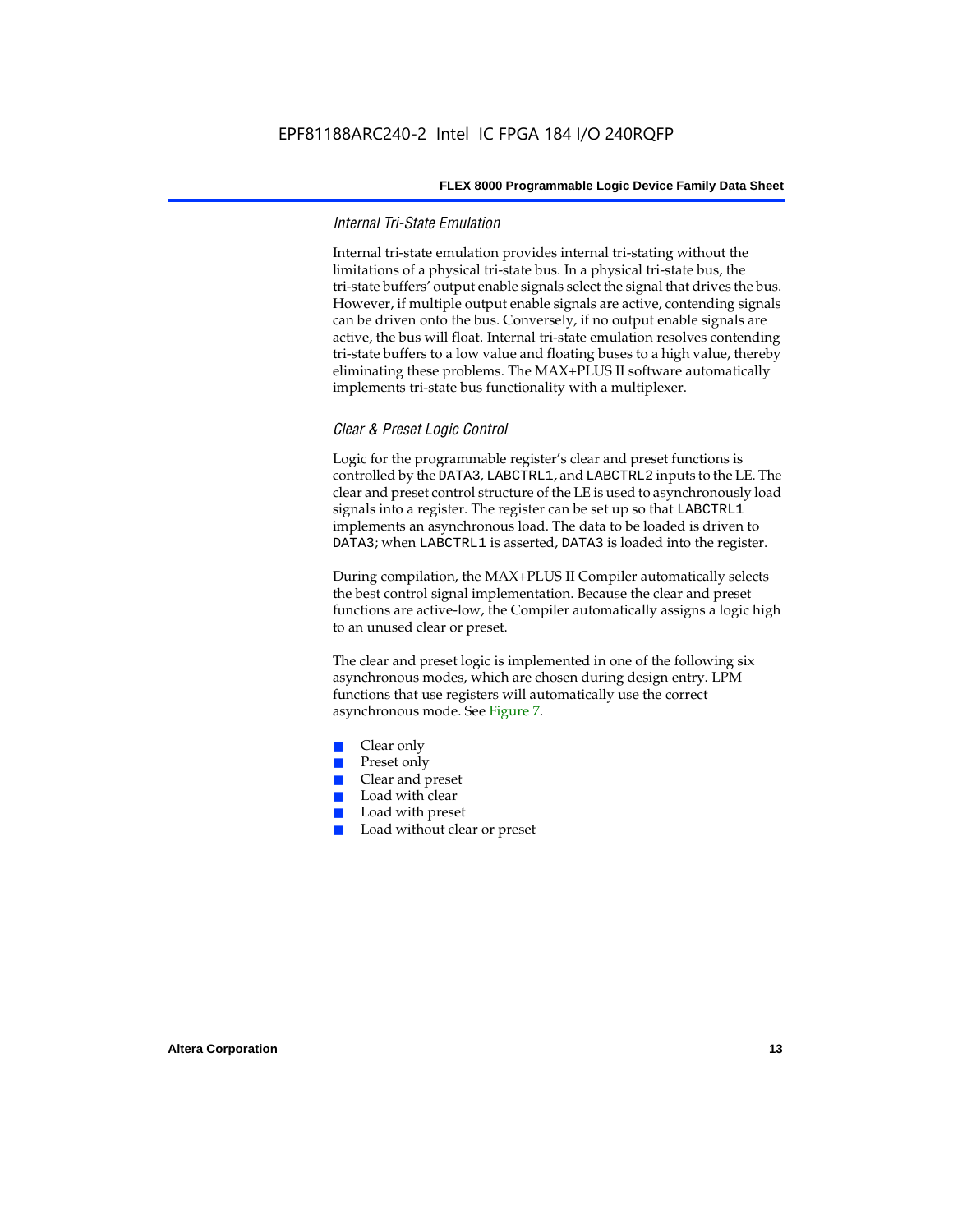### *Internal Tri-State Emulation*

Internal tri-state emulation provides internal tri-stating without the limitations of a physical tri-state bus. In a physical tri-state bus, the tri-state buffers' output enable signals select the signal that drives the bus. However, if multiple output enable signals are active, contending signals can be driven onto the bus. Conversely, if no output enable signals are active, the bus will float. Internal tri-state emulation resolves contending tri-state buffers to a low value and floating buses to a high value, thereby eliminating these problems. The MAX+PLUS II software automatically implements tri-state bus functionality with a multiplexer.

### *Clear & Preset Logic Control*

Logic for the programmable register's clear and preset functions is controlled by the `DATA3`, `LABCTRL1`, and `LABCTRL2` inputs to the LE. The clear and preset control structure of the LE is used to asynchronously load signals into a register. The register can be set up so that `LABCTRL1` implements an asynchronous load. The data to be loaded is driven to `DATA3`; when `LABCTRL1` is asserted, `DATA3` is loaded into the register.

During compilation, the MAX+PLUS II Compiler automatically selects the best control signal implementation. Because the clear and preset functions are active-low, the Compiler automatically assigns a logic high to an unused clear or preset.

The clear and preset logic is implemented in one of the following six asynchronous modes, which are chosen during design entry. LPM functions that use registers will automatically use the correct asynchronous mode. See Figure 7.

- Clear only
- Preset only
- Clear and preset
- Load with clear
- Load with preset
- Load without clear or preset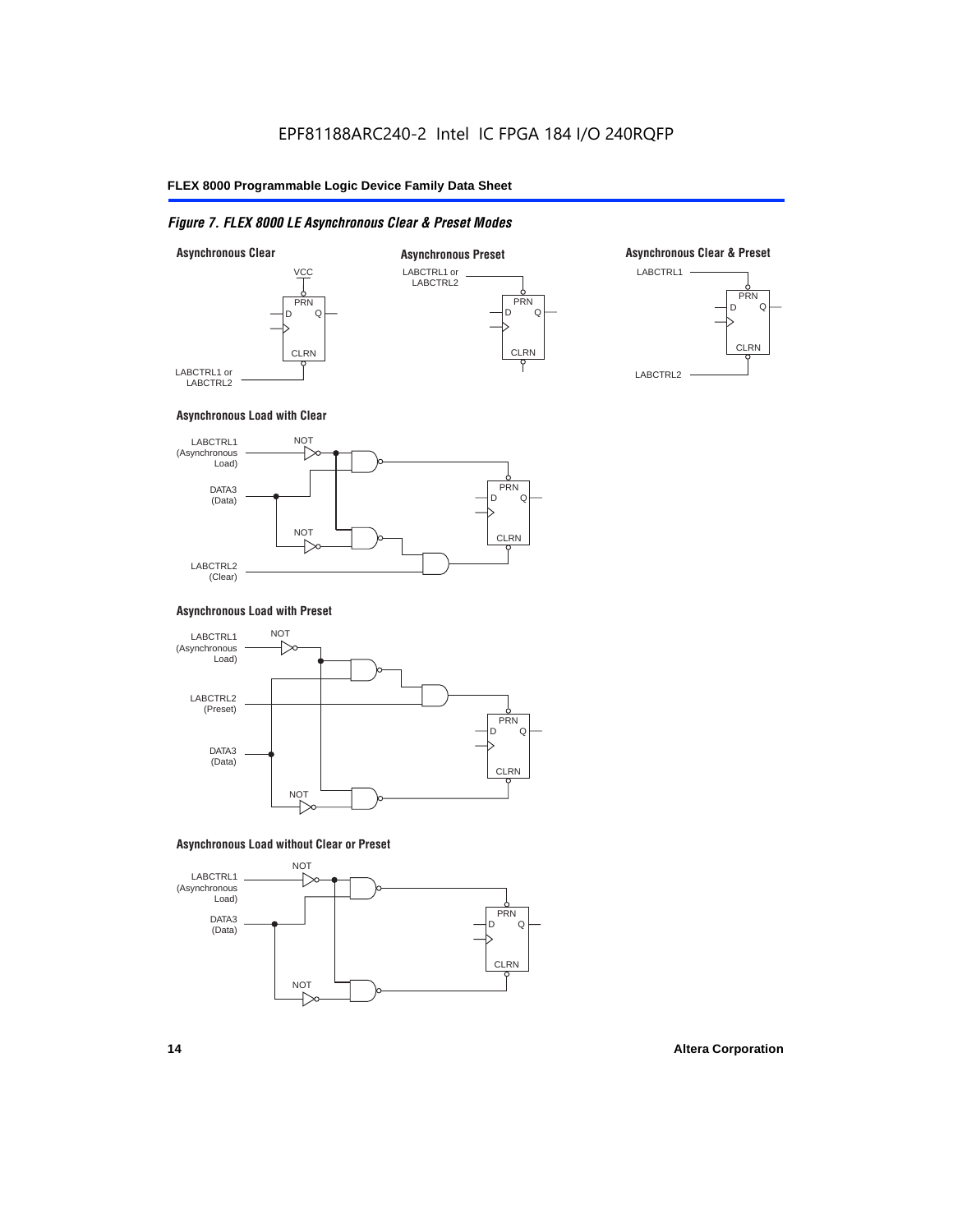EPF81188ARC240-2 Intel IC FPGA 184 I/O 240RQFP

*Figure 7. FLEX 8000 LE Asynchronous Clear & Preset Modes*

**Asynchronous Clear**

VCC
PRN
D
Q
CLRN
LABCTRL1 or
LABCTRL2

**Asynchronous Preset**

LABCTRL1 or
LABCTRL2
PRN
D
Q
CLRN

**Asynchronous Clear & Preset**

LABCTRL1
PRN
D
Q
CLRN
LABCTRL2

**Asynchronous Load with Clear**

LABCTRL1
(Asynchronous
Load)
NOT
DATA3
(Data)
NOT
LABCTRL2
(Clear)
PRN
D
Q
CLRN

**Asynchronous Load with Preset**

LABCTRL1
(Asynchronous
Load)
NOT
LABCTRL2
(Preset)
DATA3
(Data)
NOT
PRN
D
Q
CLRN

**Asynchronous Load without Clear or Preset**

LABCTRL1
(Asynchronous
Load)
NOT
DATA3
(Data)
NOT
PRN
D
Q
CLRN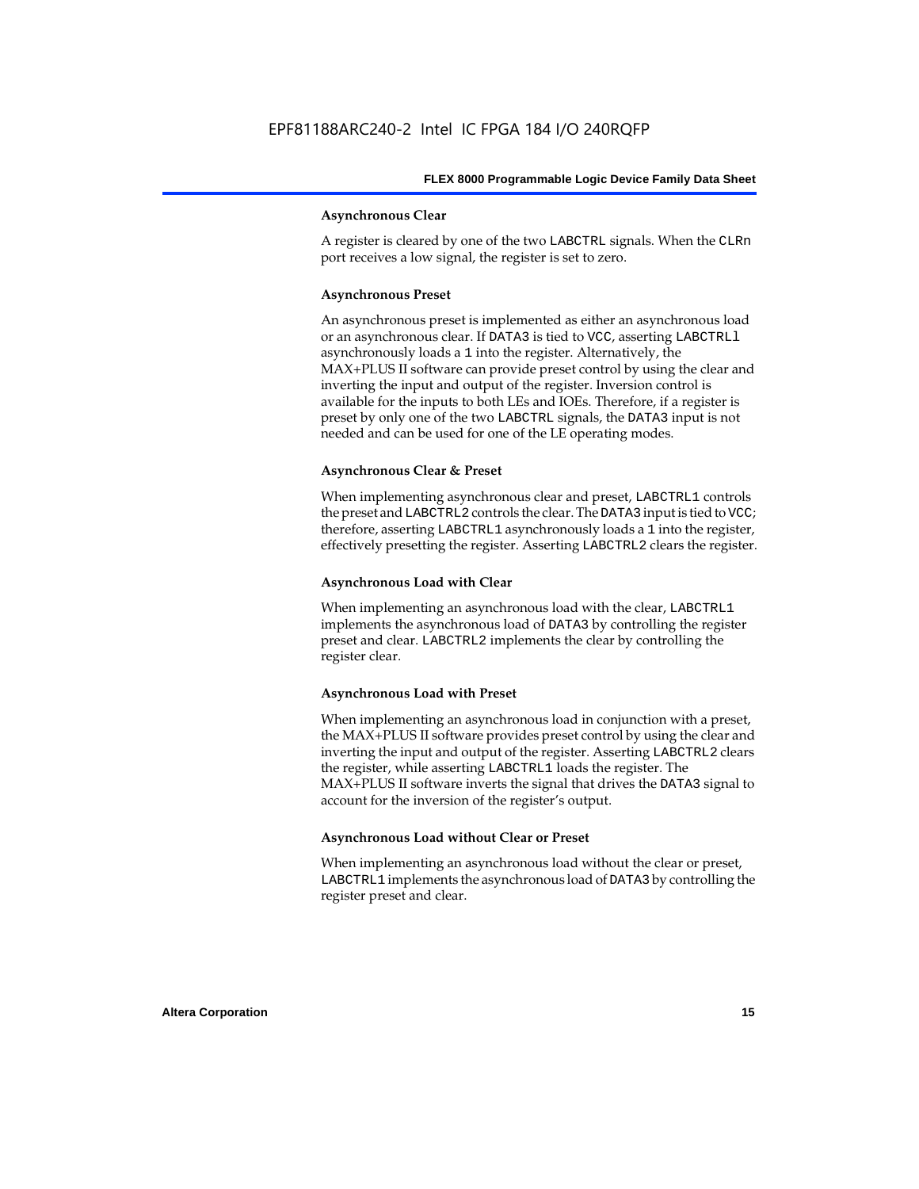#### Asynchronous Clear

A register is cleared by one of the two LABCTRL signals. When the CLRn port receives a low signal, the register is set to zero.

#### Asynchronous Preset

An asynchronous preset is implemented as either an asynchronous load or an asynchronous clear. If DATA3 is tied to VCC, asserting LABCTRLl asynchronously loads a 1 into the register. Alternatively, the MAX+PLUS II software can provide preset control by using the clear and inverting the input and output of the register. Inversion control is available for the inputs to both LEs and IOEs. Therefore, if a register is preset by only one of the two LABCTRL signals, the DATA3 input is not needed and can be used for one of the LE operating modes.

#### Asynchronous Clear & Preset

When implementing asynchronous clear and preset, LABCTRL1 controls the preset and LABCTRL2 controls the clear. The DATA3 input is tied to VCC; therefore, asserting LABCTRL1 asynchronously loads a 1 into the register, effectively presetting the register. Asserting LABCTRL2 clears the register.

#### Asynchronous Load with Clear

When implementing an asynchronous load with the clear, LABCTRL1 implements the asynchronous load of DATA3 by controlling the register preset and clear. LABCTRL2 implements the clear by controlling the register clear.

#### Asynchronous Load with Preset

When implementing an asynchronous load in conjunction with a preset, the MAX+PLUS II software provides preset control by using the clear and inverting the input and output of the register. Asserting LABCTRL2 clears the register, while asserting LABCTRL1 loads the register. The MAX+PLUS II software inverts the signal that drives the DATA3 signal to account for the inversion of the register's output.

#### Asynchronous Load without Clear or Preset

When implementing an asynchronous load without the clear or preset, LABCTRL1 implements the asynchronous load of DATA3 by controlling the register preset and clear.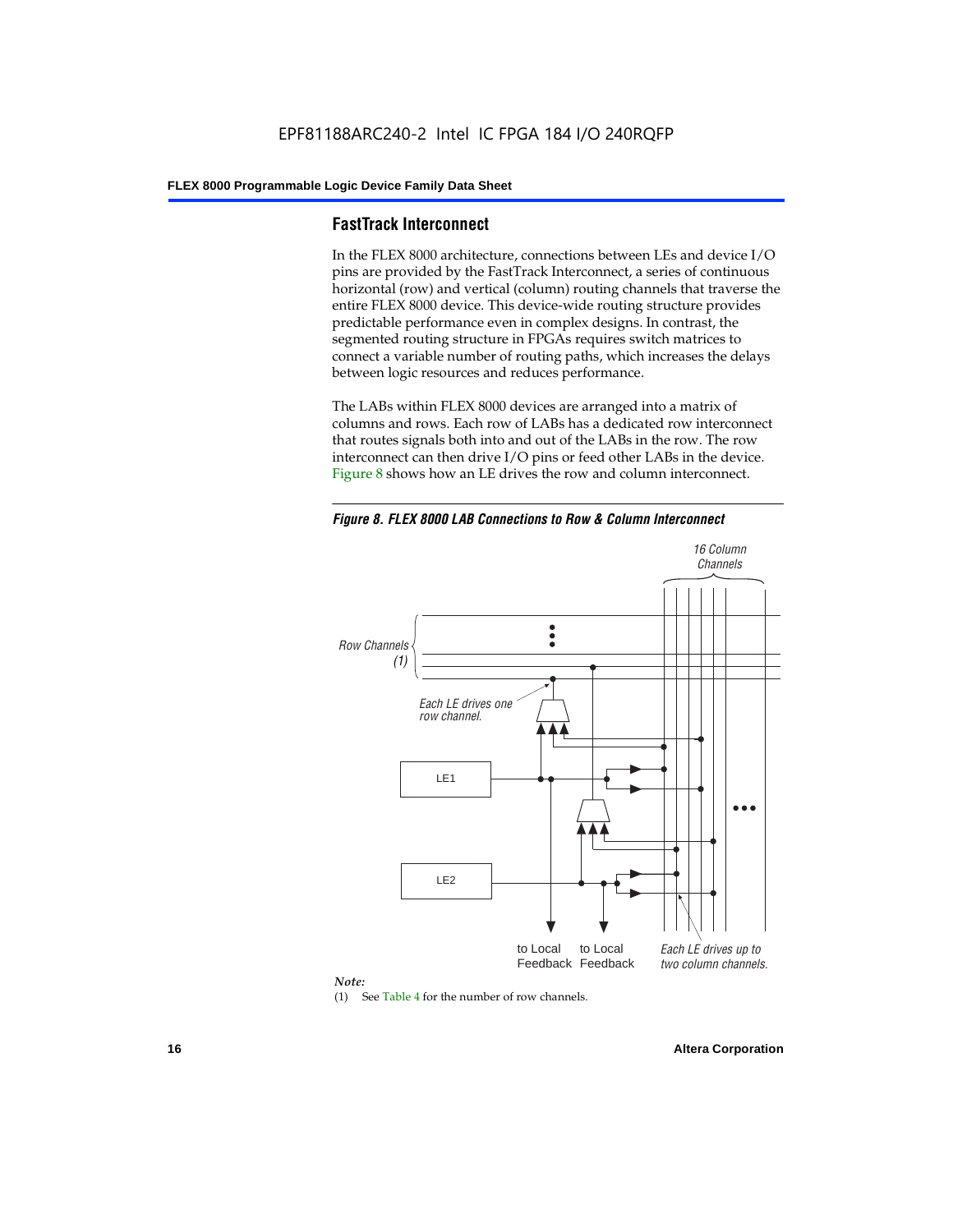## FastTrack Interconnect

In the FLEX 8000 architecture, connections between LEs and device I/O pins are provided by the FastTrack Interconnect, a series of continuous horizontal (row) and vertical (column) routing channels that traverse the entire FLEX 8000 device. This device-wide routing structure provides predictable performance even in complex designs. In contrast, the segmented routing structure in FPGAs requires switch matrices to connect a variable number of routing paths, which increases the delays between logic resources and reduces performance.

The LABs within FLEX 8000 devices are arranged into a matrix of columns and rows. Each row of LABs has a dedicated row interconnect that routes signals both into and out of the LABs in the row. The row interconnect can then drive I/O pins or feed other LABs in the device. Figure 8 shows how an LE drives the row and column interconnect.

*Figure 8. FLEX 8000 LAB Connections to Row & Column Interconnect*

16 Column Channels

Row Channels (1)

Each LE drives one row channel.

LE1

LE2

to Local Feedback

to Local Feedback

Each LE drives up to two column channels.

*Note:*

(1) See Table 4 for the number of row channels.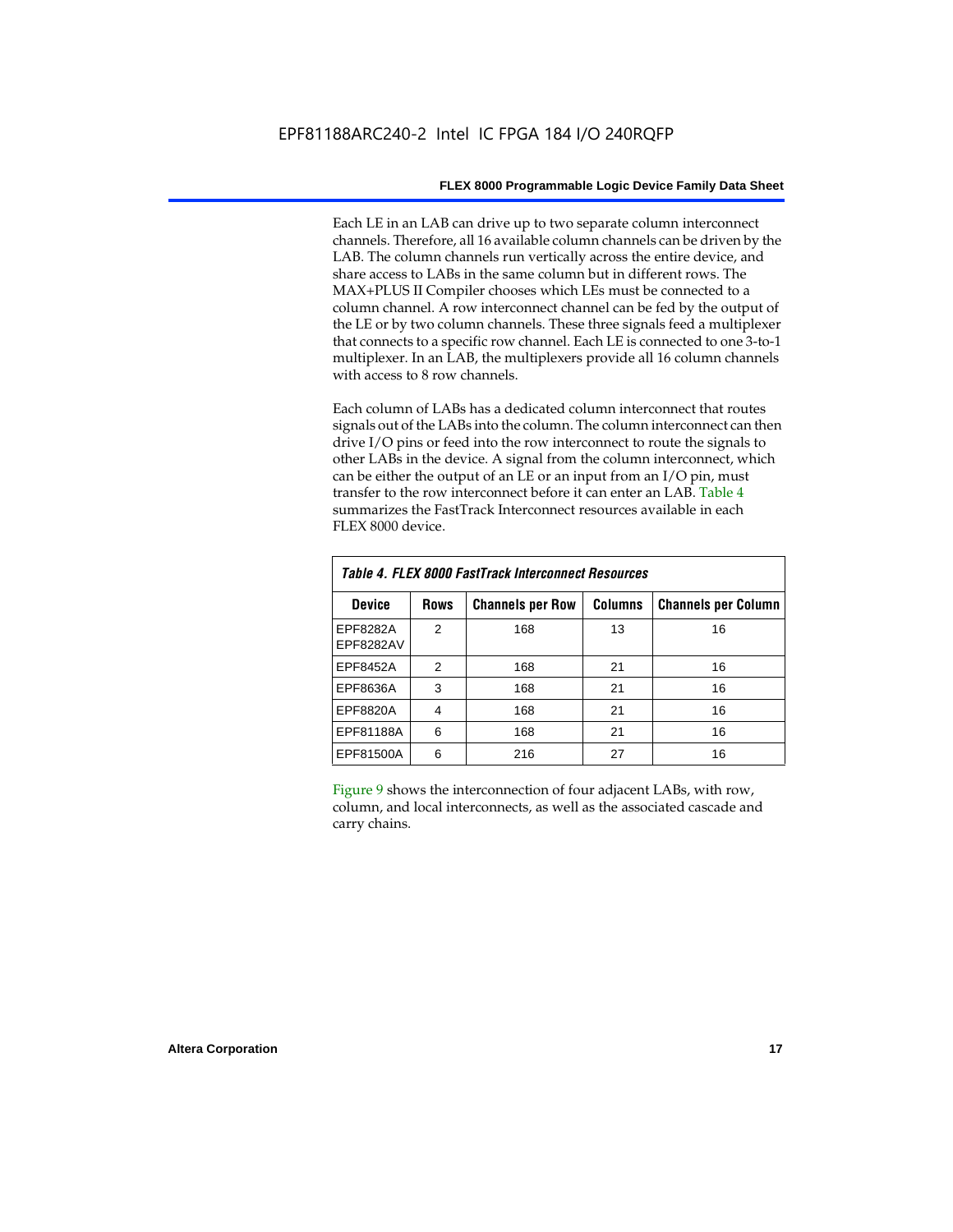Each LE in an LAB can drive up to two separate column interconnect channels. Therefore, all 16 available column channels can be driven by the LAB. The column channels run vertically across the entire device, and share access to LABs in the same column but in different rows. The MAX+PLUS II Compiler chooses which LEs must be connected to a column channel. A row interconnect channel can be fed by the output of the LE or by two column channels. These three signals feed a multiplexer that connects to a specific row channel. Each LE is connected to one 3-to-1 multiplexer. In an LAB, the multiplexers provide all 16 column channels with access to 8 row channels.

Each column of LABs has a dedicated column interconnect that routes signals out of the LABs into the column. The column interconnect can then drive I/O pins or feed into the row interconnect to route the signals to other LABs in the device. A signal from the column interconnect, which can be either the output of an LE or an input from an I/O pin, must transfer to the row interconnect before it can enter an LAB. Table 4 summarizes the FastTrack Interconnect resources available in each FLEX 8000 device.

*Table 4. FLEX 8000 FastTrack Interconnect Resources*

| Device | Rows | Channels per Row | Columns | Channels per Column |
|---|---|---|---|---|
| EPF8282A EPF8282AV | 2 | 168 | 13 | 16 |
| EPF8452A | 2 | 168 | 21 | 16 |
| EPF8636A | 3 | 168 | 21 | 16 |
| EPF8820A | 4 | 168 | 21 | 16 |
| EPF81188A | 6 | 168 | 21 | 16 |
| EPF81500A | 6 | 216 | 27 | 16 |

Figure 9 shows the interconnection of four adjacent LABs, with row, column, and local interconnects, as well as the associated cascade and carry chains.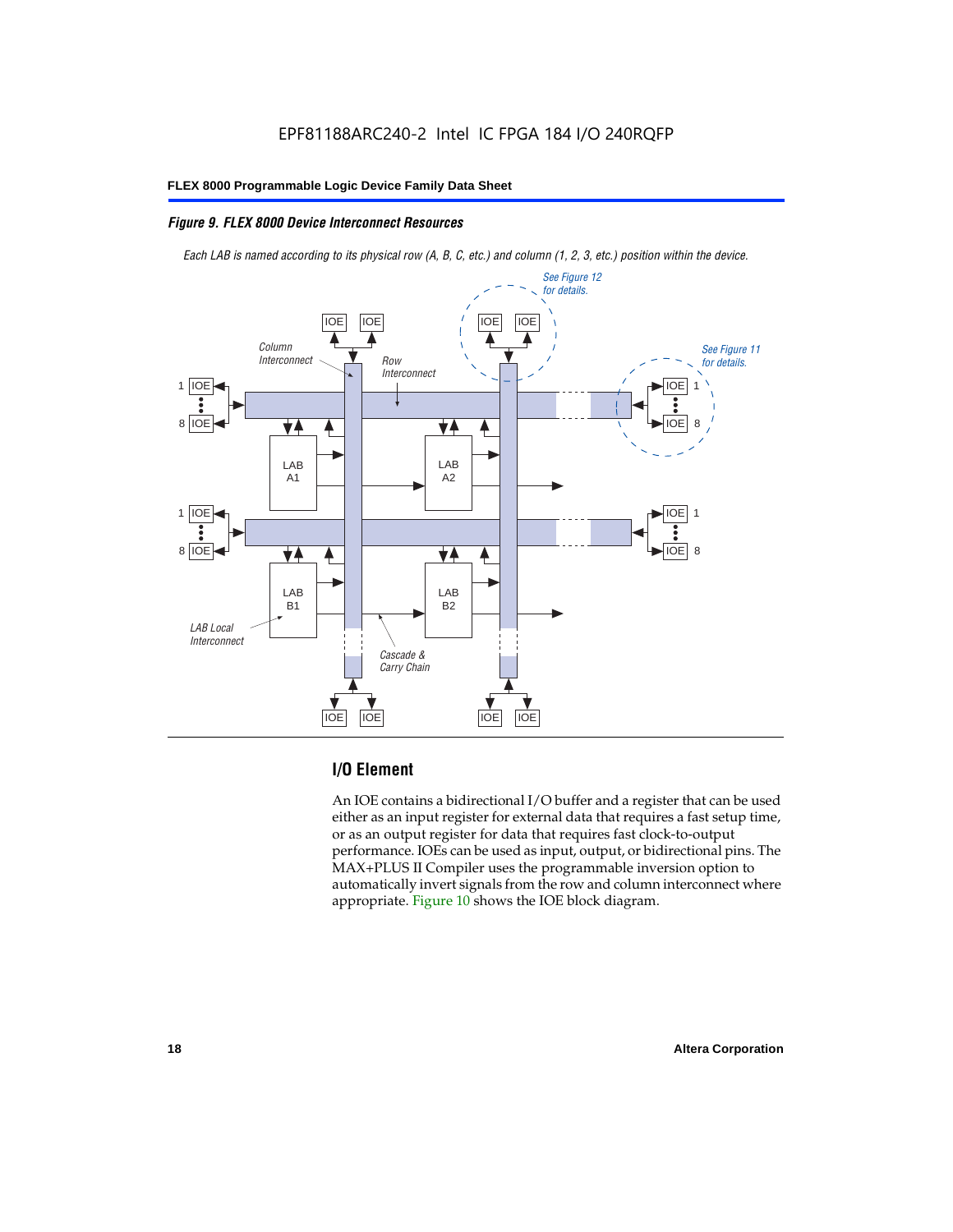EPF81188ARC240-2 Intel IC FPGA 184 I/O 240RQFP

*Figure 9. FLEX 8000 Device Interconnect Resources*

*Each LAB is named according to its physical row (A, B, C, etc.) and column (1, 2, 3, etc.) position within the device.*

See Figure 12 for details.

See Figure 11 for details.

IOE IOE IOE IOE

Column Interconnect

Row Interconnect

1 IOE

8 IOE

LAB A1

LAB A2

IOE 1

IOE 8

1 IOE

8 IOE

LAB B1

LAB B2

IOE 1

IOE 8

LAB Local Interconnect

Cascade & Carry Chain

IOE IOE IOE IOE

## I/O Element

An IOE contains a bidirectional I/O buffer and a register that can be used either as an input register for external data that requires a fast setup time, or as an output register for data that requires fast clock-to-output performance. IOEs can be used as input, output, or bidirectional pins. The MAX+PLUS II Compiler uses the programmable inversion option to automatically invert signals from the row and column interconnect where appropriate. Figure 10 shows the IOE block diagram.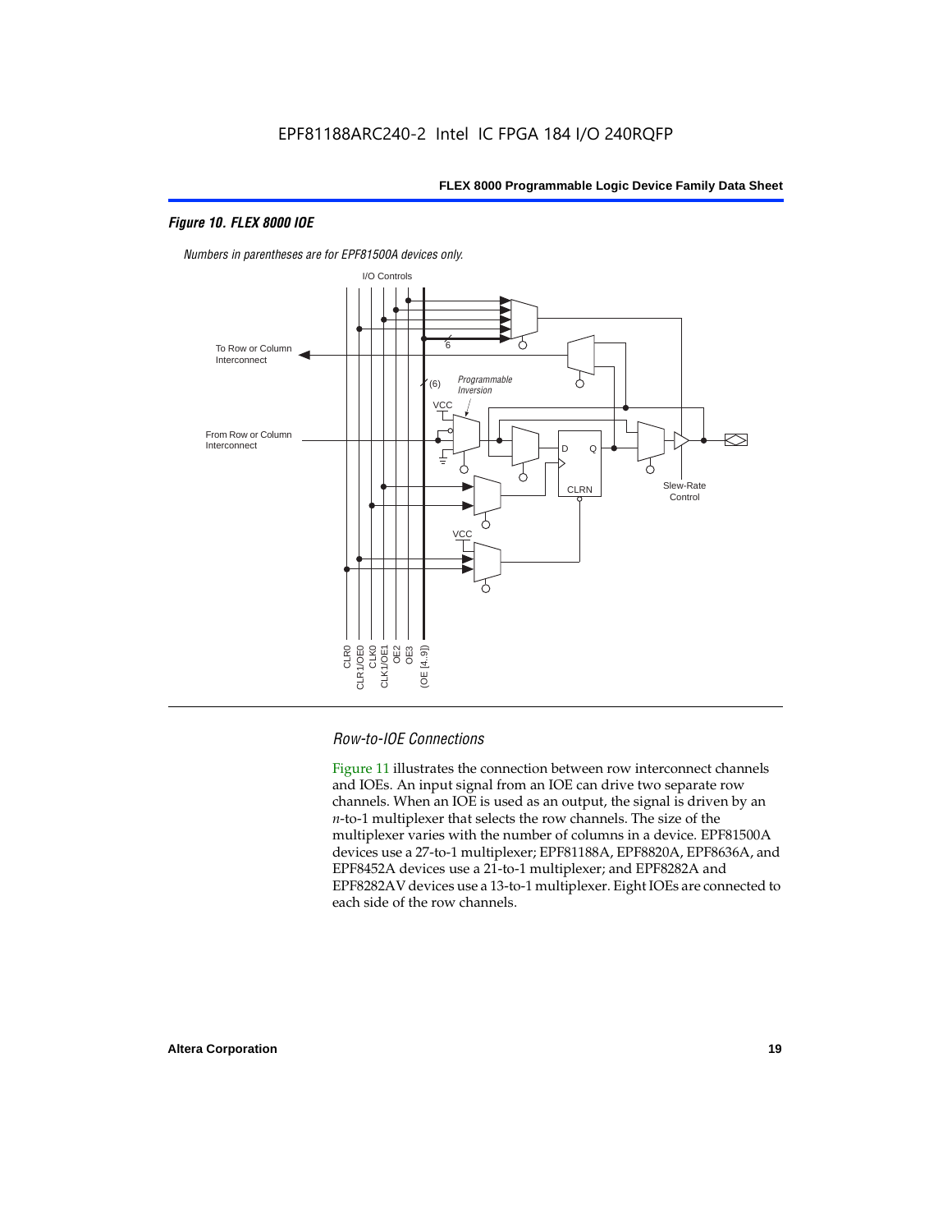### *Figure 10. FLEX 8000 IOE*

*Numbers in parentheses are for EPF81500A devices only.*

I/O Controls

6

(6)

Programmable Inversion

VCC

To Row or Column Interconnect

From Row or Column Interconnect

D

Q

CLRN

Slew-Rate Control

VCC

CLR0

CLR1/OE0

CLK0

CLK1/OE1

OE2

OE3

(OE [4..9])

### *Row-to-IOE Connections*

Figure 11 illustrates the connection between row interconnect channels and IOEs. An input signal from an IOE can drive two separate row channels. When an IOE is used as an output, the signal is driven by an $n$-to-1 multiplexer that selects the row channels. The size of the multiplexer varies with the number of columns in a device. EPF81500A devices use a 27-to-1 multiplexer; EPF81188A, EPF8820A, EPF8636A, and EPF8452A devices use a 21-to-1 multiplexer; and EPF8282A and EPF8282AV devices use a 13-to-1 multiplexer. Eight IOEs are connected to each side of the row channels.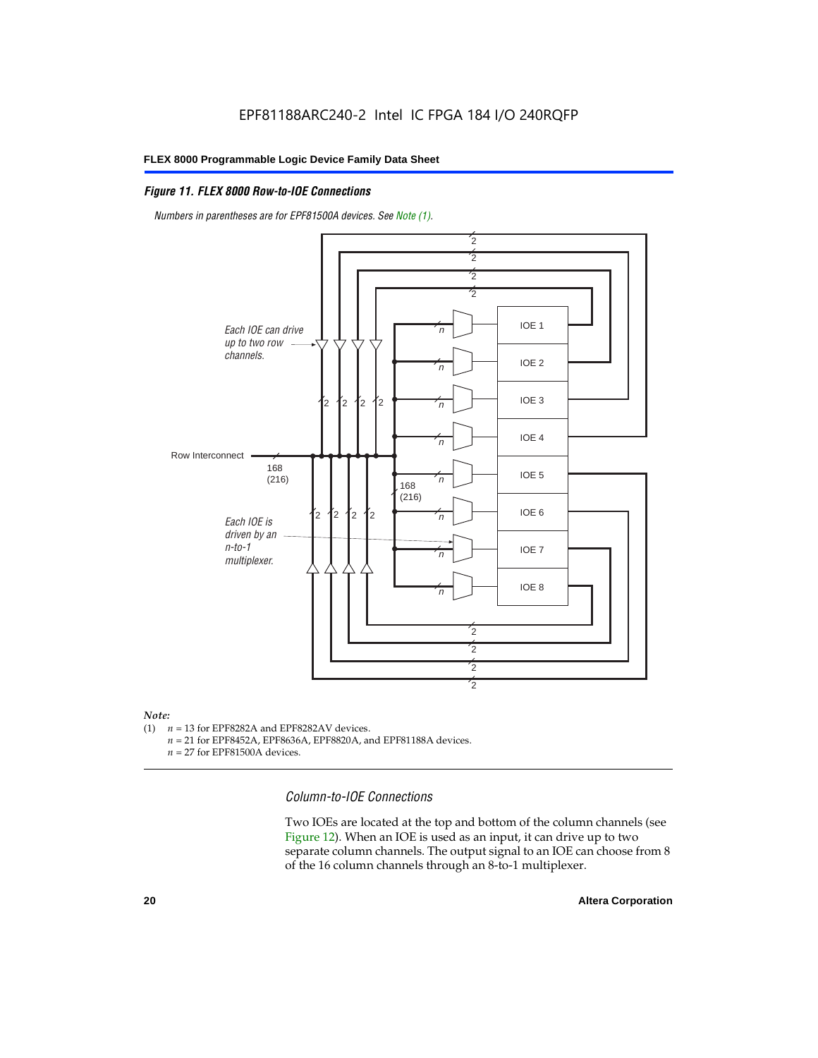*Figure 11. FLEX 8000 Row-to-IOE Connections*

*Numbers in parentheses are for EPF81500A devices. See Note (1).*

Each IOE can drive up to two row channels.

Row Interconnect

168
(216)

168
(216)

Each IOE is driven by an n-to-1 multiplexer.

IOE 1
IOE 2
IOE 3
IOE 4
IOE 5
IOE 6
IOE 7
IOE 8

n

2

*Note:*

(1) $n$ = 13 for EPF8282A and EPF8282AV devices.
$n$ = 21 for EPF8452A, EPF8636A, EPF8820A, and EPF81188A devices.
$n$ = 27 for EPF81500A devices.

### *Column-to-IOE Connections*

Two IOEs are located at the top and bottom of the column channels (see Figure 12). When an IOE is used as an input, it can drive up to two separate column channels. The output signal to an IOE can choose from 8 of the 16 column channels through an 8-to-1 multiplexer.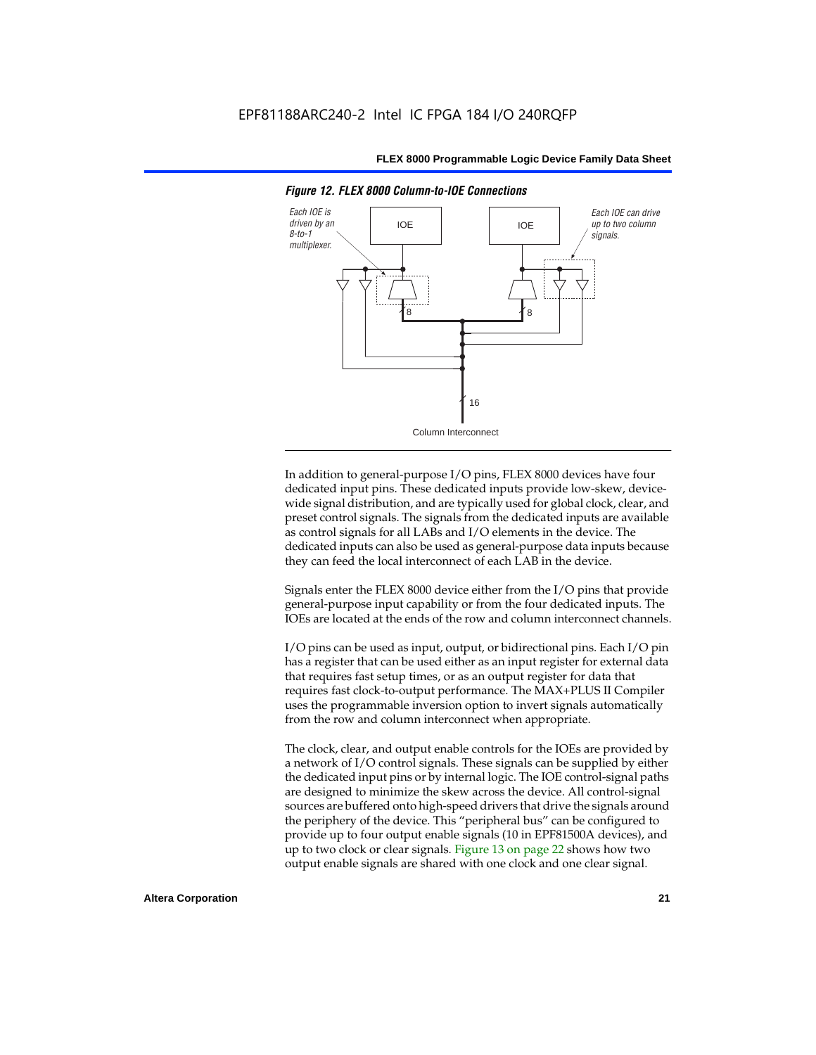EPF81188ARC240-2 Intel IC FPGA 184 I/O 240RQFP

*Figure 12. FLEX 8000 Column-to-IOE Connections*

Each IOE is driven by an 8-to-1 multiplexer.

IOE

IOE

Each IOE can drive up to two column signals.

8

8

16

Column Interconnect

In addition to general-purpose I/O pins, FLEX 8000 devices have four dedicated input pins. These dedicated inputs provide low-skew, device-wide signal distribution, and are typically used for global clock, clear, and preset control signals. The signals from the dedicated inputs are available as control signals for all LABs and I/O elements in the device. The dedicated inputs can also be used as general-purpose data inputs because they can feed the local interconnect of each LAB in the device.

Signals enter the FLEX 8000 device either from the I/O pins that provide general-purpose input capability or from the four dedicated inputs. The IOEs are located at the ends of the row and column interconnect channels.

I/O pins can be used as input, output, or bidirectional pins. Each I/O pin has a register that can be used either as an input register for external data that requires fast setup times, or as an output register for data that requires fast clock-to-output performance. The MAX+PLUS II Compiler uses the programmable inversion option to invert signals automatically from the row and column interconnect when appropriate.

The clock, clear, and output enable controls for the IOEs are provided by a network of I/O control signals. These signals can be supplied by either the dedicated input pins or by internal logic. The IOE control-signal paths are designed to minimize the skew across the device. All control-signal sources are buffered onto high-speed drivers that drive the signals around the periphery of the device. This "peripheral bus" can be configured to provide up to four output enable signals (10 in EPF81500A devices), and up to two clock or clear signals. Figure 13 on page 22 shows how two output enable signals are shared with one clock and one clear signal.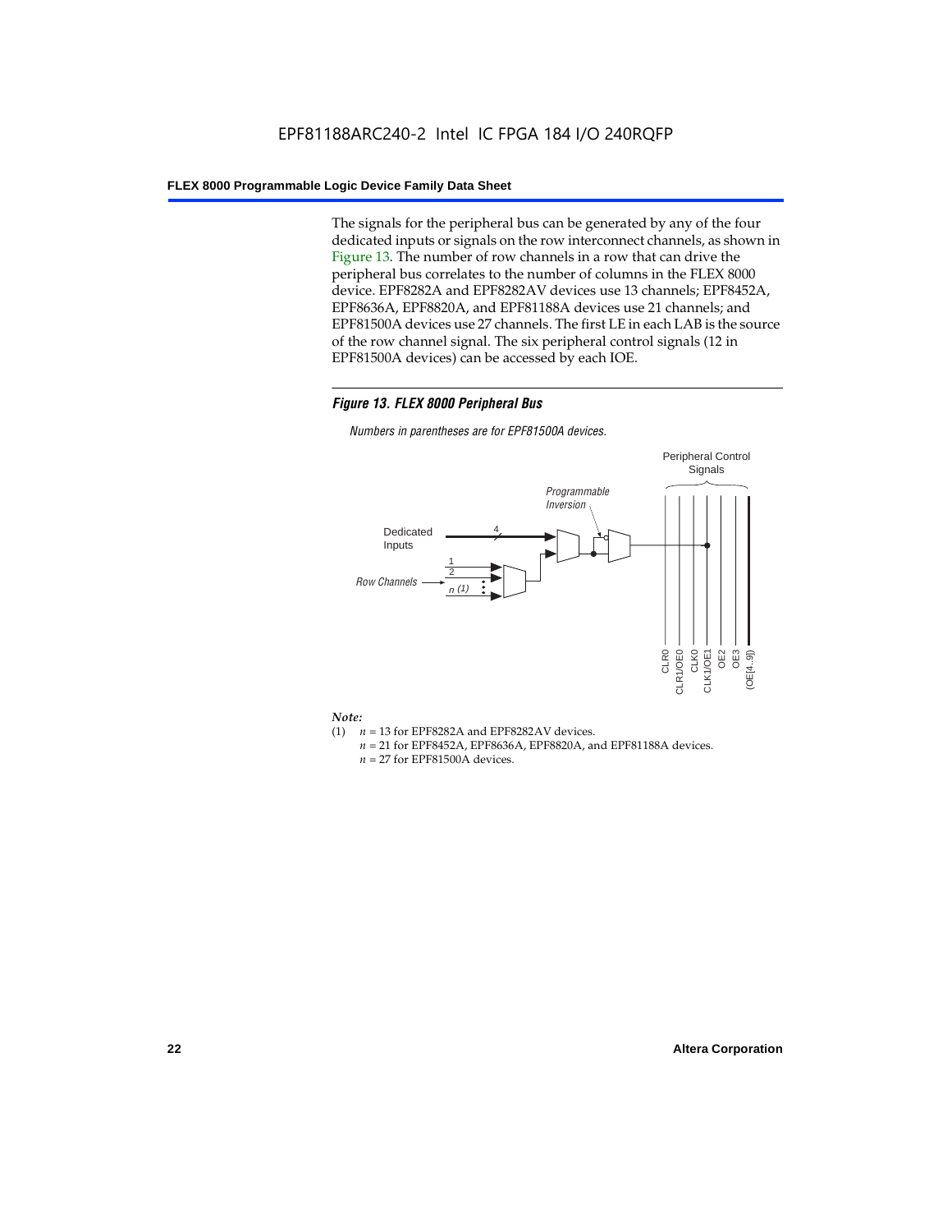The signals for the peripheral bus can be generated by any of the four dedicated inputs or signals on the row interconnect channels, as shown in Figure 13. The number of row channels in a row that can drive the peripheral bus correlates to the number of columns in the FLEX 8000 device. EPF8282A and EPF8282AV devices use 13 channels; EPF8452A, EPF8636A, EPF8820A, and EPF81188A devices use 21 channels; and EPF81500A devices use 27 channels. The first LE in each LAB is the source of the row channel signal. The six peripheral control signals (12 in EPF81500A devices) can be accessed by each IOE.

***Figure 13. FLEX 8000 Peripheral Bus***

*Numbers in parentheses are for EPF81500A devices.*

Peripheral Control Signals

Programmable Inversion

Dedicated Inputs

4

Row Channels

1

2

n (1)

CLR0

CLR1/OE0

CLK0

CLK1/OE1

OE2

OE3

(OE[4..9])

*Note:*

(1) $n$ = 13 for EPF8282A and EPF8282AV devices.
$n$ = 21 for EPF8452A, EPF8636A, EPF8820A, and EPF81188A devices.
$n$ = 27 for EPF81500A devices.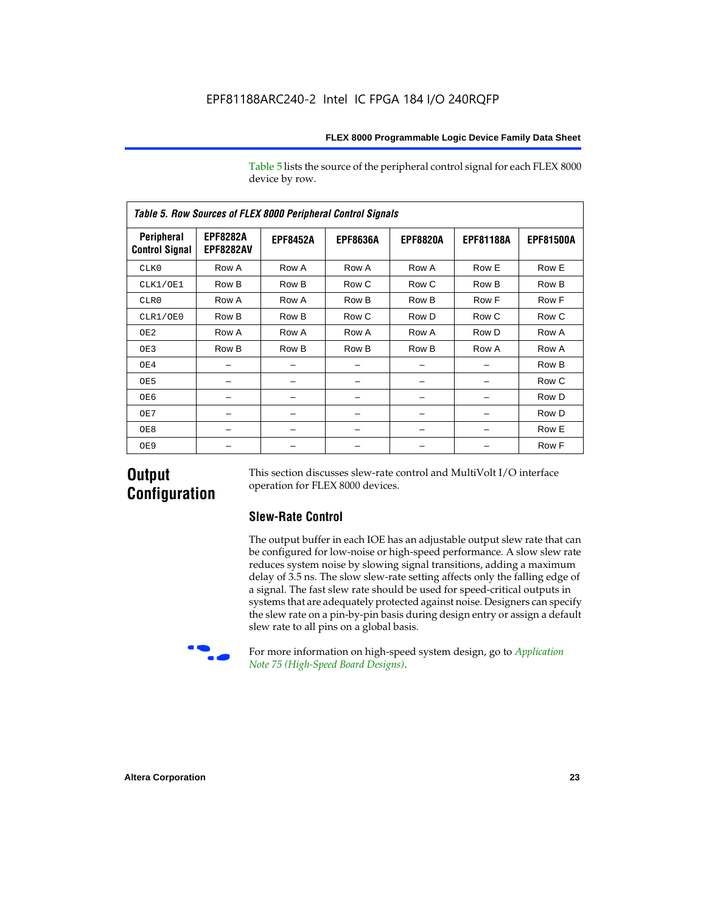Table 5 lists the source of the peripheral control signal for each FLEX 8000 device by row.

*Table 5. Row Sources of FLEX 8000 Peripheral Control Signals*

| Peripheral Control Signal | EPF8282A EPF8282AV | EPF8452A | EPF8636A | EPF8820A | EPF81188A | EPF81500A |
|---|---|---|---|---|---|---|
| CLK0 | Row A | Row A | Row A | Row A | Row E | Row E |
| CLK1/OE1 | Row B | Row B | Row C | Row C | Row B | Row B |
| CLR0 | Row A | Row A | Row B | Row B | Row F | Row F |
| CLR1/OE0 | Row B | Row B | Row C | Row D | Row C | Row C |
| OE2 | Row A | Row A | Row A | Row A | Row D | Row A |
| OE3 | Row B | Row B | Row B | Row B | Row A | Row A |
| OE4 | – | – | – | – | – | Row B |
| OE5 | – | – | – | – | – | Row C |
| OE6 | – | – | – | – | – | Row D |
| OE7 | – | – | – | – | – | Row D |
| OE8 | – | – | – | – | – | Row E |
| OE9 | – | – | – | – | – | Row F |

## Output Configuration

This section discusses slew-rate control and MultiVolt I/O interface operation for FLEX 8000 devices.

### Slew-Rate Control

The output buffer in each IOE has an adjustable output slew rate that can be configured for low-noise or high-speed performance. A slow slew rate reduces system noise by slowing signal transitions, adding a maximum delay of 3.5 ns. The slow slew-rate setting affects only the falling edge of a signal. The fast slew rate should be used for speed-critical outputs in systems that are adequately protected against noise. Designers can specify the slew rate on a pin-by-pin basis during design entry or assign a default slew rate to all pins on a global basis.

For more information on high-speed system design, go to *Application Note 75 (High-Speed Board Designs)*.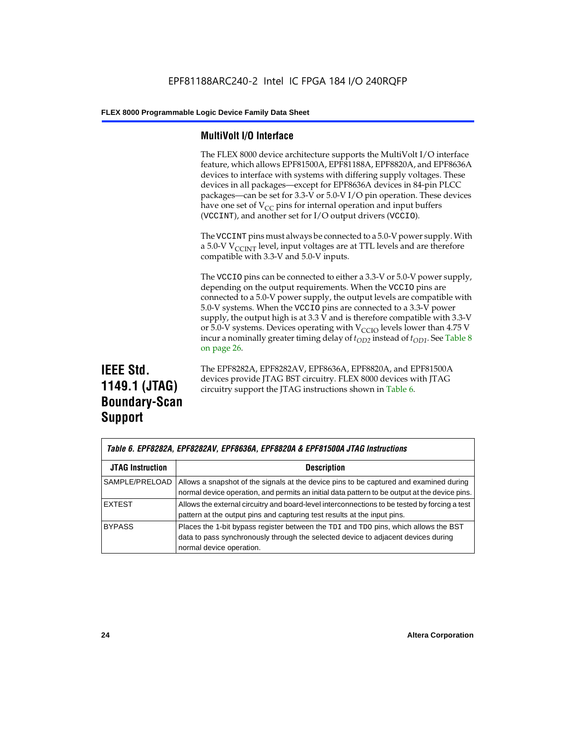### MultiVolt I/O Interface

The FLEX 8000 device architecture supports the MultiVolt I/O interface feature, which allows EPF81500A, EPF81188A, EPF8820A, and EPF8636A devices to interface with systems with differing supply voltages. These devices in all packages—except for EPF8636A devices in 84-pin PLCC packages—can be set for 3.3-V or 5.0-V I/O pin operation. These devices have one set of $V_{CC}$ pins for internal operation and input buffers (VCCINT), and another set for I/O output drivers (VCCIO).

The VCCINT pins must always be connected to a 5.0-V power supply. With a 5.0-V $V_{CCINT}$ level, input voltages are at TTL levels and are therefore compatible with 3.3-V and 5.0-V inputs.

The VCCIO pins can be connected to either a 3.3-V or 5.0-V power supply, depending on the output requirements. When the VCCIO pins are connected to a 5.0-V power supply, the output levels are compatible with 5.0-V systems. When the VCCIO pins are connected to a 3.3-V power supply, the output high is at 3.3 V and is therefore compatible with 3.3-V or 5.0-V systems. Devices operating with $V_{CCIO}$ levels lower than 4.75 V incur a nominally greater timing delay of $t_{OD2}$ instead of $t_{OD1}$. See Table 8 on page 26.

## IEEE Std. 1149.1 (JTAG) Boundary-Scan Support

The EPF8282A, EPF8282AV, EPF8636A, EPF8820A, and EPF81500A devices provide JTAG BST circuitry. FLEX 8000 devices with JTAG circuitry support the JTAG instructions shown in Table 6.

*Table 6. EPF8282A, EPF8282AV, EPF8636A, EPF8820A & EPF81500A JTAG Instructions*

| JTAG Instruction | Description |
|---|---|
| SAMPLE/PRELOAD | Allows a snapshot of the signals at the device pins to be captured and examined during normal device operation, and permits an initial data pattern to be output at the device pins. |
| EXTEST | Allows the external circuitry and board-level interconnections to be tested by forcing a test pattern at the output pins and capturing test results at the input pins. |
| BYPASS | Places the 1-bit bypass register between the TDI and TDO pins, which allows the BST data to pass synchronously through the selected device to adjacent devices during normal device operation. |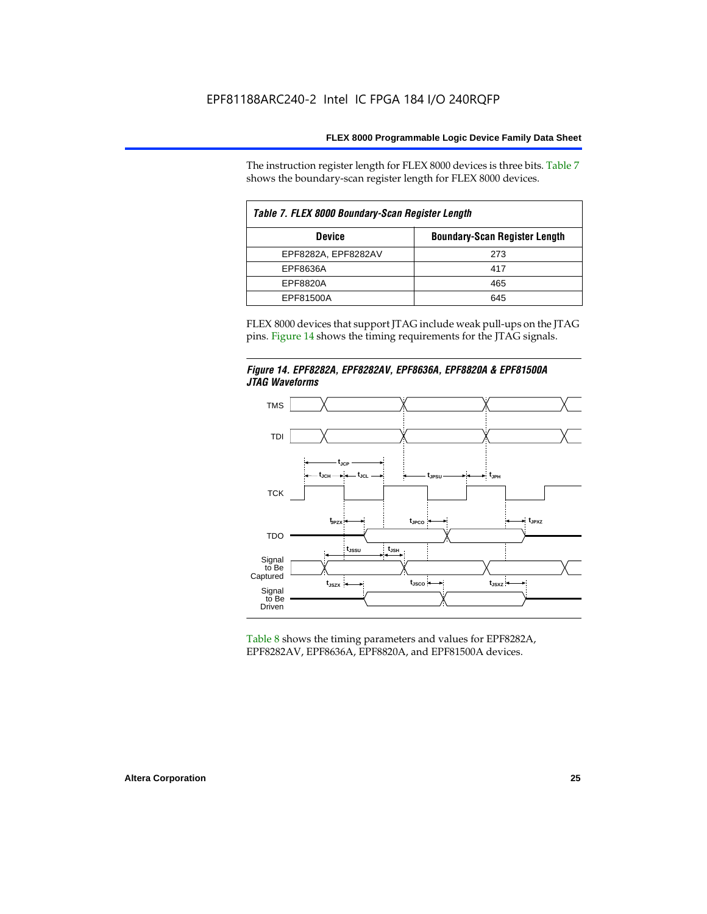The instruction register length for FLEX 8000 devices is three bits. Table 7 shows the boundary-scan register length for FLEX 8000 devices.

*Table 7. FLEX 8000 Boundary-Scan Register Length*

| Device | Boundary-Scan Register Length |
|---|---|
| EPF8282A, EPF8282AV | 273 |
| EPF8636A | 417 |
| EPF8820A | 465 |
| EPF81500A | 645 |

FLEX 8000 devices that support JTAG include weak pull-ups on the JTAG pins. Figure 14 shows the timing requirements for the JTAG signals.

*Figure 14. EPF8282A, EPF8282AV, EPF8636A, EPF8820A & EPF81500A JTAG Waveforms*

TMS

TDI

TCK

TDO

Signal to Be Captured

Signal to Be Driven

$t_{JCP}$

$t_{JCH}$

$t_{JCL}$

$t_{JPSU}$

$t_{JPH}$

$t_{JPZX}$

$t_{JPCO}$

$t_{JPXZ}$

$t_{JSSU}$

$t_{JSH}$

$t_{JSZX}$

$t_{JSCO}$

$t_{JSXZ}$

Table 8 shows the timing parameters and values for EPF8282A, EPF8282AV, EPF8636A, EPF8820A, and EPF81500A devices.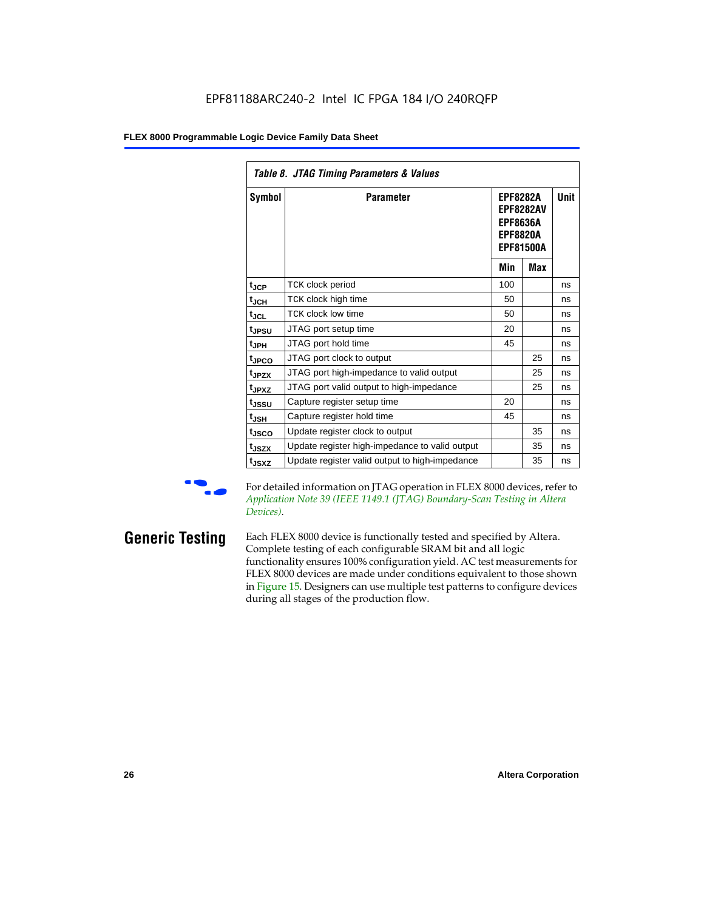Table 8. JTAG Timing Parameters & Values

| Symbol | Parameter | EPF8282A EPF8282AV EPF8636A EPF8820A EPF81500A | | Unit |
|---|---|---|---|---|
| | | Min | Max | |
| $t_{JCP}$ | TCK clock period | 100 | | ns |
| $t_{JCH}$ | TCK clock high time | 50 | | ns |
| $t_{JCL}$ | TCK clock low time | 50 | | ns |
| $t_{JPSU}$ | JTAG port setup time | 20 | | ns |
| $t_{JPH}$ | JTAG port hold time | 45 | | ns |
| $t_{JPCO}$ | JTAG port clock to output | | 25 | ns |
| $t_{JPZX}$ | JTAG port high-impedance to valid output | | 25 | ns |
| $t_{JPXZ}$ | JTAG port valid output to high-impedance | | 25 | ns |
| $t_{JSSU}$ | Capture register setup time | 20 | | ns |
| $t_{JSH}$ | Capture register hold time | 45 | | ns |
| $t_{JSCO}$ | Update register clock to output | | 35 | ns |
| $t_{JSZX}$ | Update register high-impedance to valid output | | 35 | ns |
| $t_{JSXZ}$ | Update register valid output to high-impedance | | 35 | ns |

For detailed information on JTAG operation in FLEX 8000 devices, refer to *Application Note 39 (IEEE 1149.1 (JTAG) Boundary-Scan Testing in Altera Devices)*.

## Generic Testing

Each FLEX 8000 device is functionally tested and specified by Altera. Complete testing of each configurable SRAM bit and all logic functionality ensures 100% configuration yield. AC test measurements for FLEX 8000 devices are made under conditions equivalent to those shown in Figure 15. Designers can use multiple test patterns to configure devices during all stages of the production flow.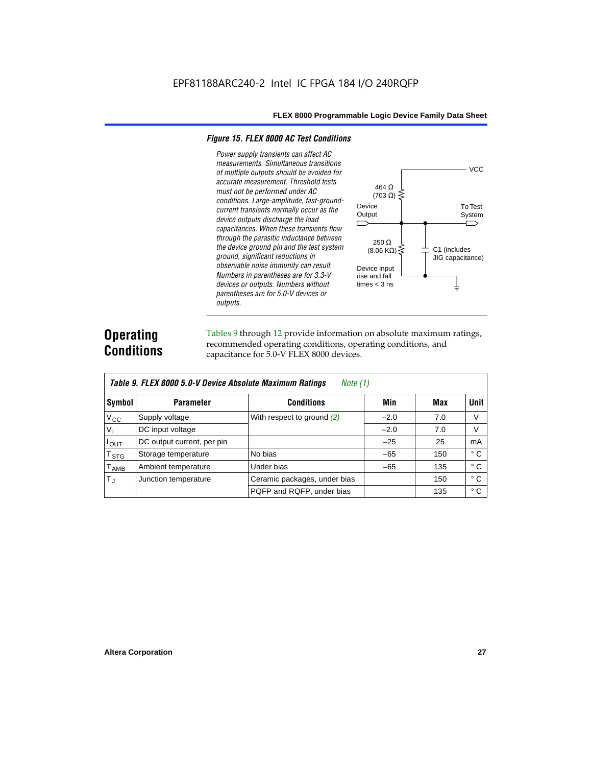EPF81188ARC240-2 Intel IC FPGA 184 I/O 240RQFP

*Figure 15. FLEX 8000 AC Test Conditions*

*Power supply transients can affect AC measurements. Simultaneous transitions of multiple outputs should be avoided for accurate measurement. Threshold tests must not be performed under AC conditions. Large-amplitude, fast-ground-current transients normally occur as the device outputs discharge the load capacitances. When these transients flow through the parasitic inductance between the device ground pin and the test system ground, significant reductions in observable noise immunity can result. Numbers in parentheses are for 3.3-V devices or outputs. Numbers without parentheses are for 5.0-V devices or outputs.*

VCC
464 Ω
(703 Ω)
Device Output
To Test System
250 Ω
(8.06 KΩ)
C1 (includes JIG capacitance)
Device input rise and fall times < 3 ns

## Operating Conditions

Tables 9 through 12 provide information on absolute maximum ratings, recommended operating conditions, operating conditions, and capacitance for 5.0-V FLEX 8000 devices.

*Table 9. FLEX 8000 5.0-V Device Absolute Maximum Ratings* *Note (1)*

| Symbol | Parameter | Conditions | Min | Max | Unit |
|---|---|---|---|---|---|
| $V_{CC}$ | Supply voltage | With respect to ground *(2)* | –2.0 | 7.0 | V |
| $V_I$ | DC input voltage | | –2.0 | 7.0 | V |
| $I_{OUT}$ | DC output current, per pin | | –25 | 25 | mA |
| $T_{STG}$ | Storage temperature | No bias | –65 | 150 | ° C |
| $T_{AMB}$ | Ambient temperature | Under bias | –65 | 135 | ° C |
| $T_J$ | Junction temperature | Ceramic packages, under bias | | 150 | ° C |
| | | PQFP and RQFP, under bias | | 135 | ° C |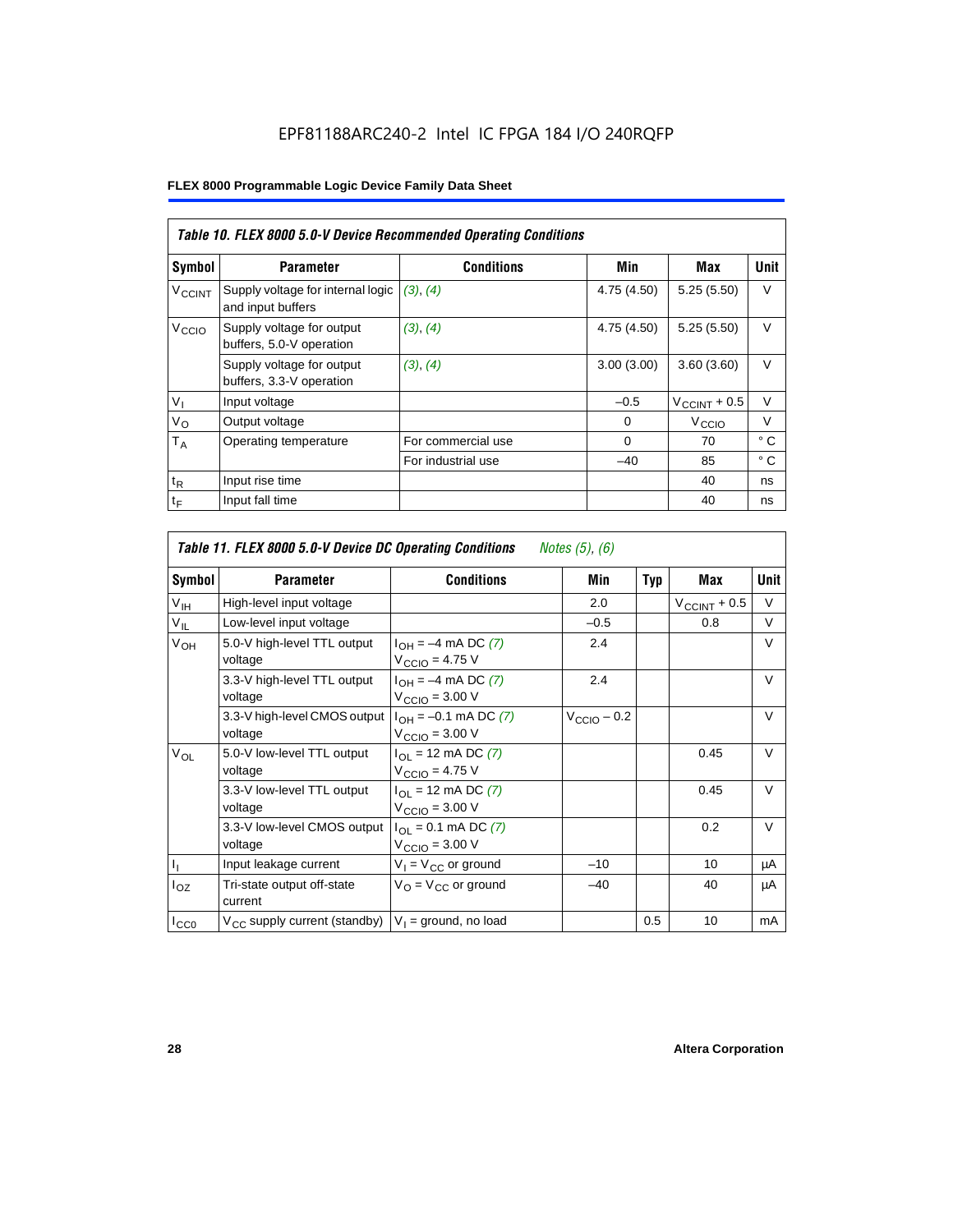EPF81188ARC240-2 Intel IC FPGA 184 I/O 240RQFP

**FLEX 8000 Programmable Logic Device Family Data Sheet**

| *Table 10. FLEX 8000 5.0-V Device Recommended Operating Conditions* | | | | | |
|---|---|---|---|---|---|
| **Symbol** | **Parameter** | **Conditions** | **Min** | **Max** | **Unit** |
| $V_{CCINT}$ | Supply voltage for internal logic and input buffers | *(3)*, *(4)* | 4.75 (4.50) | 5.25 (5.50) | V |
| $V_{CCIO}$ | Supply voltage for output buffers, 5.0-V operation | *(3)*, *(4)* | 4.75 (4.50) | 5.25 (5.50) | V |
| | Supply voltage for output buffers, 3.3-V operation | *(3)*, *(4)* | 3.00 (3.00) | 3.60 (3.60) | V |
| $V_I$ | Input voltage | | –0.5 | $V_{CCINT}$ + 0.5 | V |
| $V_O$ | Output voltage | | 0 | $V_{CCIO}$ | V |
| $T_A$ | Operating temperature | For commercial use | 0 | 70 | ° C |
| | | For industrial use | –40 | 85 | ° C |
| $t_R$ | Input rise time | | | 40 | ns |
| $t_F$ | Input fall time | | | 40 | ns |

| *Table 11. FLEX 8000 5.0-V Device DC Operating Conditions* *Notes (5), (6)* | | | | | | |
|---|---|---|---|---|---|---|
| **Symbol** | **Parameter** | **Conditions** | **Min** | **Typ** | **Max** | **Unit** |
| $V_{IH}$ | High-level input voltage | | 2.0 | | $V_{CCINT}$ + 0.5 | V |
| $V_{IL}$ | Low-level input voltage | | –0.5 | | 0.8 | V |
| $V_{OH}$ | 5.0-V high-level TTL output voltage | $I_{OH}$ = –4 mA DC *(7)* $V_{CCIO}$ = 4.75 V | 2.4 | | | V |
| | 3.3-V high-level TTL output voltage | $I_{OH}$ = –4 mA DC *(7)* $V_{CCIO}$ = 3.00 V | 2.4 | | | V |
| | 3.3-V high-level CMOS output voltage | $I_{OH}$ = –0.1 mA DC *(7)* $V_{CCIO}$ = 3.00 V | $V_{CCIO}$ – 0.2 | | | V |
| $V_{OL}$ | 5.0-V low-level TTL output voltage | $I_{OL}$ = 12 mA DC *(7)* $V_{CCIO}$ = 4.75 V | | | 0.45 | V |
| | 3.3-V low-level TTL output voltage | $I_{OL}$ = 12 mA DC *(7)* $V_{CCIO}$ = 3.00 V | | | 0.45 | V |
| | 3.3-V low-level CMOS output voltage | $I_{OL}$ = 0.1 mA DC *(7)* $V_{CCIO}$ = 3.00 V | | | 0.2 | V |
| $I_I$ | Input leakage current | $V_I = V_{CC}$ or ground | –10 | | 10 | µA |
| $I_{OZ}$ | Tri-state output off-state current | $V_O = V_{CC}$ or ground | –40 | | 40 | µA |
| $I_{CC0}$ | $V_{CC}$ supply current (standby) | $V_I$ = ground, no load | | 0.5 | 10 | mA |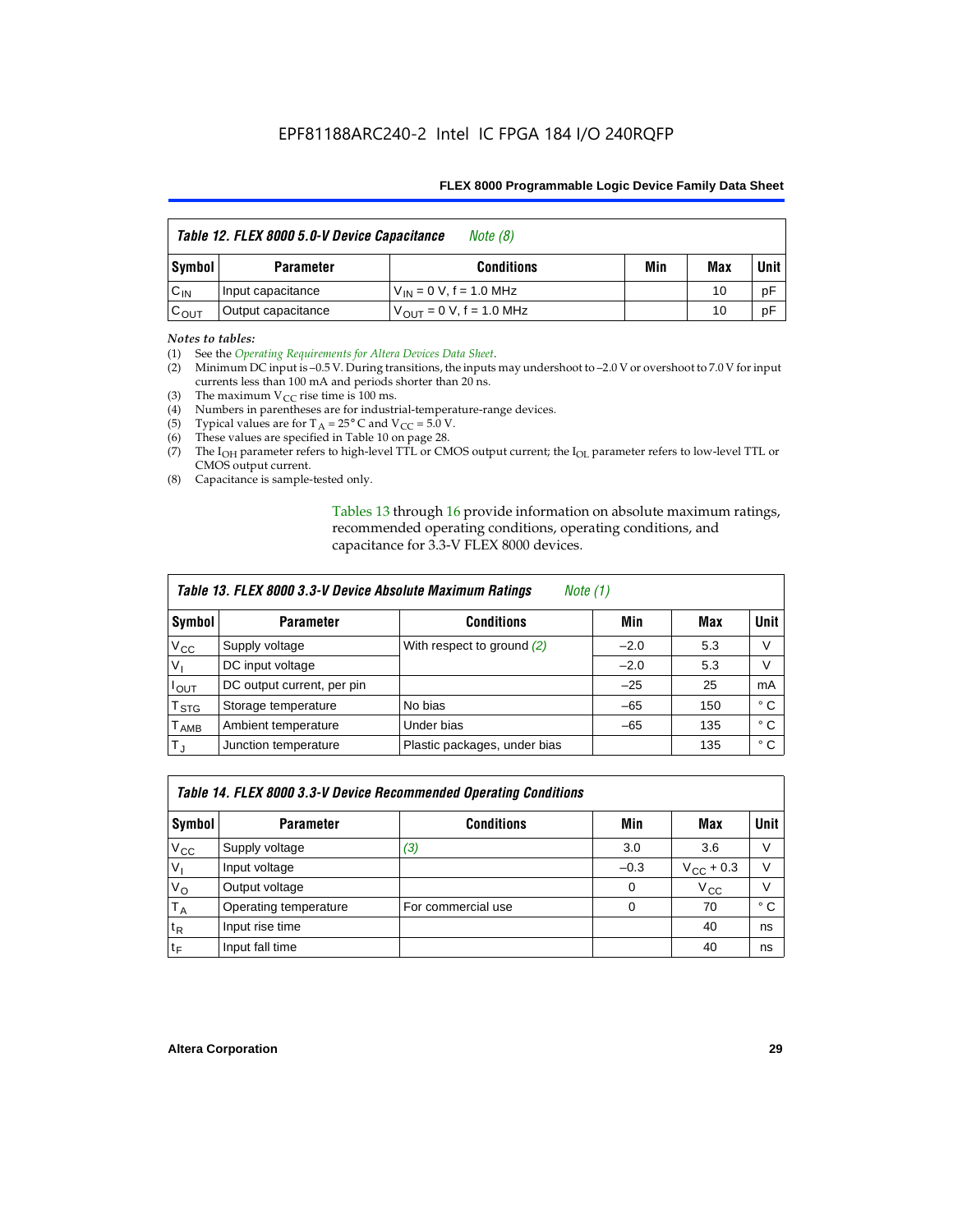EPF81188ARC240-2 Intel IC FPGA 184 I/O 240RQFP

| Table 12. FLEX 8000 5.0-V Device Capacitance *Note (8)* | | | | | |
|---|---|---|---|---|---|
| **Symbol** | **Parameter** | **Conditions** | **Min** | **Max** | **Unit** |
| $C_{IN}$ | Input capacitance | $V_{IN}$ = 0 V, f = 1.0 MHz | | 10 | pF |
| $C_{OUT}$ | Output capacitance | $V_{OUT}$ = 0 V, f = 1.0 MHz | | 10 | pF |

*Notes to tables:*

(1) See the *Operating Requirements for Altera Devices Data Sheet*.
(2) Minimum DC input is –0.5 V. During transitions, the inputs may undershoot to –2.0 V or overshoot to 7.0 V for input currents less than 100 mA and periods shorter than 20 ns.
(3) The maximum $V_{CC}$ rise time is 100 ms.
(4) Numbers in parentheses are for industrial-temperature-range devices.
(5) Typical values are for $T_A$ = 25° C and $V_{CC}$ = 5.0 V.
(6) These values are specified in Table 10 on page 28.
(7) The $I_{OH}$ parameter refers to high-level TTL or CMOS output current; the $I_{OL}$ parameter refers to low-level TTL or CMOS output current.
(8) Capacitance is sample-tested only.

Tables 13 through 16 provide information on absolute maximum ratings, recommended operating conditions, operating conditions, and capacitance for 3.3-V FLEX 8000 devices.

| Table 13. FLEX 8000 3.3-V Device Absolute Maximum Ratings *Note (1)* | | | | | |
|---|---|---|---|---|---|
| **Symbol** | **Parameter** | **Conditions** | **Min** | **Max** | **Unit** |
| $V_{CC}$ | Supply voltage | With respect to ground *(2)* | –2.0 | 5.3 | V |
| $V_I$ | DC input voltage | | –2.0 | 5.3 | V |
| $I_{OUT}$ | DC output current, per pin | | –25 | 25 | mA |
| $T_{STG}$ | Storage temperature | No bias | –65 | 150 | ° C |
| $T_{AMB}$ | Ambient temperature | Under bias | –65 | 135 | ° C |
| $T_J$ | Junction temperature | Plastic packages, under bias | | 135 | ° C |

| Table 14. FLEX 8000 3.3-V Device Recommended Operating Conditions | | | | | |
|---|---|---|---|---|---|
| **Symbol** | **Parameter** | **Conditions** | **Min** | **Max** | **Unit** |
| $V_{CC}$ | Supply voltage | *(3)* | 3.0 | 3.6 | V |
| $V_I$ | Input voltage | | –0.3 | $V_{CC}$ + 0.3 | V |
| $V_O$ | Output voltage | | 0 | $V_{CC}$ | V |
| $T_A$ | Operating temperature | For commercial use | 0 | 70 | ° C |
| $t_R$ | Input rise time | | | 40 | ns |
| $t_F$ | Input fall time | | | 40 | ns |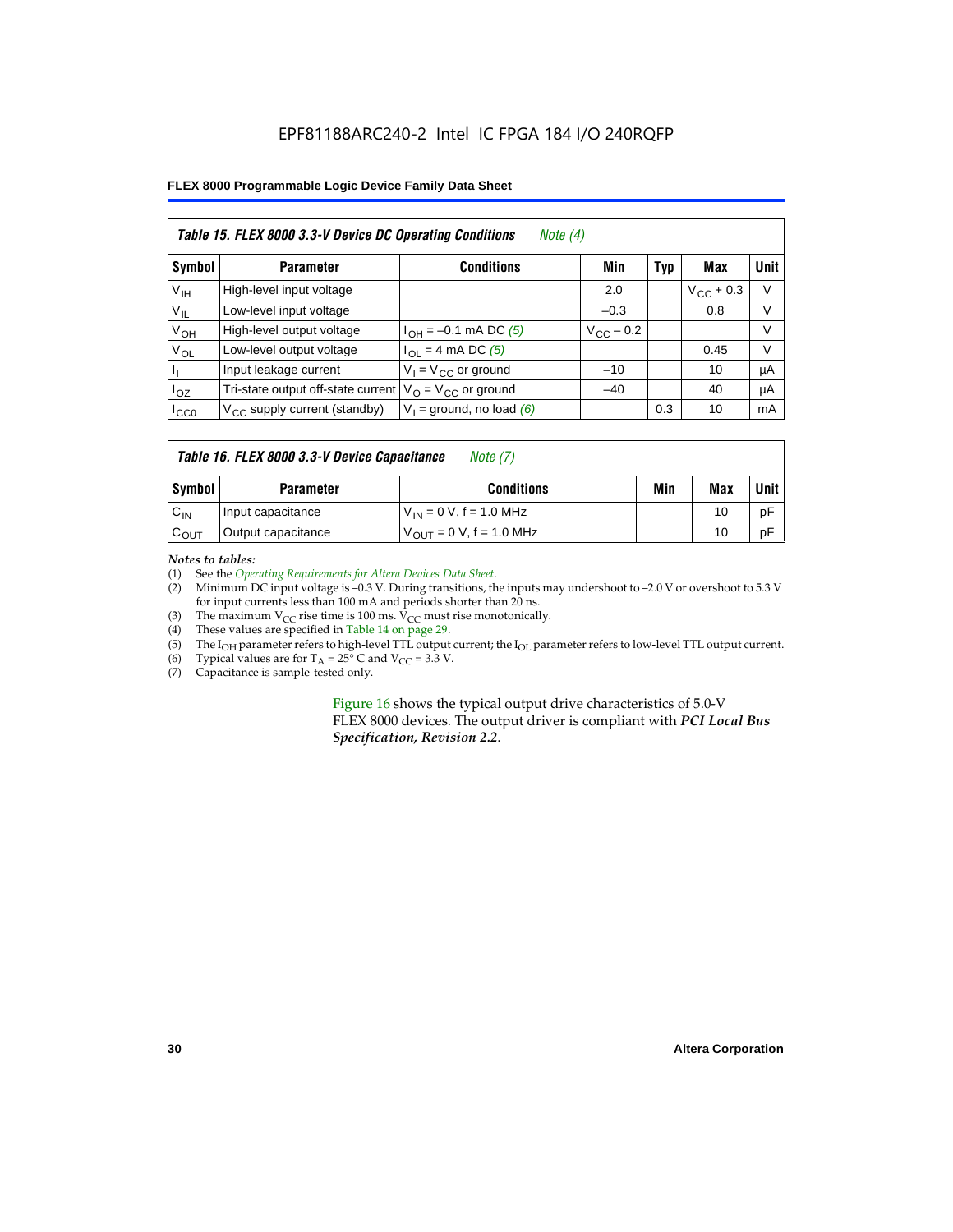EPF81188ARC240-2 Intel IC FPGA 184 I/O 240RQFP

**FLEX 8000 Programmable Logic Device Family Data Sheet**

| Table 15. FLEX 8000 3.3-V Device DC Operating Conditions *Note (4)* | | | | | | |
|---|---|---|---|---|---|---|
| **Symbol** | **Parameter** | **Conditions** | **Min** | **Typ** | **Max** | **Unit** |
| $V_{IH}$ | High-level input voltage | | 2.0 | | $V_{CC}$ + 0.3 | V |
| $V_{IL}$ | Low-level input voltage | | –0.3 | | 0.8 | V |
| $V_{OH}$ | High-level output voltage | $I_{OH}$ = –0.1 mA DC *(5)* | $V_{CC}$ – 0.2 | | | V |
| $V_{OL}$ | Low-level output voltage | $I_{OL}$ = 4 mA DC *(5)* | | | 0.45 | V |
| $I_I$ | Input leakage current | $V_I$ = $V_{CC}$ or ground | –10 | | 10 | μA |
| $I_{OZ}$ | Tri-state output off-state current | $V_O$ = $V_{CC}$ or ground | –40 | | 40 | μA |
| $I_{CC0}$ | $V_{CC}$ supply current (standby) | $V_I$ = ground, no load *(6)* | | 0.3 | 10 | mA |

| Table 16. FLEX 8000 3.3-V Device Capacitance *Note (7)* | | | | | |
|---|---|---|---|---|---|
| **Symbol** | **Parameter** | **Conditions** | **Min** | **Max** | **Unit** |
| $C_{IN}$ | Input capacitance | $V_{IN}$ = 0 V, f = 1.0 MHz | | 10 | pF |
| $C_{OUT}$ | Output capacitance | $V_{OUT}$ = 0 V, f = 1.0 MHz | | 10 | pF |

*Notes to tables:*

(1) See the *Operating Requirements for Altera Devices Data Sheet*.
(2) Minimum DC input voltage is –0.3 V. During transitions, the inputs may undershoot to –2.0 V or overshoot to 5.3 V for input currents less than 100 mA and periods shorter than 20 ns.
(3) The maximum $V_{CC}$ rise time is 100 ms. $V_{CC}$ must rise monotonically.
(4) These values are specified in Table 14 on page 29.
(5) The $I_{OH}$ parameter refers to high-level TTL output current; the $I_{OL}$ parameter refers to low-level TTL output current.
(6) Typical values are for $T_A$ = 25° C and $V_{CC}$ = 3.3 V.
(7) Capacitance is sample-tested only.

Figure 16 shows the typical output drive characteristics of 5.0-V FLEX 8000 devices. The output driver is compliant with ***PCI Local Bus Specification, Revision 2.2***.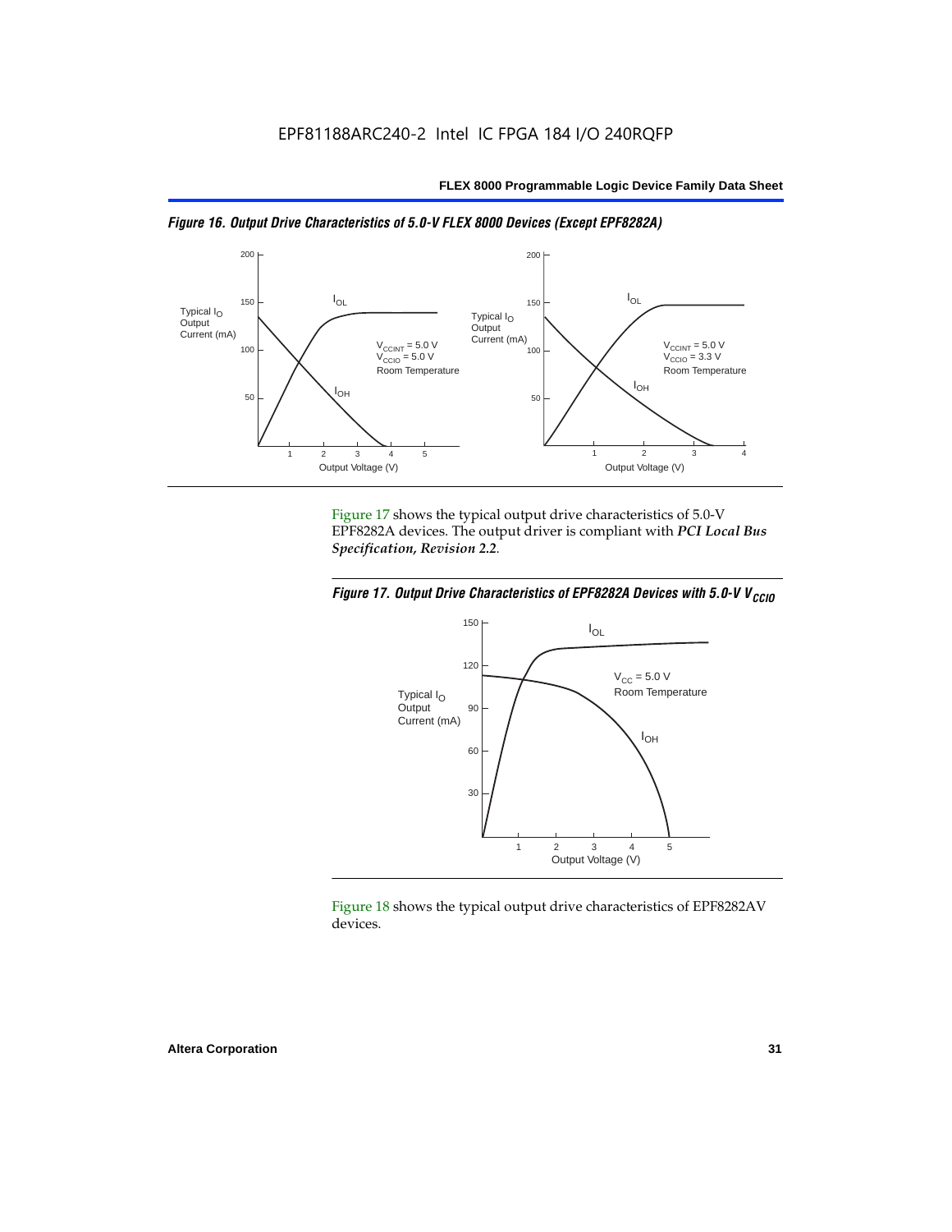EPF81188ARC240-2 Intel IC FPGA 184 I/O 240RQFP

*Figure 16. Output Drive Characteristics of 5.0-V FLEX 8000 Devices (Except EPF8282A)*

Typical $I_O$ Output Current (mA)

200
150
100
50

$I_{OL}$

$I_{OH}$

$V_{CCINT}$ = 5.0 V
$V_{CCIO}$ = 5.0 V
Room Temperature

1 2 3 4 5

Output Voltage (V)

Typical $I_O$ Output Current (mA)

200
150
100
50

$I_{OL}$

$I_{OH}$

$V_{CCINT}$ = 5.0 V
$V_{CCIO}$ = 3.3 V
Room Temperature

1 2 3 4

Output Voltage (V)

Figure 17 shows the typical output drive characteristics of 5.0-V EPF8282A devices. The output driver is compliant with ***PCI Local Bus Specification, Revision 2.2***.

*Figure 17. Output Drive Characteristics of EPF8282A Devices with 5.0-V $V_{CCIO}$*

Typical $I_O$ Output Current (mA)

150
120
90
60
30

$I_{OL}$

$I_{OH}$

$V_{CC}$ = 5.0 V
Room Temperature

1 2 3 4 5

Output Voltage (V)

Figure 18 shows the typical output drive characteristics of EPF8282AV devices.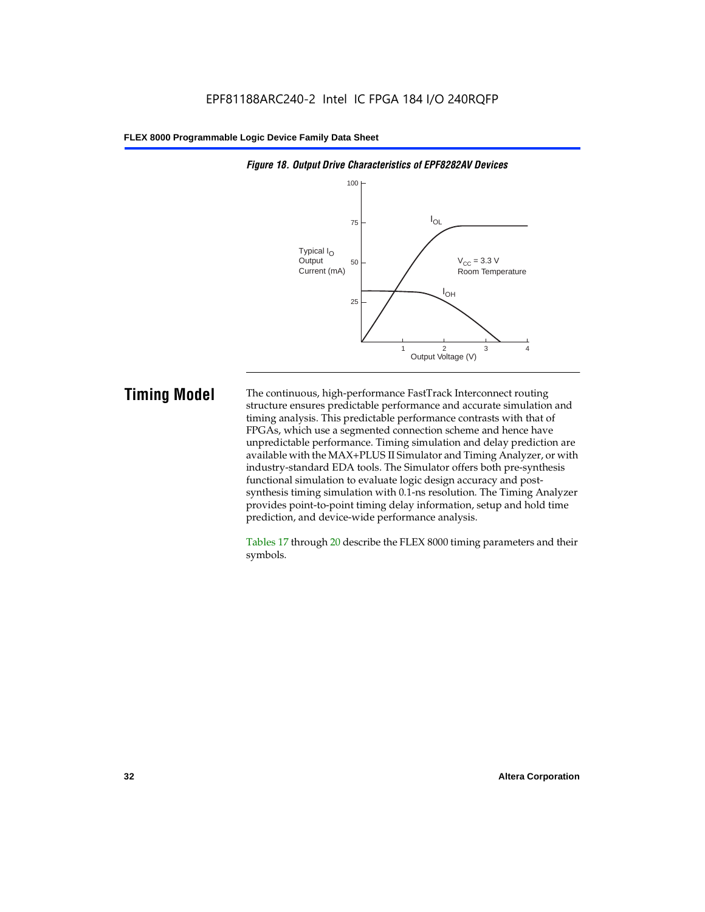*Figure 18. Output Drive Characteristics of EPF8282AV Devices*

100
75
50
25
Typical $I_O$
Output
Current (mA)
$I_{OL}$
$I_{OH}$
$V_{CC}$ = 3.3 V
Room Temperature
1
2
3
4
Output Voltage (V)

## Timing Model

The continuous, high-performance FastTrack Interconnect routing structure ensures predictable performance and accurate simulation and timing analysis. This predictable performance contrasts with that of FPGAs, which use a segmented connection scheme and hence have unpredictable performance. Timing simulation and delay prediction are available with the MAX+PLUS II Simulator and Timing Analyzer, or with industry-standard EDA tools. The Simulator offers both pre-synthesis functional simulation to evaluate logic design accuracy and post-synthesis timing simulation with 0.1-ns resolution. The Timing Analyzer provides point-to-point timing delay information, setup and hold time prediction, and device-wide performance analysis.

Tables 17 through 20 describe the FLEX 8000 timing parameters and their symbols.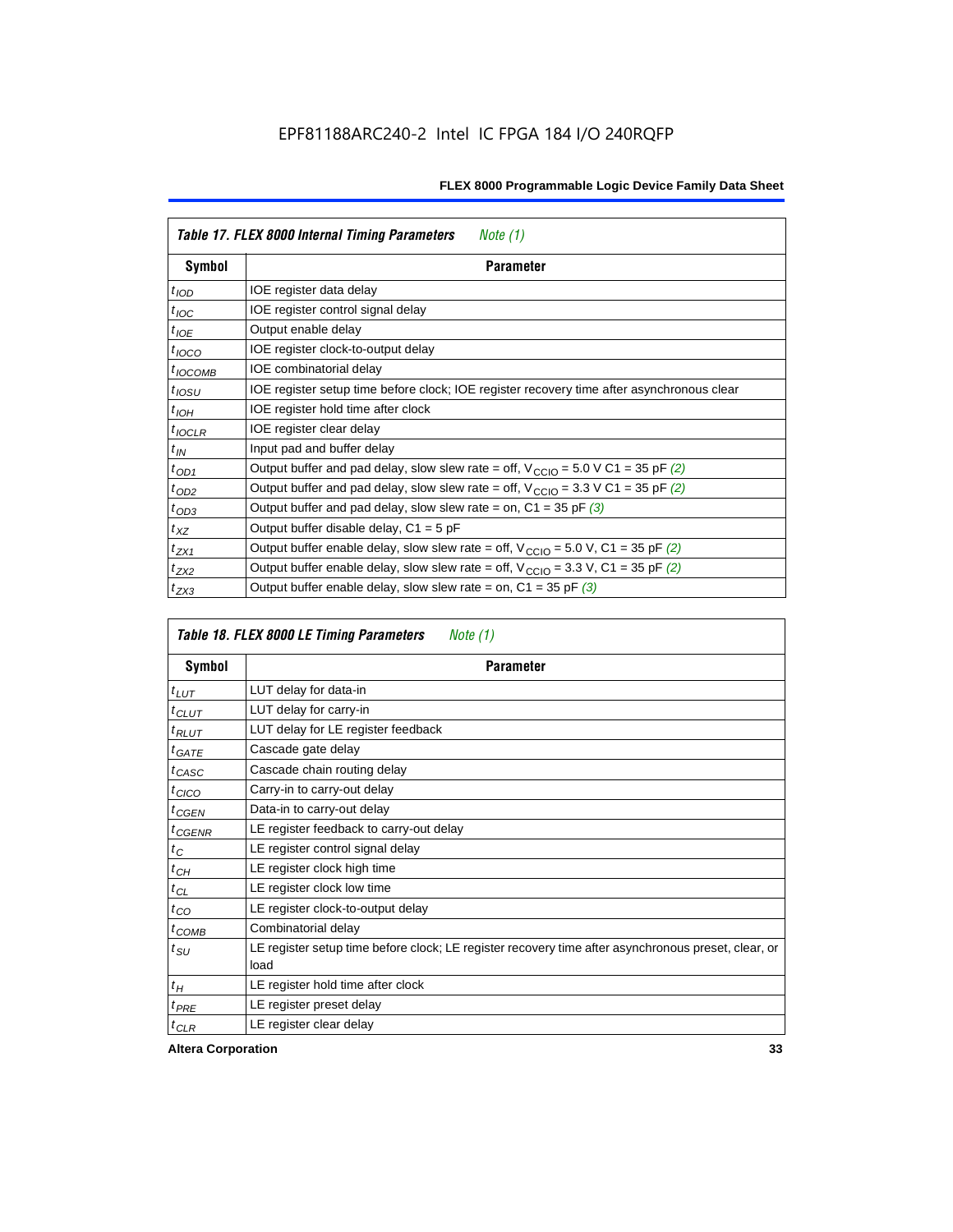| *Table 17. FLEX 8000 Internal Timing Parameters* *Note (1)* | |
|---|---|
| **Symbol** | **Parameter** |
| $t_{IOD}$ | IOE register data delay |
| $t_{IOC}$ | IOE register control signal delay |
| $t_{IOE}$ | Output enable delay |
| $t_{IOCO}$ | IOE register clock-to-output delay |
| $t_{IOCOMB}$ | IOE combinatorial delay |
| $t_{IOSU}$ | IOE register setup time before clock; IOE register recovery time after asynchronous clear |
| $t_{IOH}$ | IOE register hold time after clock |
| $t_{IOCLR}$ | IOE register clear delay |
| $t_{IN}$ | Input pad and buffer delay |
| $t_{OD1}$ | Output buffer and pad delay, slow slew rate = off, $V_{CCIO}$ = 5.0 V C1 = 35 pF *(2)* |
| $t_{OD2}$ | Output buffer and pad delay, slow slew rate = off, $V_{CCIO}$ = 3.3 V C1 = 35 pF *(2)* |
| $t_{OD3}$ | Output buffer and pad delay, slow slew rate = on, C1 = 35 pF *(3)* |
| $t_{XZ}$ | Output buffer disable delay, C1 = 5 pF |
| $t_{ZX1}$ | Output buffer enable delay, slow slew rate = off, $V_{CCIO}$ = 5.0 V, C1 = 35 pF *(2)* |
| $t_{ZX2}$ | Output buffer enable delay, slow slew rate = off, $V_{CCIO}$ = 3.3 V, C1 = 35 pF *(2)* |
| $t_{ZX3}$ | Output buffer enable delay, slow slew rate = on, C1 = 35 pF *(3)* |

| *Table 18. FLEX 8000 LE Timing Parameters* *Note (1)* | |
|---|---|
| **Symbol** | **Parameter** |
| $t_{LUT}$ | LUT delay for data-in |
| $t_{CLUT}$ | LUT delay for carry-in |
| $t_{RLUT}$ | LUT delay for LE register feedback |
| $t_{GATE}$ | Cascade gate delay |
| $t_{CASC}$ | Cascade chain routing delay |
| $t_{CICO}$ | Carry-in to carry-out delay |
| $t_{CGEN}$ | Data-in to carry-out delay |
| $t_{CGENR}$ | LE register feedback to carry-out delay |
| $t_{C}$ | LE register control signal delay |
| $t_{CH}$ | LE register clock high time |
| $t_{CL}$ | LE register clock low time |
| $t_{CO}$ | LE register clock-to-output delay |
| $t_{COMB}$ | Combinatorial delay |
| $t_{SU}$ | LE register setup time before clock; LE register recovery time after asynchronous preset, clear, or load |
| $t_{H}$ | LE register hold time after clock |
| $t_{PRE}$ | LE register preset delay |
| $t_{CLR}$ | LE register clear delay |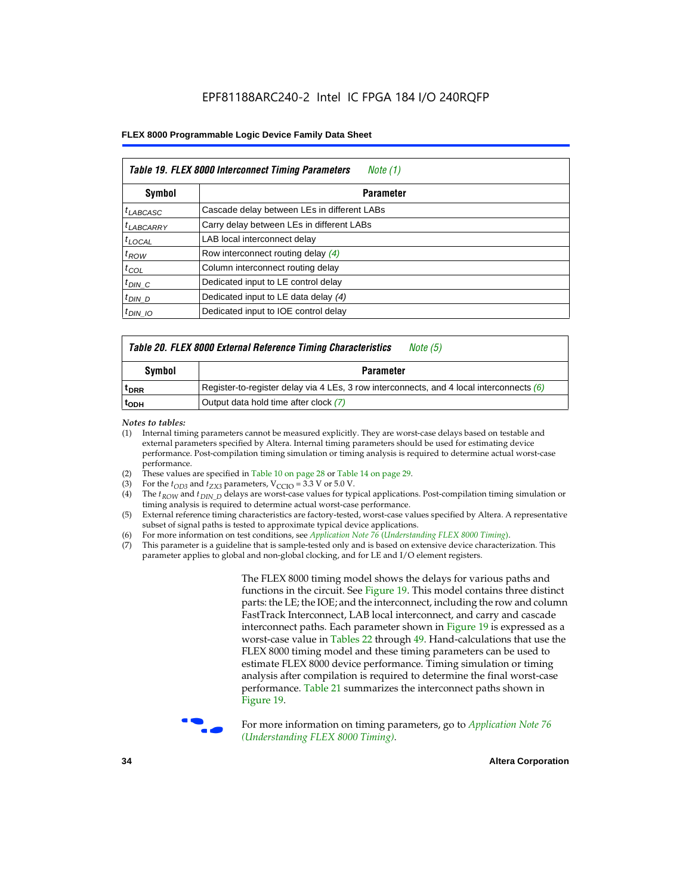**Table 19. FLEX 8000 Interconnect Timing Parameters** *Note (1)*

| Symbol | Parameter |
|---|---|
| $t_{LABCASC}$ | Cascade delay between LEs in different LABs |
| $t_{LABCARRY}$ | Carry delay between LEs in different LABs |
| $t_{LOCAL}$ | LAB local interconnect delay |
| $t_{ROW}$ | Row interconnect routing delay *(4)* |
| $t_{COL}$ | Column interconnect routing delay |
| $t_{DIN\_C}$ | Dedicated input to LE control delay |
| $t_{DIN\_D}$ | Dedicated input to LE data delay *(4)* |
| $t_{DIN\_IO}$ | Dedicated input to IOE control delay |

**Table 20. FLEX 8000 External Reference Timing Characteristics** *Note (5)*

| Symbol | Parameter |
|---|---|
| $t_{DRR}$ | Register-to-register delay via 4 LEs, 3 row interconnects, and 4 local interconnects *(6)* |
| $t_{ODH}$ | Output data hold time after clock *(7)* |

*Notes to tables:*

(1) Internal timing parameters cannot be measured explicitly. They are worst-case delays based on testable and external parameters specified by Altera. Internal timing parameters should be used for estimating device performance. Post-compilation timing simulation or timing analysis is required to determine actual worst-case performance.

(2) These values are specified in Table 10 on page 28 or Table 14 on page 29.

(3) For the $t_{OD3}$ and $t_{ZX3}$ parameters, $V_{CCIO}$ = 3.3 V or 5.0 V.

(4) The $t_{ROW}$ and $t_{DIN\_D}$ delays are worst-case values for typical applications. Post-compilation timing simulation or timing analysis is required to determine actual worst-case performance.

(5) External reference timing characteristics are factory-tested, worst-case values specified by Altera. A representative subset of signal paths is tested to approximate typical device applications.

(6) For more information on test conditions, see *Application Note 76* (*Understanding FLEX 8000 Timing*).

(7) This parameter is a guideline that is sample-tested only and is based on extensive device characterization. This parameter applies to global and non-global clocking, and for LE and I/O element registers.

The FLEX 8000 timing model shows the delays for various paths and functions in the circuit. See Figure 19. This model contains three distinct parts: the LE; the IOE; and the interconnect, including the row and column FastTrack Interconnect, LAB local interconnect, and carry and cascade interconnect paths. Each parameter shown in Figure 19 is expressed as a worst-case value in Tables 22 through 49. Hand-calculations that use the FLEX 8000 timing model and these timing parameters can be used to estimate FLEX 8000 device performance. Timing simulation or timing analysis after compilation is required to determine the final worst-case performance. Table 21 summarizes the interconnect paths shown in Figure 19.

For more information on timing parameters, go to *Application Note 76 (Understanding FLEX 8000 Timing)*.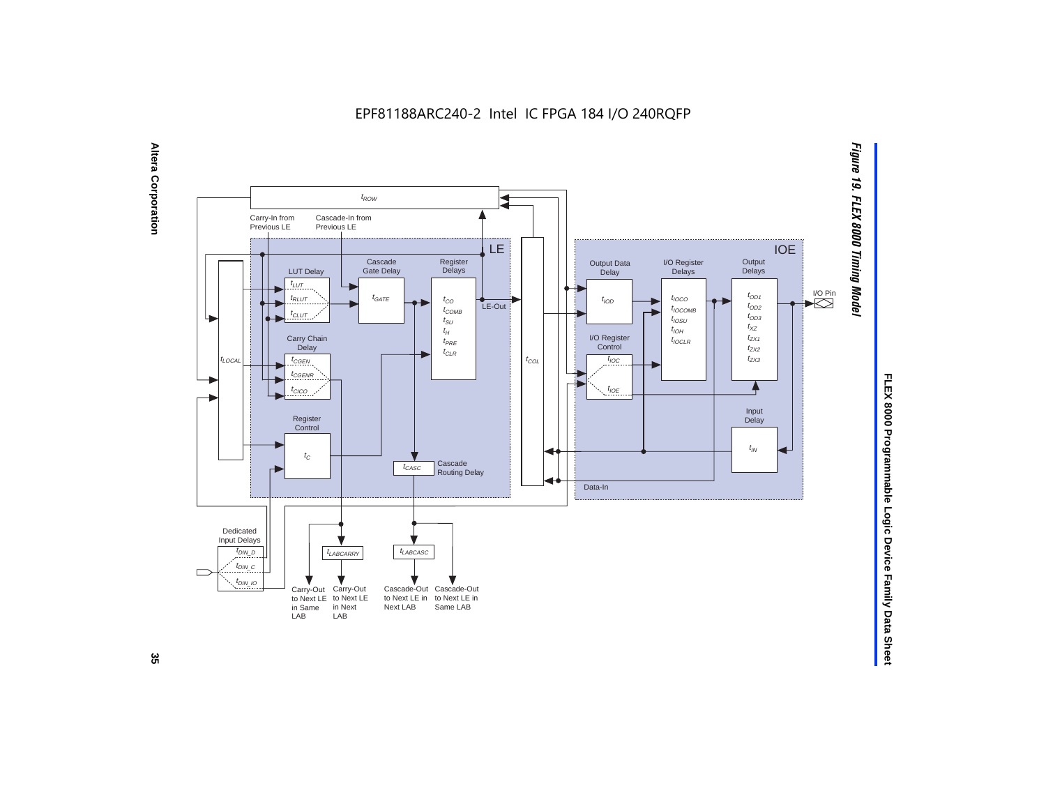EPF81188ARC240-2 Intel IC FPGA 184 I/O 240RQFP

**Figure 19. FLEX 8000 Timing Model**

$t_{ROW}$

Carry-In from Previous LE

Cascade-In from Previous LE

LE

LUT Delay

$t_{LUT}$

$t_{RLUT}$

$t_{CLUT}$

Cascade Gate Delay

$t_{GATE}$

Register Delays

$t_{CO}$

$t_{COMB}$

$t_{SU}$

$t_H$

$t_{PRE}$

$t_{CLR}$

LE-Out

$t_{LOCAL}$

Carry Chain Delay

$t_{CGEN}$

$t_{CGENR}$

$t_{CICO}$

Register Control

$t_C$

$t_{CASC}$

Cascade Routing Delay

$t_{COL}$

IOE

Output Data Delay

$t_{IOD}$

I/O Register Delays

$t_{IOCO}$

$t_{IOCOMB}$

$t_{IOSU}$

$t_{IOH}$

$t_{IOCLR}$

Output Delays

$t_{OD1}$

$t_{OD2}$

$t_{OD3}$

$t_{XZ}$

$t_{ZX1}$

$t_{ZX2}$

$t_{ZX3}$

I/O Pin

I/O Register Control

$t_{IOC}$

$t_{IOE}$

Input Delay

$t_{IN}$

Data-In

Dedicated Input Delays

$t_{DIN\_D}$

$t_{DIN\_C}$

$t_{DIN\_IO}$

$t_{LABCARRY}$

$t_{LABCASC}$

Carry-Out to Next LE in Same LAB

Carry-Out to Next LE in Next LAB

Cascade-Out to Next LE in Next LAB

Cascade-Out to Next LE in Same LAB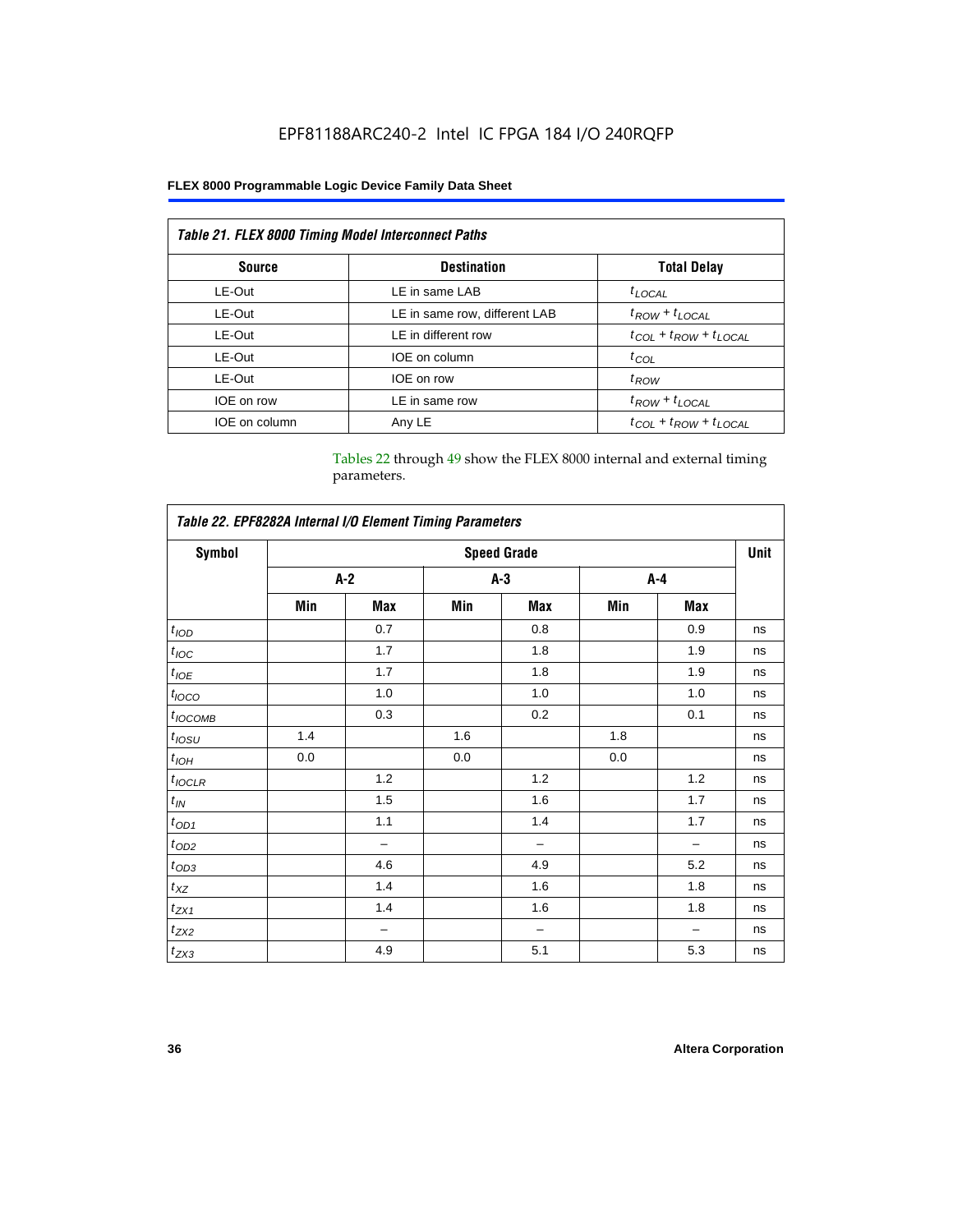| Table 21. FLEX 8000 Timing Model Interconnect Paths | | |
|---|---|---|
| **Source** | **Destination** | **Total Delay** |
| LE-Out | LE in same LAB | $t_{LOCAL}$ |
| LE-Out | LE in same row, different LAB | $t_{ROW} + t_{LOCAL}$ |
| LE-Out | LE in different row | $t_{COL} + t_{ROW} + t_{LOCAL}$ |
| LE-Out | IOE on column | $t_{COL}$ |
| LE-Out | IOE on row | $t_{ROW}$ |
| IOE on row | LE in same row | $t_{ROW} + t_{LOCAL}$ |
| IOE on column | Any LE | $t_{COL} + t_{ROW} + t_{LOCAL}$ |

Tables 22 through 49 show the FLEX 8000 internal and external timing parameters.

| Table 22. EPF8282A Internal I/O Element Timing Parameters | | | | | | | |
|---|---|---|---|---|---|---|---|
| **Symbol** | **Speed Grade** | | | | | | **Unit** |
| | **A-2** | | **A-3** | | **A-4** | | |
| | **Min** | **Max** | **Min** | **Max** | **Min** | **Max** | |
| $t_{IOD}$ | | 0.7 | | 0.8 | | 0.9 | ns |
| $t_{IOC}$ | | 1.7 | | 1.8 | | 1.9 | ns |
| $t_{IOE}$ | | 1.7 | | 1.8 | | 1.9 | ns |
| $t_{IOCO}$ | | 1.0 | | 1.0 | | 1.0 | ns |
| $t_{IOCOMB}$ | | 0.3 | | 0.2 | | 0.1 | ns |
| $t_{IOSU}$ | 1.4 | | 1.6 | | 1.8 | | ns |
| $t_{IOH}$ | 0.0 | | 0.0 | | 0.0 | | ns |
| $t_{IOCLR}$ | | 1.2 | | 1.2 | | 1.2 | ns |
| $t_{IN}$ | | 1.5 | | 1.6 | | 1.7 | ns |
| $t_{OD1}$ | | 1.1 | | 1.4 | | 1.7 | ns |
| $t_{OD2}$ | | – | | – | | – | ns |
| $t_{OD3}$ | | 4.6 | | 4.9 | | 5.2 | ns |
| $t_{XZ}$ | | 1.4 | | 1.6 | | 1.8 | ns |
| $t_{ZX1}$ | | 1.4 | | 1.6 | | 1.8 | ns |
| $t_{ZX2}$ | | – | | – | | – | ns |
| $t_{ZX3}$ | | 4.9 | | 5.1 | | 5.3 | ns |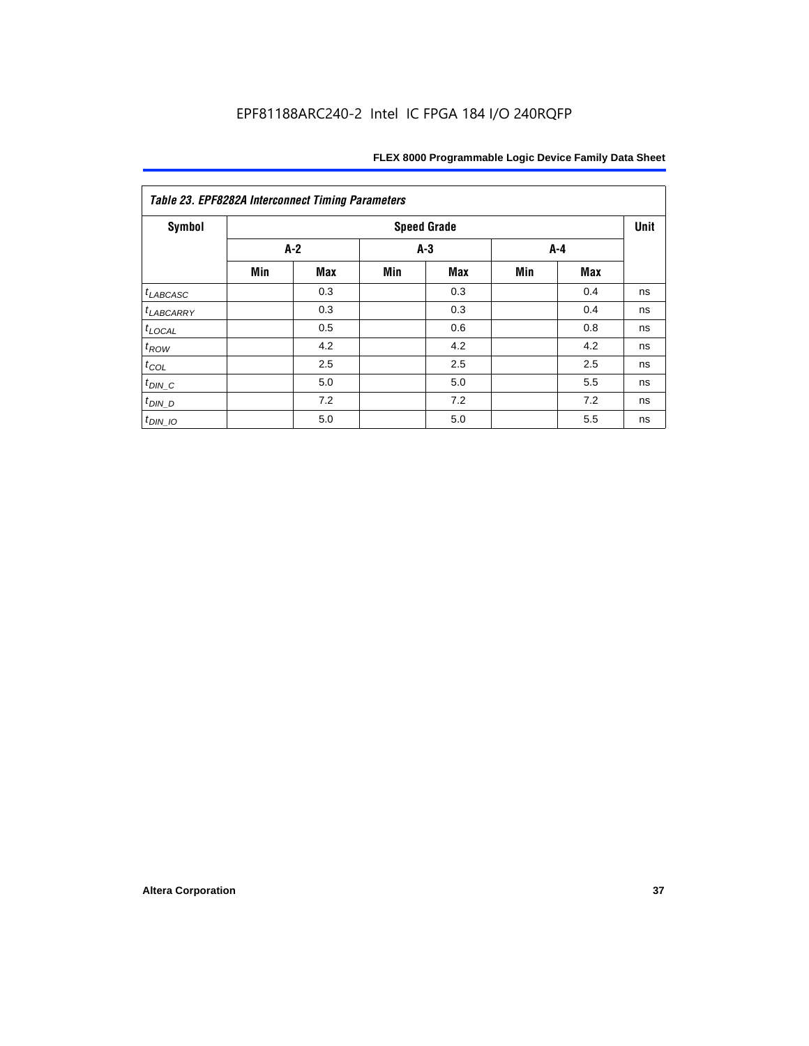*Table 23. EPF8282A Interconnect Timing Parameters*

| Symbol | Speed Grade | | | | | | Unit |
|---|---|---|---|---|---|---|---|
| | A-2 | | A-3 | | A-4 | | |
| | Min | Max | Min | Max | Min | Max | |
| $t_{LABCASC}$ | | 0.3 | | 0.3 | | 0.4 | ns |
| $t_{LABCARRY}$ | | 0.3 | | 0.3 | | 0.4 | ns |
| $t_{LOCAL}$ | | 0.5 | | 0.6 | | 0.8 | ns |
| $t_{ROW}$ | | 4.2 | | 4.2 | | 4.2 | ns |
| $t_{COL}$ | | 2.5 | | 2.5 | | 2.5 | ns |
| $t_{DIN\_C}$ | | 5.0 | | 5.0 | | 5.5 | ns |
| $t_{DIN\_D}$ | | 7.2 | | 7.2 | | 7.2 | ns |
| $t_{DIN\_IO}$ | | 5.0 | | 5.0 | | 5.5 | ns |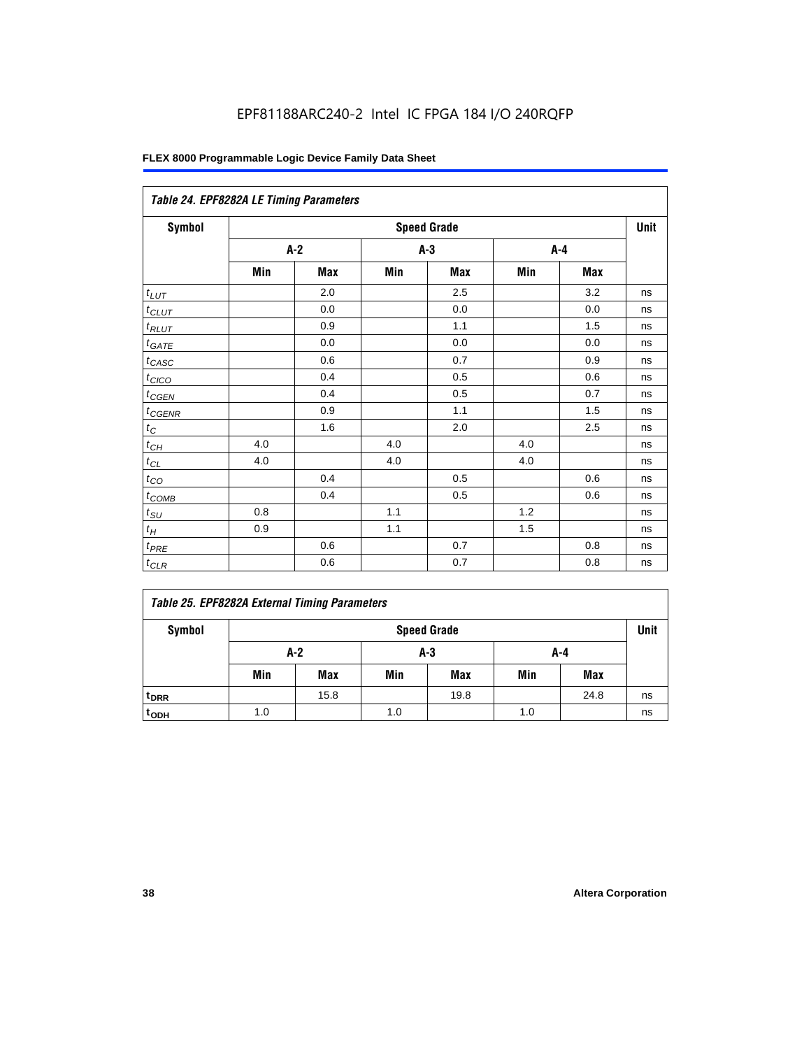| Table 24. EPF8282A LE Timing Parameters | | | | | | | |
|---|---|---|---|---|---|---|---|
| Symbol | Speed Grade | | | | | | Unit |
| | A-2 | | A-3 | | A-4 | | |
| | Min | Max | Min | Max | Min | Max | |
| $t_{LUT}$ | | 2.0 | | 2.5 | | 3.2 | ns |
| $t_{CLUT}$ | | 0.0 | | 0.0 | | 0.0 | ns |
| $t_{RLUT}$ | | 0.9 | | 1.1 | | 1.5 | ns |
| $t_{GATE}$ | | 0.0 | | 0.0 | | 0.0 | ns |
| $t_{CASC}$ | | 0.6 | | 0.7 | | 0.9 | ns |
| $t_{CICO}$ | | 0.4 | | 0.5 | | 0.6 | ns |
| $t_{CGEN}$ | | 0.4 | | 0.5 | | 0.7 | ns |
| $t_{CGENR}$ | | 0.9 | | 1.1 | | 1.5 | ns |
| $t_{C}$ | | 1.6 | | 2.0 | | 2.5 | ns |
| $t_{CH}$ | 4.0 | | 4.0 | | 4.0 | | ns |
| $t_{CL}$ | 4.0 | | 4.0 | | 4.0 | | ns |
| $t_{CO}$ | | 0.4 | | 0.5 | | 0.6 | ns |
| $t_{COMB}$ | | 0.4 | | 0.5 | | 0.6 | ns |
| $t_{SU}$ | 0.8 | | 1.1 | | 1.2 | | ns |
| $t_{H}$ | 0.9 | | 1.1 | | 1.5 | | ns |
| $t_{PRE}$ | | 0.6 | | 0.7 | | 0.8 | ns |
| $t_{CLR}$ | | 0.6 | | 0.7 | | 0.8 | ns |

| Table 25. EPF8282A External Timing Parameters | | | | | | | |
|---|---|---|---|---|---|---|---|
| Symbol | Speed Grade | | | | | | Unit |
| | A-2 | | A-3 | | A-4 | | |
| | Min | Max | Min | Max | Min | Max | |
| $t_{DRR}$ | | 15.8 | | 19.8 | | 24.8 | ns |
| $t_{ODH}$ | 1.0 | | 1.0 | | 1.0 | | ns |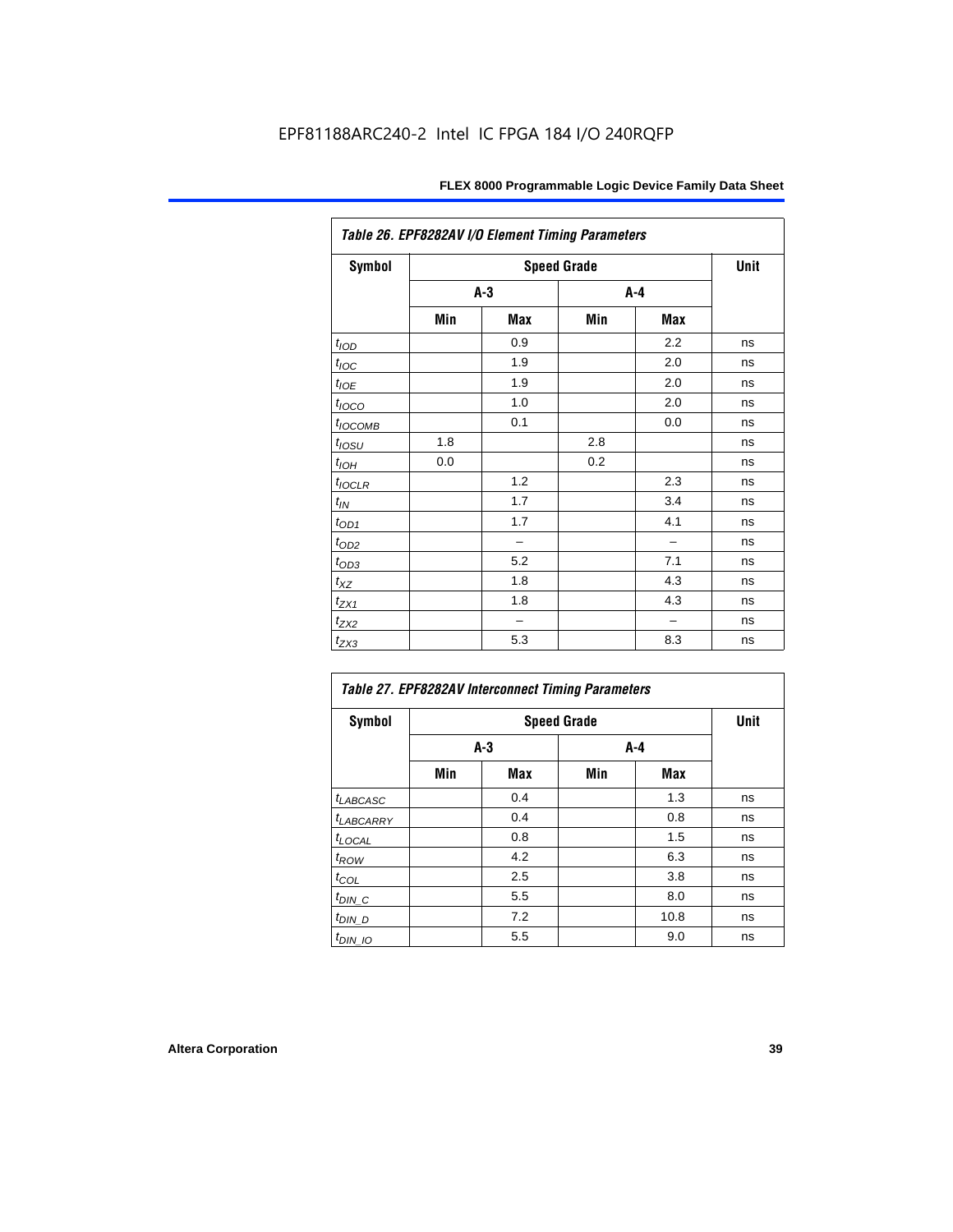EPF81188ARC240-2 Intel IC FPGA 184 I/O 240RQFP

**Table 26. EPF8282AV I/O Element Timing Parameters**

| Symbol | Speed Grade | | | | Unit |
|---|---|---|---|---|---|
| | A-3 | | A-4 | | |
| | Min | Max | Min | Max | |
| $t_{IOD}$ | | 0.9 | | 2.2 | ns |
| $t_{IOC}$ | | 1.9 | | 2.0 | ns |
| $t_{IOE}$ | | 1.9 | | 2.0 | ns |
| $t_{IOCO}$ | | 1.0 | | 2.0 | ns |
| $t_{IOCOMB}$ | | 0.1 | | 0.0 | ns |
| $t_{IOSU}$ | 1.8 | | 2.8 | | ns |
| $t_{IOH}$ | 0.0 | | 0.2 | | ns |
| $t_{IOCLR}$ | | 1.2 | | 2.3 | ns |
| $t_{IN}$ | | 1.7 | | 3.4 | ns |
| $t_{OD1}$ | | 1.7 | | 4.1 | ns |
| $t_{OD2}$ | | – | | – | ns |
| $t_{OD3}$ | | 5.2 | | 7.1 | ns |
| $t_{XZ}$ | | 1.8 | | 4.3 | ns |
| $t_{ZX1}$ | | 1.8 | | 4.3 | ns |
| $t_{ZX2}$ | | – | | – | ns |
| $t_{ZX3}$ | | 5.3 | | 8.3 | ns |

**Table 27. EPF8282AV Interconnect Timing Parameters**

| Symbol | Speed Grade | | | | Unit |
|---|---|---|---|---|---|
| | A-3 | | A-4 | | |
| | Min | Max | Min | Max | |
| $t_{LABCASC}$ | | 0.4 | | 1.3 | ns |
| $t_{LABCARRY}$ | | 0.4 | | 0.8 | ns |
| $t_{LOCAL}$ | | 0.8 | | 1.5 | ns |
| $t_{ROW}$ | | 4.2 | | 6.3 | ns |
| $t_{COL}$ | | 2.5 | | 3.8 | ns |
| $t_{DIN\_C}$ | | 5.5 | | 8.0 | ns |
| $t_{DIN\_D}$ | | 7.2 | | 10.8 | ns |
| $t_{DIN\_IO}$ | | 5.5 | | 9.0 | ns |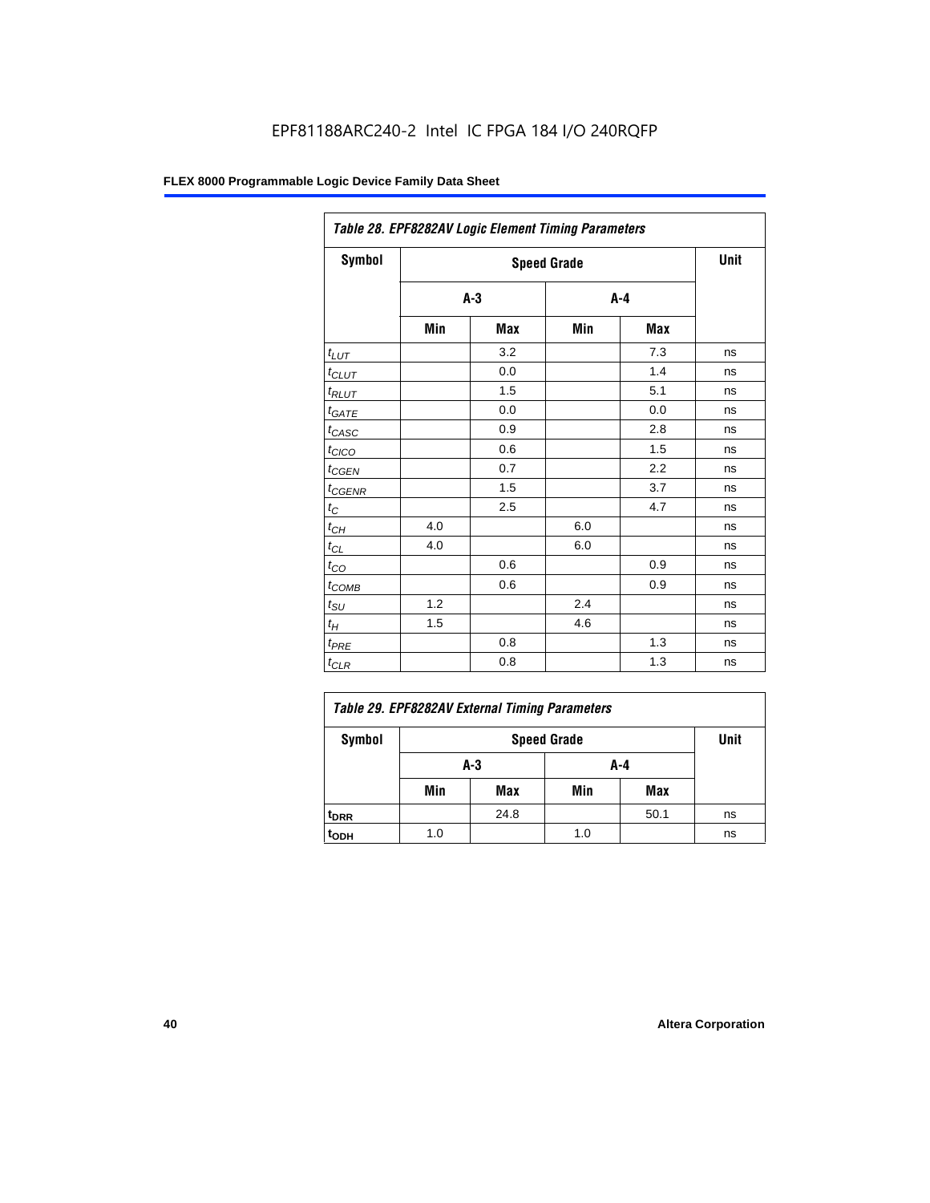EPF81188ARC240-2 Intel IC FPGA 184 I/O 240RQFP

| Table 28. EPF8282AV Logic Element Timing Parameters | | | | | |
|---|---|---|---|---|---|
| Symbol | Speed Grade | | | | Unit |
| | A-3 | | A-4 | | |
| | Min | Max | Min | Max | |
| $t_{LUT}$ | | 3.2 | | 7.3 | ns |
| $t_{CLUT}$ | | 0.0 | | 1.4 | ns |
| $t_{RLUT}$ | | 1.5 | | 5.1 | ns |
| $t_{GATE}$ | | 0.0 | | 0.0 | ns |
| $t_{CASC}$ | | 0.9 | | 2.8 | ns |
| $t_{CICO}$ | | 0.6 | | 1.5 | ns |
| $t_{CGEN}$ | | 0.7 | | 2.2 | ns |
| $t_{CGENR}$ | | 1.5 | | 3.7 | ns |
| $t_{C}$ | | 2.5 | | 4.7 | ns |
| $t_{CH}$ | 4.0 | | 6.0 | | ns |
| $t_{CL}$ | 4.0 | | 6.0 | | ns |
| $t_{CO}$ | | 0.6 | | 0.9 | ns |
| $t_{COMB}$ | | 0.6 | | 0.9 | ns |
| $t_{SU}$ | 1.2 | | 2.4 | | ns |
| $t_{H}$ | 1.5 | | 4.6 | | ns |
| $t_{PRE}$ | | 0.8 | | 1.3 | ns |
| $t_{CLR}$ | | 0.8 | | 1.3 | ns |

| Table 29. EPF8282AV External Timing Parameters | | | | | |
|---|---|---|---|---|---|
| Symbol | Speed Grade | | | | Unit |
| | A-3 | | A-4 | | |
| | Min | Max | Min | Max | |
| $t_{DRR}$ | | 24.8 | | 50.1 | ns |
| $t_{ODH}$ | 1.0 | | 1.0 | | ns |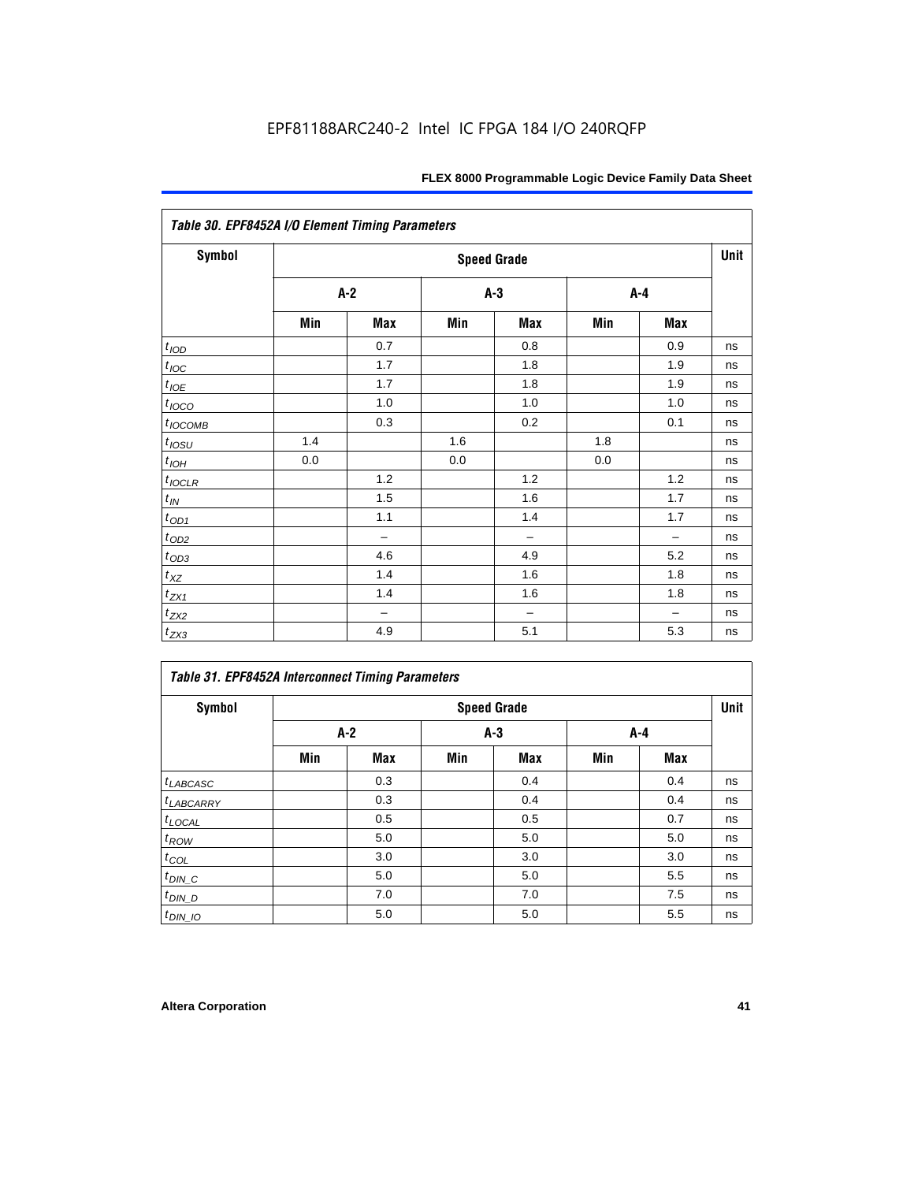EPF81188ARC240-2 Intel IC FPGA 184 I/O 240RQFP

| Table 30. EPF8452A I/O Element Timing Parameters | | | | | | | |
|---|---|---|---|---|---|---|---|
| Symbol | Speed Grade | | | | | | Unit |
| | A-2 | | A-3 | | A-4 | | |
| | Min | Max | Min | Max | Min | Max | |
| $t_{IOD}$ | | 0.7 | | 0.8 | | 0.9 | ns |
| $t_{IOC}$ | | 1.7 | | 1.8 | | 1.9 | ns |
| $t_{IOE}$ | | 1.7 | | 1.8 | | 1.9 | ns |
| $t_{IOCO}$ | | 1.0 | | 1.0 | | 1.0 | ns |
| $t_{IOCOMB}$ | | 0.3 | | 0.2 | | 0.1 | ns |
| $t_{IOSU}$ | 1.4 | | 1.6 | | 1.8 | | ns |
| $t_{IOH}$ | 0.0 | | 0.0 | | 0.0 | | ns |
| $t_{IOCLR}$ | | 1.2 | | 1.2 | | 1.2 | ns |
| $t_{IN}$ | | 1.5 | | 1.6 | | 1.7 | ns |
| $t_{OD1}$ | | 1.1 | | 1.4 | | 1.7 | ns |
| $t_{OD2}$ | | – | | – | | – | ns |
| $t_{OD3}$ | | 4.6 | | 4.9 | | 5.2 | ns |
| $t_{XZ}$ | | 1.4 | | 1.6 | | 1.8 | ns |
| $t_{ZX1}$ | | 1.4 | | 1.6 | | 1.8 | ns |
| $t_{ZX2}$ | | – | | – | | – | ns |
| $t_{ZX3}$ | | 4.9 | | 5.1 | | 5.3 | ns |

| Table 31. EPF8452A Interconnect Timing Parameters | | | | | | | |
|---|---|---|---|---|---|---|---|
| Symbol | Speed Grade | | | | | | Unit |
| | A-2 | | A-3 | | A-4 | | |
| | Min | Max | Min | Max | Min | Max | |
| $t_{LABCASC}$ | | 0.3 | | 0.4 | | 0.4 | ns |
| $t_{LABCARRY}$ | | 0.3 | | 0.4 | | 0.4 | ns |
| $t_{LOCAL}$ | | 0.5 | | 0.5 | | 0.7 | ns |
| $t_{ROW}$ | | 5.0 | | 5.0 | | 5.0 | ns |
| $t_{COL}$ | | 3.0 | | 3.0 | | 3.0 | ns |
| $t_{DIN\_C}$ | | 5.0 | | 5.0 | | 5.5 | ns |
| $t_{DIN\_D}$ | | 7.0 | | 7.0 | | 7.5 | ns |
| $t_{DIN\_IO}$ | | 5.0 | | 5.0 | | 5.5 | ns |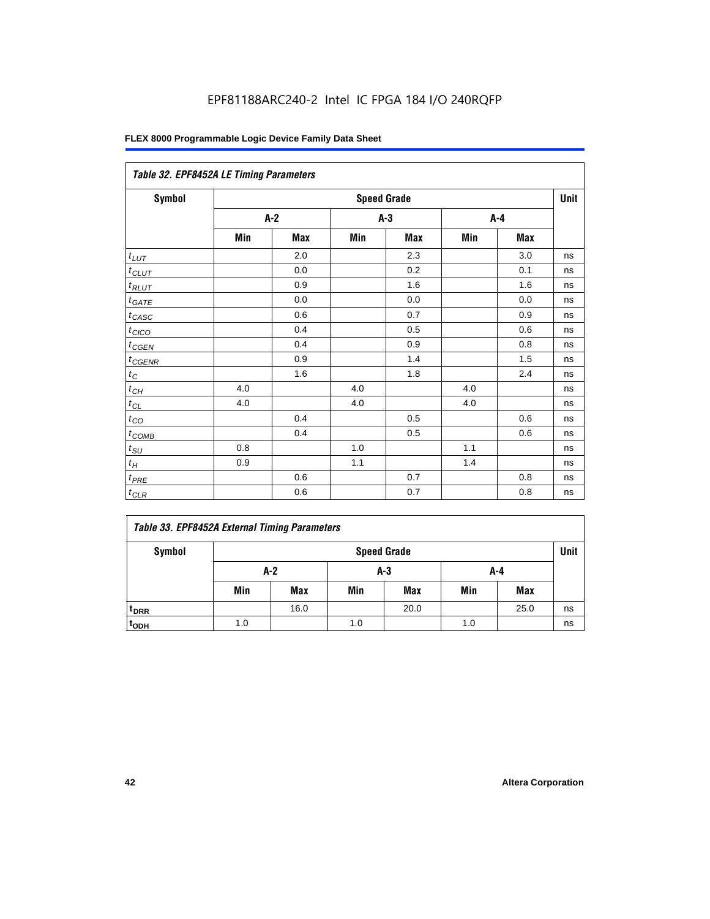EPF81188ARC240-2 Intel IC FPGA 184 I/O 240RQFP

*Table 32. EPF8452A LE Timing Parameters*

| Symbol | Speed Grade | | | | | | Unit |
|---|---|---|---|---|---|---|---|
| | A-2 | | A-3 | | A-4 | | |
| | Min | Max | Min | Max | Min | Max | |
| $t_{LUT}$ | | 2.0 | | 2.3 | | 3.0 | ns |
| $t_{CLUT}$ | | 0.0 | | 0.2 | | 0.1 | ns |
| $t_{RLUT}$ | | 0.9 | | 1.6 | | 1.6 | ns |
| $t_{GATE}$ | | 0.0 | | 0.0 | | 0.0 | ns |
| $t_{CASC}$ | | 0.6 | | 0.7 | | 0.9 | ns |
| $t_{CICO}$ | | 0.4 | | 0.5 | | 0.6 | ns |
| $t_{CGEN}$ | | 0.4 | | 0.9 | | 0.8 | ns |
| $t_{CGENR}$ | | 0.9 | | 1.4 | | 1.5 | ns |
| $t_{C}$ | | 1.6 | | 1.8 | | 2.4 | ns |
| $t_{CH}$ | 4.0 | | 4.0 | | 4.0 | | ns |
| $t_{CL}$ | 4.0 | | 4.0 | | 4.0 | | ns |
| $t_{CO}$ | | 0.4 | | 0.5 | | 0.6 | ns |
| $t_{COMB}$ | | 0.4 | | 0.5 | | 0.6 | ns |
| $t_{SU}$ | 0.8 | | 1.0 | | 1.1 | | ns |
| $t_{H}$ | 0.9 | | 1.1 | | 1.4 | | ns |
| $t_{PRE}$ | | 0.6 | | 0.7 | | 0.8 | ns |
| $t_{CLR}$ | | 0.6 | | 0.7 | | 0.8 | ns |

*Table 33. EPF8452A External Timing Parameters*

| Symbol | Speed Grade | | | | | | Unit |
|---|---|---|---|---|---|---|---|
| | A-2 | | A-3 | | A-4 | | |
| | Min | Max | Min | Max | Min | Max | |
| $t_{DRR}$ | | 16.0 | | 20.0 | | 25.0 | ns |
| $t_{ODH}$ | 1.0 | | 1.0 | | 1.0 | | ns |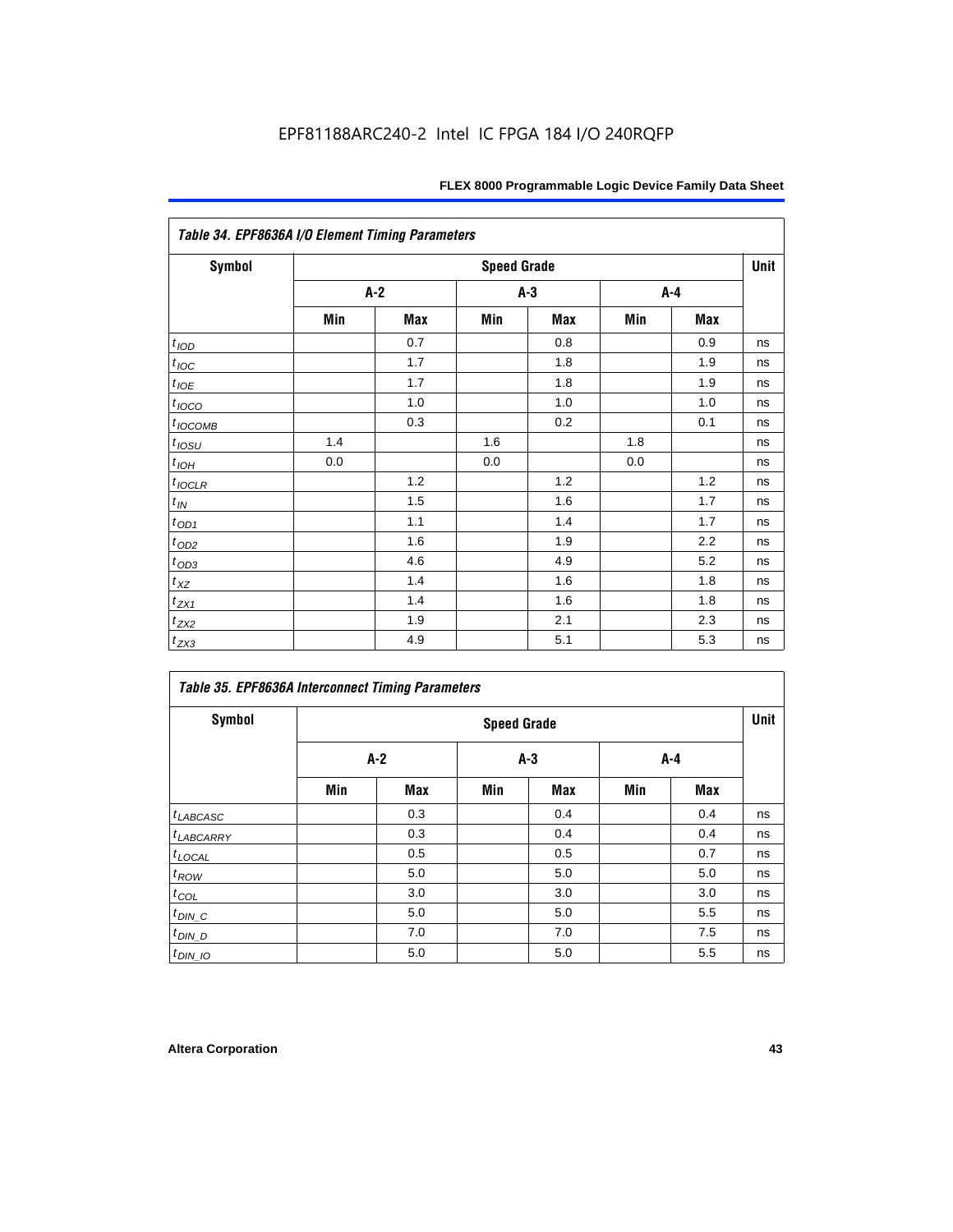EPF81188ARC240-2 Intel IC FPGA 184 I/O 240RQFP

| Table 34. EPF8636A I/O Element Timing Parameters | | | | | | | |
|---|---|---|---|---|---|---|---|
| Symbol | Speed Grade | | | | | | Unit |
| | A-2 | | A-3 | | A-4 | | |
| | Min | Max | Min | Max | Min | Max | |
| $t_{IOD}$ | | 0.7 | | 0.8 | | 0.9 | ns |
| $t_{IOC}$ | | 1.7 | | 1.8 | | 1.9 | ns |
| $t_{IOE}$ | | 1.7 | | 1.8 | | 1.9 | ns |
| $t_{IOCO}$ | | 1.0 | | 1.0 | | 1.0 | ns |
| $t_{IOCOMB}$ | | 0.3 | | 0.2 | | 0.1 | ns |
| $t_{IOSU}$ | 1.4 | | 1.6 | | 1.8 | | ns |
| $t_{IOH}$ | 0.0 | | 0.0 | | 0.0 | | ns |
| $t_{IOCLR}$ | | 1.2 | | 1.2 | | 1.2 | ns |
| $t_{IN}$ | | 1.5 | | 1.6 | | 1.7 | ns |
| $t_{OD1}$ | | 1.1 | | 1.4 | | 1.7 | ns |
| $t_{OD2}$ | | 1.6 | | 1.9 | | 2.2 | ns |
| $t_{OD3}$ | | 4.6 | | 4.9 | | 5.2 | ns |
| $t_{XZ}$ | | 1.4 | | 1.6 | | 1.8 | ns |
| $t_{ZX1}$ | | 1.4 | | 1.6 | | 1.8 | ns |
| $t_{ZX2}$ | | 1.9 | | 2.1 | | 2.3 | ns |
| $t_{ZX3}$ | | 4.9 | | 5.1 | | 5.3 | ns |

| Table 35. EPF8636A Interconnect Timing Parameters | | | | | | | |
|---|---|---|---|---|---|---|---|
| Symbol | Speed Grade | | | | | | Unit |
| | A-2 | | A-3 | | A-4 | | |
| | Min | Max | Min | Max | Min | Max | |
| $t_{LABCASC}$ | | 0.3 | | 0.4 | | 0.4 | ns |
| $t_{LABCARRY}$ | | 0.3 | | 0.4 | | 0.4 | ns |
| $t_{LOCAL}$ | | 0.5 | | 0.5 | | 0.7 | ns |
| $t_{ROW}$ | | 5.0 | | 5.0 | | 5.0 | ns |
| $t_{COL}$ | | 3.0 | | 3.0 | | 3.0 | ns |
| $t_{DIN\_C}$ | | 5.0 | | 5.0 | | 5.5 | ns |
| $t_{DIN\_D}$ | | 7.0 | | 7.0 | | 7.5 | ns |
| $t_{DIN\_IO}$ | | 5.0 | | 5.0 | | 5.5 | ns |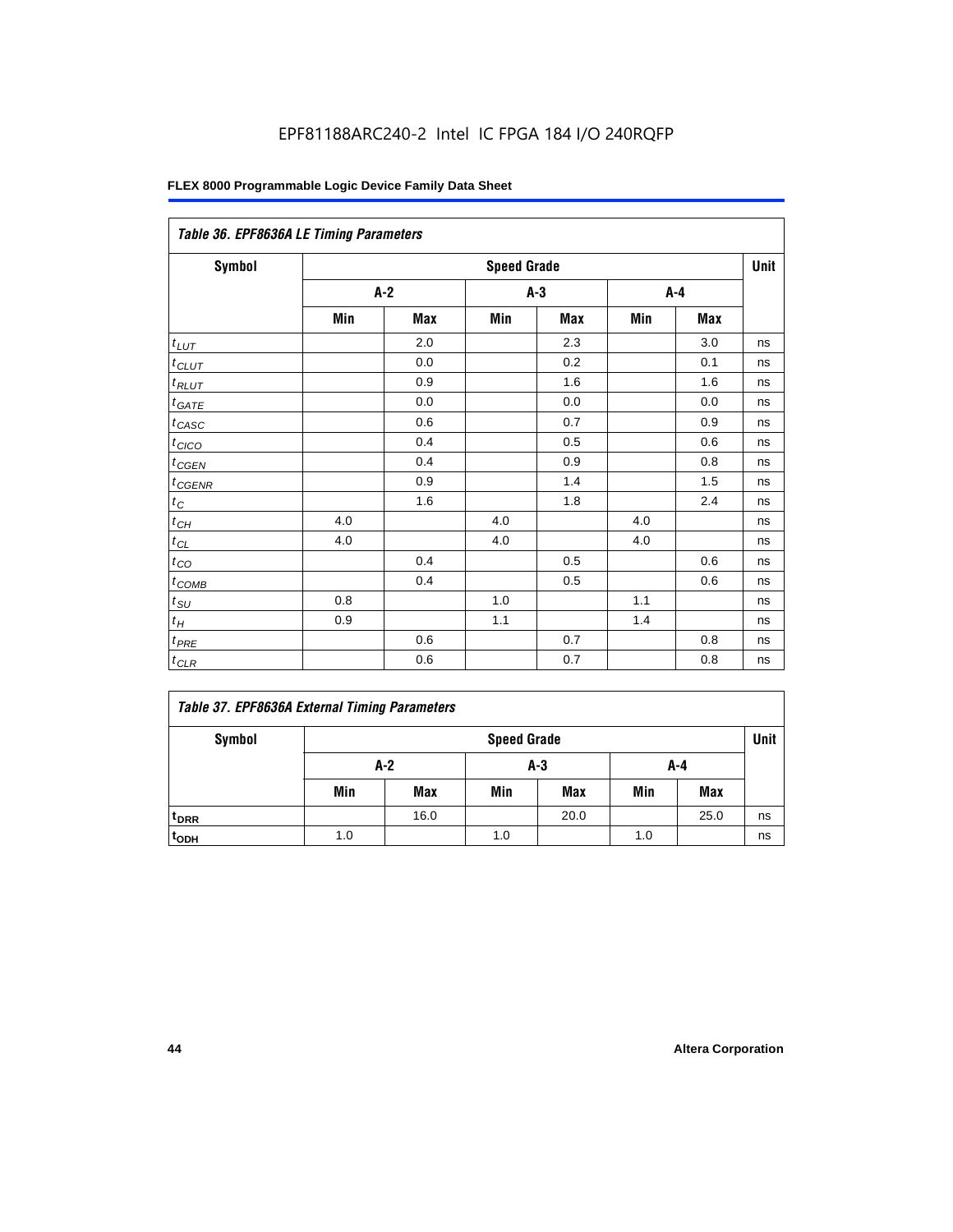Table 36. EPF8636A LE Timing Parameters

| Symbol | Speed Grade | | | | | | Unit |
|---|---|---|---|---|---|---|---|
| | A-2 | | A-3 | | A-4 | | |
| | Min | Max | Min | Max | Min | Max | |
| $t_{LUT}$ | | 2.0 | | 2.3 | | 3.0 | ns |
| $t_{CLUT}$ | | 0.0 | | 0.2 | | 0.1 | ns |
| $t_{RLUT}$ | | 0.9 | | 1.6 | | 1.6 | ns |
| $t_{GATE}$ | | 0.0 | | 0.0 | | 0.0 | ns |
| $t_{CASC}$ | | 0.6 | | 0.7 | | 0.9 | ns |
| $t_{CICO}$ | | 0.4 | | 0.5 | | 0.6 | ns |
| $t_{CGEN}$ | | 0.4 | | 0.9 | | 0.8 | ns |
| $t_{CGENR}$ | | 0.9 | | 1.4 | | 1.5 | ns |
| $t_{C}$ | | 1.6 | | 1.8 | | 2.4 | ns |
| $t_{CH}$ | 4.0 | | 4.0 | | 4.0 | | ns |
| $t_{CL}$ | 4.0 | | 4.0 | | 4.0 | | ns |
| $t_{CO}$ | | 0.4 | | 0.5 | | 0.6 | ns |
| $t_{COMB}$ | | 0.4 | | 0.5 | | 0.6 | ns |
| $t_{SU}$ | 0.8 | | 1.0 | | 1.1 | | ns |
| $t_{H}$ | 0.9 | | 1.1 | | 1.4 | | ns |
| $t_{PRE}$ | | 0.6 | | 0.7 | | 0.8 | ns |
| $t_{CLR}$ | | 0.6 | | 0.7 | | 0.8 | ns |

Table 37. EPF8636A External Timing Parameters

| Symbol | Speed Grade | | | | | | Unit |
|---|---|---|---|---|---|---|---|
| | A-2 | | A-3 | | A-4 | | |
| | Min | Max | Min | Max | Min | Max | |
| $t_{DRR}$ | | 16.0 | | 20.0 | | 25.0 | ns |
| $t_{ODH}$ | 1.0 | | 1.0 | | 1.0 | | ns |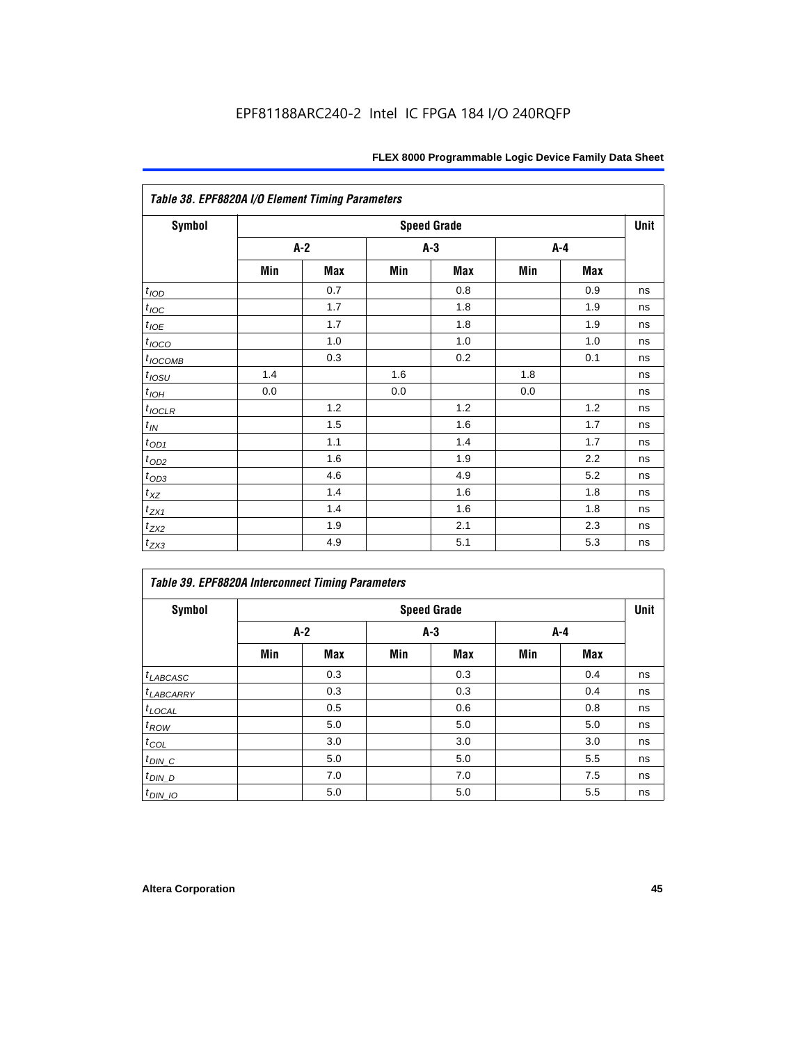EPF81188ARC240-2 Intel IC FPGA 184 I/O 240RQFP

*Table 38. EPF8820A I/O Element Timing Parameters*

| Symbol | Speed Grade | | | | | | Unit |
|---|---|---|---|---|---|---|---|
| | A-2 | | A-3 | | A-4 | | |
| | Min | Max | Min | Max | Min | Max | |
| $t_{IOD}$ | | 0.7 | | 0.8 | | 0.9 | ns |
| $t_{IOC}$ | | 1.7 | | 1.8 | | 1.9 | ns |
| $t_{IOE}$ | | 1.7 | | 1.8 | | 1.9 | ns |
| $t_{IOCO}$ | | 1.0 | | 1.0 | | 1.0 | ns |
| $t_{IOCOMB}$ | | 0.3 | | 0.2 | | 0.1 | ns |
| $t_{IOSU}$ | 1.4 | | 1.6 | | 1.8 | | ns |
| $t_{IOH}$ | 0.0 | | 0.0 | | 0.0 | | ns |
| $t_{IOCLR}$ | | 1.2 | | 1.2 | | 1.2 | ns |
| $t_{IN}$ | | 1.5 | | 1.6 | | 1.7 | ns |
| $t_{OD1}$ | | 1.1 | | 1.4 | | 1.7 | ns |
| $t_{OD2}$ | | 1.6 | | 1.9 | | 2.2 | ns |
| $t_{OD3}$ | | 4.6 | | 4.9 | | 5.2 | ns |
| $t_{XZ}$ | | 1.4 | | 1.6 | | 1.8 | ns |
| $t_{ZX1}$ | | 1.4 | | 1.6 | | 1.8 | ns |
| $t_{ZX2}$ | | 1.9 | | 2.1 | | 2.3 | ns |
| $t_{ZX3}$ | | 4.9 | | 5.1 | | 5.3 | ns |

*Table 39. EPF8820A Interconnect Timing Parameters*

| Symbol | Speed Grade | | | | | | Unit |
|---|---|---|---|---|---|---|---|
| | A-2 | | A-3 | | A-4 | | |
| | Min | Max | Min | Max | Min | Max | |
| $t_{LABCASC}$ | | 0.3 | | 0.3 | | 0.4 | ns |
| $t_{LABCARRY}$ | | 0.3 | | 0.3 | | 0.4 | ns |
| $t_{LOCAL}$ | | 0.5 | | 0.6 | | 0.8 | ns |
| $t_{ROW}$ | | 5.0 | | 5.0 | | 5.0 | ns |
| $t_{COL}$ | | 3.0 | | 3.0 | | 3.0 | ns |
| $t_{DIN\_C}$ | | 5.0 | | 5.0 | | 5.5 | ns |
| $t_{DIN\_D}$ | | 7.0 | | 7.0 | | 7.5 | ns |
| $t_{DIN\_IO}$ | | 5.0 | | 5.0 | | 5.5 | ns |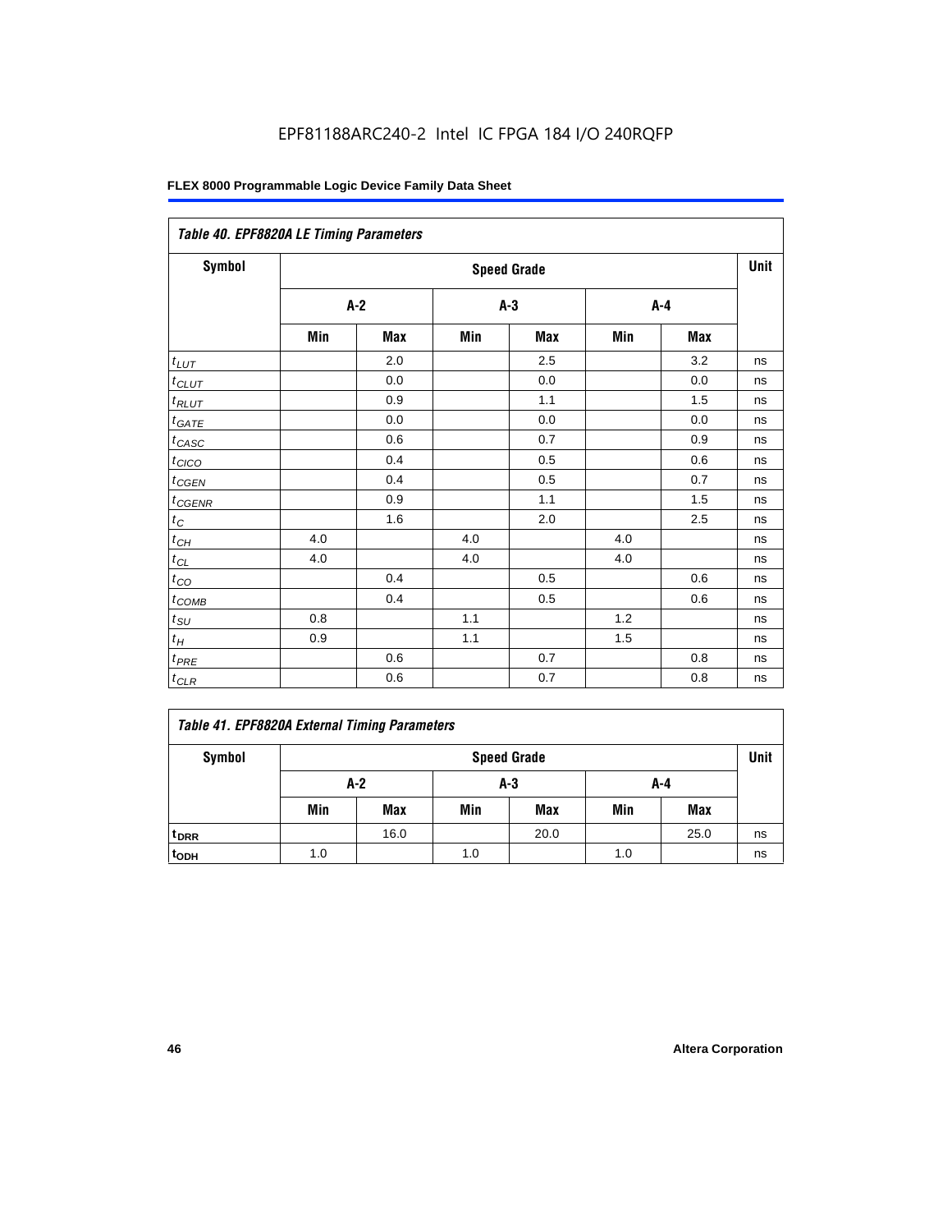EPF81188ARC240-2 Intel IC FPGA 184 I/O 240RQFP

| Table 40. EPF8820A LE Timing Parameters | | | | | | | |
|---|---|---|---|---|---|---|---|
| Symbol | Speed Grade | | | | | | Unit |
| | A-2 | | A-3 | | A-4 | | |
| | Min | Max | Min | Max | Min | Max | |
| $t_{LUT}$ | | 2.0 | | 2.5 | | 3.2 | ns |
| $t_{CLUT}$ | | 0.0 | | 0.0 | | 0.0 | ns |
| $t_{RLUT}$ | | 0.9 | | 1.1 | | 1.5 | ns |
| $t_{GATE}$ | | 0.0 | | 0.0 | | 0.0 | ns |
| $t_{CASC}$ | | 0.6 | | 0.7 | | 0.9 | ns |
| $t_{CICO}$ | | 0.4 | | 0.5 | | 0.6 | ns |
| $t_{CGEN}$ | | 0.4 | | 0.5 | | 0.7 | ns |
| $t_{CGENR}$ | | 0.9 | | 1.1 | | 1.5 | ns |
| $t_{C}$ | | 1.6 | | 2.0 | | 2.5 | ns |
| $t_{CH}$ | 4.0 | | 4.0 | | 4.0 | | ns |
| $t_{CL}$ | 4.0 | | 4.0 | | 4.0 | | ns |
| $t_{CO}$ | | 0.4 | | 0.5 | | 0.6 | ns |
| $t_{COMB}$ | | 0.4 | | 0.5 | | 0.6 | ns |
| $t_{SU}$ | 0.8 | | 1.1 | | 1.2 | | ns |
| $t_{H}$ | 0.9 | | 1.1 | | 1.5 | | ns |
| $t_{PRE}$ | | 0.6 | | 0.7 | | 0.8 | ns |
| $t_{CLR}$ | | 0.6 | | 0.7 | | 0.8 | ns |

| Table 41. EPF8820A External Timing Parameters | | | | | | | |
|---|---|---|---|---|---|---|---|
| Symbol | Speed Grade | | | | | | Unit |
| | A-2 | | A-3 | | A-4 | | |
| | Min | Max | Min | Max | Min | Max | |
| $t_{DRR}$ | | 16.0 | | 20.0 | | 25.0 | ns |
| $t_{ODH}$ | 1.0 | | 1.0 | | 1.0 | | ns |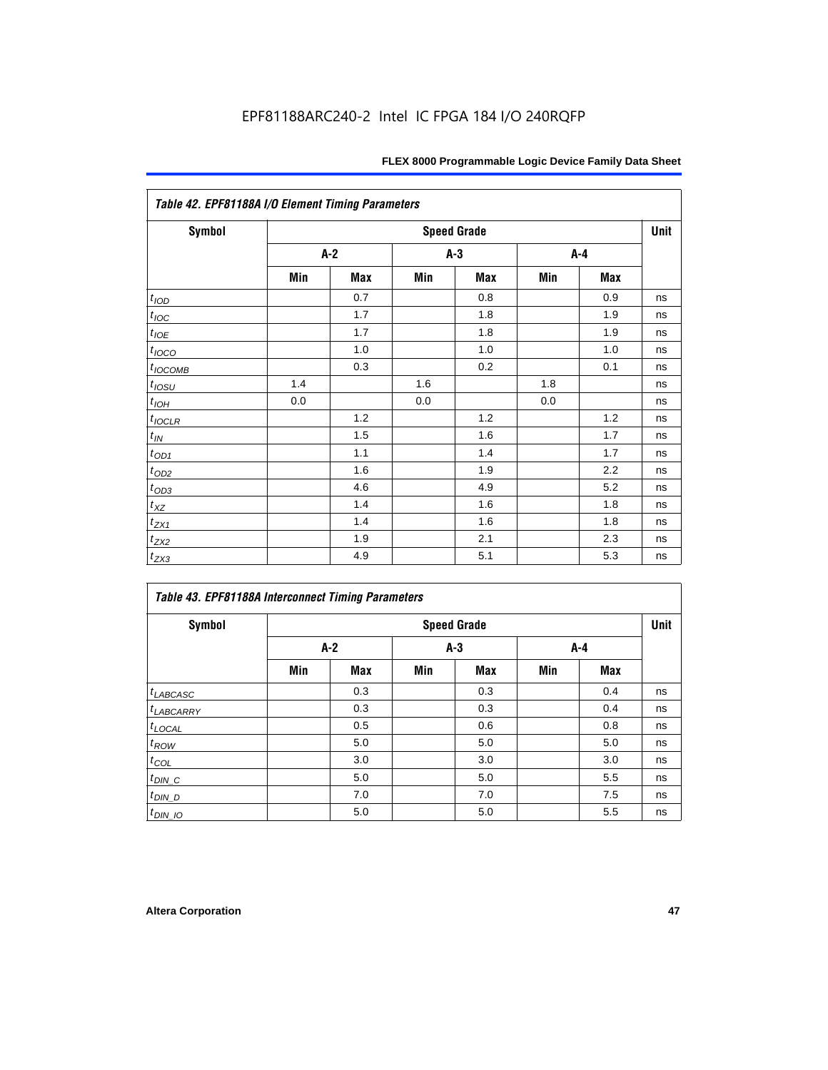*Table 42. EPF81188A I/O Element Timing Parameters*

| Symbol | Speed Grade | | | | | | Unit |
|---|---|---|---|---|---|---|---|
| | A-2 | | A-3 | | A-4 | | |
| | Min | Max | Min | Max | Min | Max | |
| $t_{IOD}$ | | 0.7 | | 0.8 | | 0.9 | ns |
| $t_{IOC}$ | | 1.7 | | 1.8 | | 1.9 | ns |
| $t_{IOE}$ | | 1.7 | | 1.8 | | 1.9 | ns |
| $t_{IOCO}$ | | 1.0 | | 1.0 | | 1.0 | ns |
| $t_{IOCOMB}$ | | 0.3 | | 0.2 | | 0.1 | ns |
| $t_{IOSU}$ | 1.4 | | 1.6 | | 1.8 | | ns |
| $t_{IOH}$ | 0.0 | | 0.0 | | 0.0 | | ns |
| $t_{IOCLR}$ | | 1.2 | | 1.2 | | 1.2 | ns |
| $t_{IN}$ | | 1.5 | | 1.6 | | 1.7 | ns |
| $t_{OD1}$ | | 1.1 | | 1.4 | | 1.7 | ns |
| $t_{OD2}$ | | 1.6 | | 1.9 | | 2.2 | ns |
| $t_{OD3}$ | | 4.6 | | 4.9 | | 5.2 | ns |
| $t_{XZ}$ | | 1.4 | | 1.6 | | 1.8 | ns |
| $t_{ZX1}$ | | 1.4 | | 1.6 | | 1.8 | ns |
| $t_{ZX2}$ | | 1.9 | | 2.1 | | 2.3 | ns |
| $t_{ZX3}$ | | 4.9 | | 5.1 | | 5.3 | ns |

*Table 43. EPF81188A Interconnect Timing Parameters*

| Symbol | Speed Grade | | | | | | Unit |
|---|---|---|---|---|---|---|---|
| | A-2 | | A-3 | | A-4 | | |
| | Min | Max | Min | Max | Min | Max | |
| $t_{LABCASC}$ | | 0.3 | | 0.3 | | 0.4 | ns |
| $t_{LABCARRY}$ | | 0.3 | | 0.3 | | 0.4 | ns |
| $t_{LOCAL}$ | | 0.5 | | 0.6 | | 0.8 | ns |
| $t_{ROW}$ | | 5.0 | | 5.0 | | 5.0 | ns |
| $t_{COL}$ | | 3.0 | | 3.0 | | 3.0 | ns |
| $t_{DIN\_C}$ | | 5.0 | | 5.0 | | 5.5 | ns |
| $t_{DIN\_D}$ | | 7.0 | | 7.0 | | 7.5 | ns |
| $t_{DIN\_IO}$ | | 5.0 | | 5.0 | | 5.5 | ns |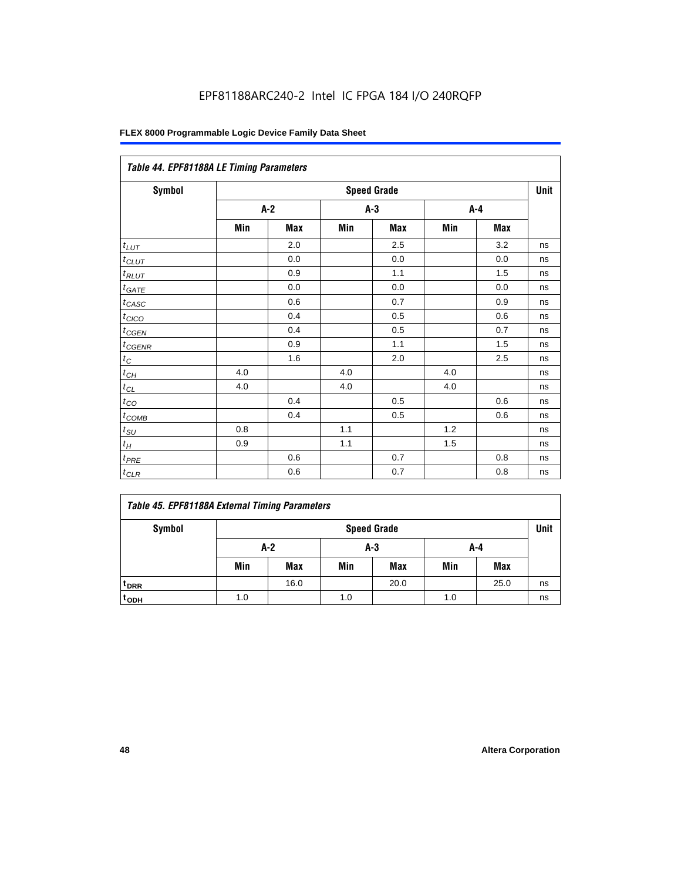EPF81188ARC240-2 Intel IC FPGA 184 I/O 240RQFP

| *Table 44. EPF81188A LE Timing Parameters* | | | | | | | |
|---|---|---|---|---|---|---|---|
| **Symbol** | **Speed Grade** | | | | | | **Unit** |
| | **A-2** | | **A-3** | | **A-4** | | |
| | **Min** | **Max** | **Min** | **Max** | **Min** | **Max** | |
| $t_{LUT}$ | | 2.0 | | 2.5 | | 3.2 | ns |
| $t_{CLUT}$ | | 0.0 | | 0.0 | | 0.0 | ns |
| $t_{RLUT}$ | | 0.9 | | 1.1 | | 1.5 | ns |
| $t_{GATE}$ | | 0.0 | | 0.0 | | 0.0 | ns |
| $t_{CASC}$ | | 0.6 | | 0.7 | | 0.9 | ns |
| $t_{CICO}$ | | 0.4 | | 0.5 | | 0.6 | ns |
| $t_{CGEN}$ | | 0.4 | | 0.5 | | 0.7 | ns |
| $t_{CGENR}$ | | 0.9 | | 1.1 | | 1.5 | ns |
| $t_{C}$ | | 1.6 | | 2.0 | | 2.5 | ns |
| $t_{CH}$ | 4.0 | | 4.0 | | 4.0 | | ns |
| $t_{CL}$ | 4.0 | | 4.0 | | 4.0 | | ns |
| $t_{CO}$ | | 0.4 | | 0.5 | | 0.6 | ns |
| $t_{COMB}$ | | 0.4 | | 0.5 | | 0.6 | ns |
| $t_{SU}$ | 0.8 | | 1.1 | | 1.2 | | ns |
| $t_{H}$ | 0.9 | | 1.1 | | 1.5 | | ns |
| $t_{PRE}$ | | 0.6 | | 0.7 | | 0.8 | ns |
| $t_{CLR}$ | | 0.6 | | 0.7 | | 0.8 | ns |

| *Table 45. EPF81188A External Timing Parameters* | | | | | | | |
|---|---|---|---|---|---|---|---|
| **Symbol** | **Speed Grade** | | | | | | **Unit** |
| | **A-2** | | **A-3** | | **A-4** | | |
| | **Min** | **Max** | **Min** | **Max** | **Min** | **Max** | |
| $t_{DRR}$ | | 16.0 | | 20.0 | | 25.0 | ns |
| $t_{ODH}$ | 1.0 | | 1.0 | | 1.0 | | ns |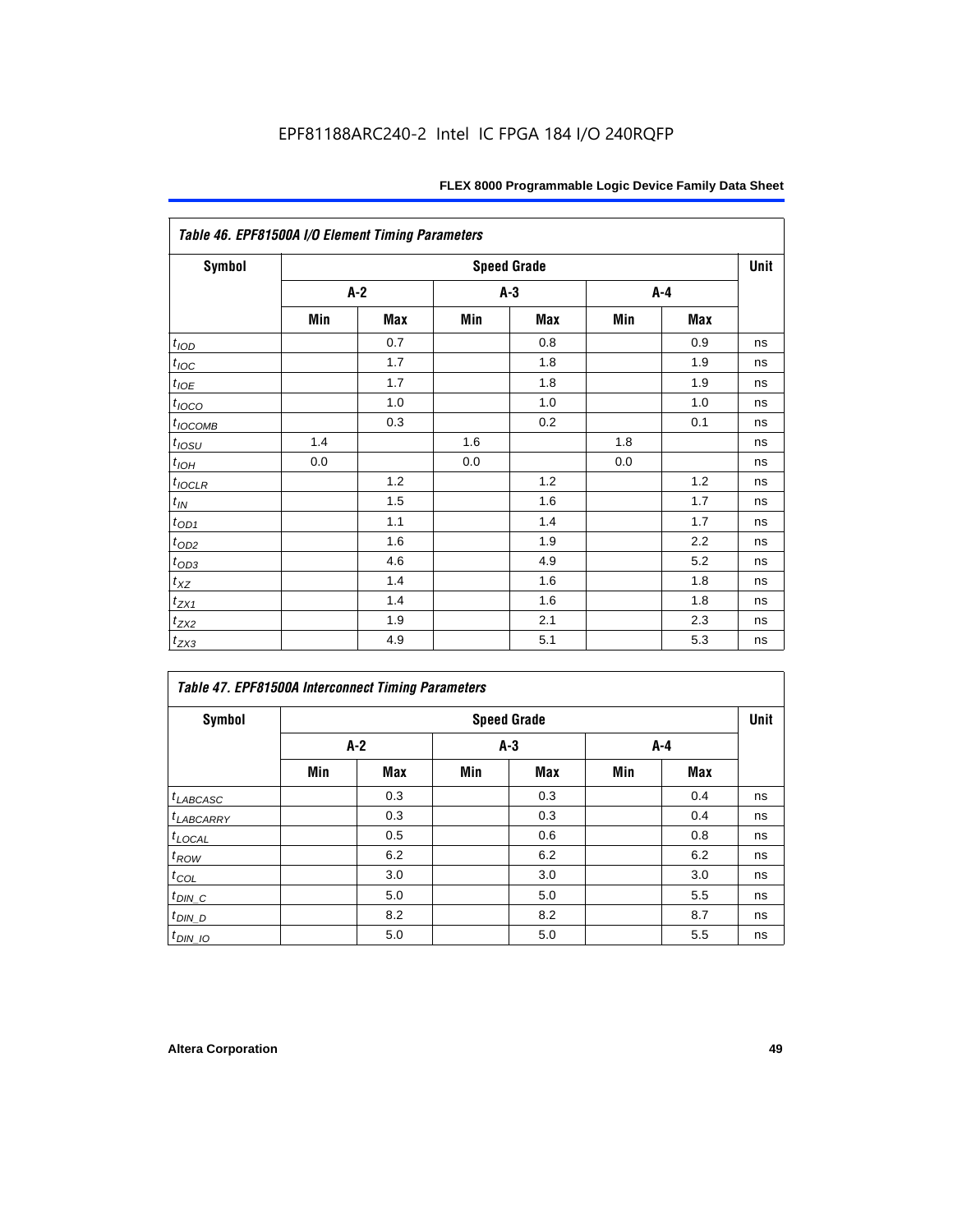EPF81188ARC240-2 Intel IC FPGA 184 I/O 240RQFP

| *Table 46. EPF81500A I/O Element Timing Parameters* | | | | | | | |
|---|---|---|---|---|---|---|---|
| **Symbol** | **Speed Grade** | | | | | | **Unit** |
| | **A-2** | | **A-3** | | **A-4** | | |
| | **Min** | **Max** | **Min** | **Max** | **Min** | **Max** | |
| $t_{IOD}$ | | 0.7 | | 0.8 | | 0.9 | ns |
| $t_{IOC}$ | | 1.7 | | 1.8 | | 1.9 | ns |
| $t_{IOE}$ | | 1.7 | | 1.8 | | 1.9 | ns |
| $t_{IOCO}$ | | 1.0 | | 1.0 | | 1.0 | ns |
| $t_{IOCOMB}$ | | 0.3 | | 0.2 | | 0.1 | ns |
| $t_{IOSU}$ | 1.4 | | 1.6 | | 1.8 | | ns |
| $t_{IOH}$ | 0.0 | | 0.0 | | 0.0 | | ns |
| $t_{IOCLR}$ | | 1.2 | | 1.2 | | 1.2 | ns |
| $t_{IN}$ | | 1.5 | | 1.6 | | 1.7 | ns |
| $t_{OD1}$ | | 1.1 | | 1.4 | | 1.7 | ns |
| $t_{OD2}$ | | 1.6 | | 1.9 | | 2.2 | ns |
| $t_{OD3}$ | | 4.6 | | 4.9 | | 5.2 | ns |
| $t_{XZ}$ | | 1.4 | | 1.6 | | 1.8 | ns |
| $t_{ZX1}$ | | 1.4 | | 1.6 | | 1.8 | ns |
| $t_{ZX2}$ | | 1.9 | | 2.1 | | 2.3 | ns |
| $t_{ZX3}$ | | 4.9 | | 5.1 | | 5.3 | ns |

| *Table 47. EPF81500A Interconnect Timing Parameters* | | | | | | | |
|---|---|---|---|---|---|---|---|
| **Symbol** | **Speed Grade** | | | | | | **Unit** |
| | **A-2** | | **A-3** | | **A-4** | | |
| | **Min** | **Max** | **Min** | **Max** | **Min** | **Max** | |
| $t_{LABCASC}$ | | 0.3 | | 0.3 | | 0.4 | ns |
| $t_{LABCARRY}$ | | 0.3 | | 0.3 | | 0.4 | ns |
| $t_{LOCAL}$ | | 0.5 | | 0.6 | | 0.8 | ns |
| $t_{ROW}$ | | 6.2 | | 6.2 | | 6.2 | ns |
| $t_{COL}$ | | 3.0 | | 3.0 | | 3.0 | ns |
| $t_{DIN\_C}$ | | 5.0 | | 5.0 | | 5.5 | ns |
| $t_{DIN\_D}$ | | 8.2 | | 8.2 | | 8.7 | ns |
| $t_{DIN\_IO}$ | | 5.0 | | 5.0 | | 5.5 | ns |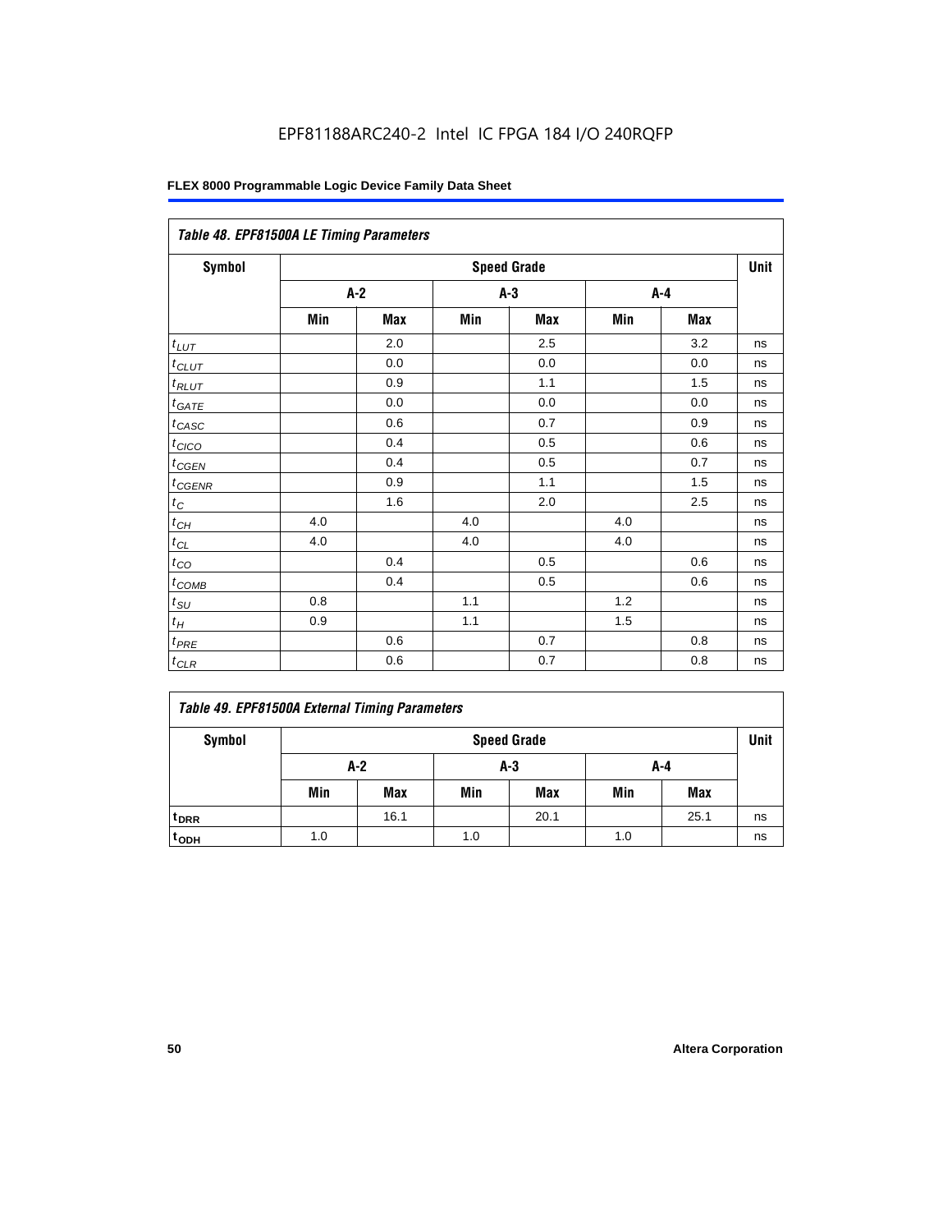EPF81188ARC240-2 Intel IC FPGA 184 I/O 240RQFP

**FLEX 8000 Programmable Logic Device Family Data Sheet**

| *Table 48. EPF81500A LE Timing Parameters* | | | | | | | |
|---|---|---|---|---|---|---|---|
| **Symbol** | **Speed Grade** | | | | | | **Unit** |
| | **A-2** | | **A-3** | | **A-4** | | |
| | **Min** | **Max** | **Min** | **Max** | **Min** | **Max** | |
| $t_{LUT}$ | | 2.0 | | 2.5 | | 3.2 | ns |
| $t_{CLUT}$ | | 0.0 | | 0.0 | | 0.0 | ns |
| $t_{RLUT}$ | | 0.9 | | 1.1 | | 1.5 | ns |
| $t_{GATE}$ | | 0.0 | | 0.0 | | 0.0 | ns |
| $t_{CASC}$ | | 0.6 | | 0.7 | | 0.9 | ns |
| $t_{CICO}$ | | 0.4 | | 0.5 | | 0.6 | ns |
| $t_{CGEN}$ | | 0.4 | | 0.5 | | 0.7 | ns |
| $t_{CGENR}$ | | 0.9 | | 1.1 | | 1.5 | ns |
| $t_C$ | | 1.6 | | 2.0 | | 2.5 | ns |
| $t_{CH}$ | 4.0 | | 4.0 | | 4.0 | | ns |
| $t_{CL}$ | 4.0 | | 4.0 | | 4.0 | | ns |
| $t_{CO}$ | | 0.4 | | 0.5 | | 0.6 | ns |
| $t_{COMB}$ | | 0.4 | | 0.5 | | 0.6 | ns |
| $t_{SU}$ | 0.8 | | 1.1 | | 1.2 | | ns |
| $t_H$ | 0.9 | | 1.1 | | 1.5 | | ns |
| $t_{PRE}$ | | 0.6 | | 0.7 | | 0.8 | ns |
| $t_{CLR}$ | | 0.6 | | 0.7 | | 0.8 | ns |

| *Table 49. EPF81500A External Timing Parameters* | | | | | | | |
|---|---|---|---|---|---|---|---|
| **Symbol** | **Speed Grade** | | | | | | **Unit** |
| | **A-2** | | **A-3** | | **A-4** | | |
| | **Min** | **Max** | **Min** | **Max** | **Min** | **Max** | |
| $t_{DRR}$ | | 16.1 | | 20.1 | | 25.1 | ns |
| $t_{ODH}$ | 1.0 | | 1.0 | | 1.0 | | ns |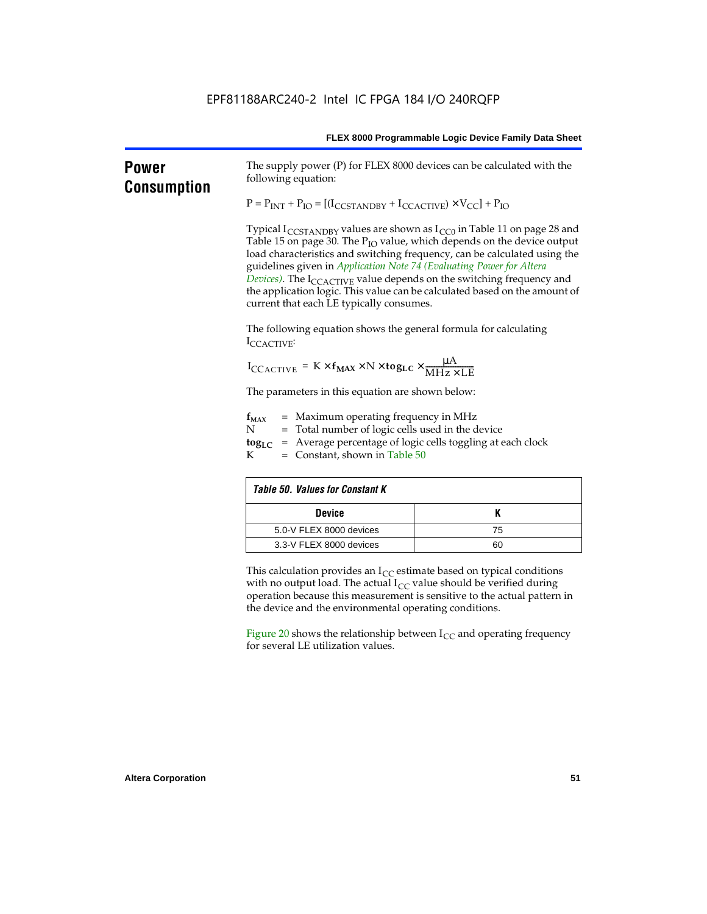## Power Consumption

The supply power (P) for FLEX 8000 devices can be calculated with the following equation:

$$P = P_{INT} + P_{IO} = [(I_{CCSTANDBY} + I_{CCACTIVE}) \times V_{CC}] + P_{IO}$$

Typical $I_{CCSTANDBY}$ values are shown as $I_{CC0}$ in Table 11 on page 28 and Table 15 on page 30. The $P_{IO}$ value, which depends on the device output load characteristics and switching frequency, can be calculated using the guidelines given in *Application Note 74 (Evaluating Power for Altera Devices)*. The $I_{CCACTIVE}$ value depends on the switching frequency and the application logic. This value can be calculated based on the amount of current that each LE typically consumes.

The following equation shows the general formula for calculating $I_{CCACTIVE}$:

$$I_{CCACTIVE} = K \times \mathbf{f_{MAX}} \times N \times \mathbf{tog_{LC}} \times \frac{\mu A}{MHz \times LE}$$

The parameters in this equation are shown below:

- $\mathbf{f_{MAX}}$ = Maximum operating frequency in MHz
- N = Total number of logic cells used in the device
- $\mathbf{tog_{LC}}$ = Average percentage of logic cells toggling at each clock
- K = Constant, shown in Table 50

*Table 50. Values for Constant K*

| Device | K |
|---|---|
| 5.0-V FLEX 8000 devices | 75 |
| 3.3-V FLEX 8000 devices | 60 |

This calculation provides an $I_{CC}$ estimate based on typical conditions with no output load. The actual $I_{CC}$ value should be verified during operation because this measurement is sensitive to the actual pattern in the device and the environmental operating conditions.

Figure 20 shows the relationship between $I_{CC}$ and operating frequency for several LE utilization values.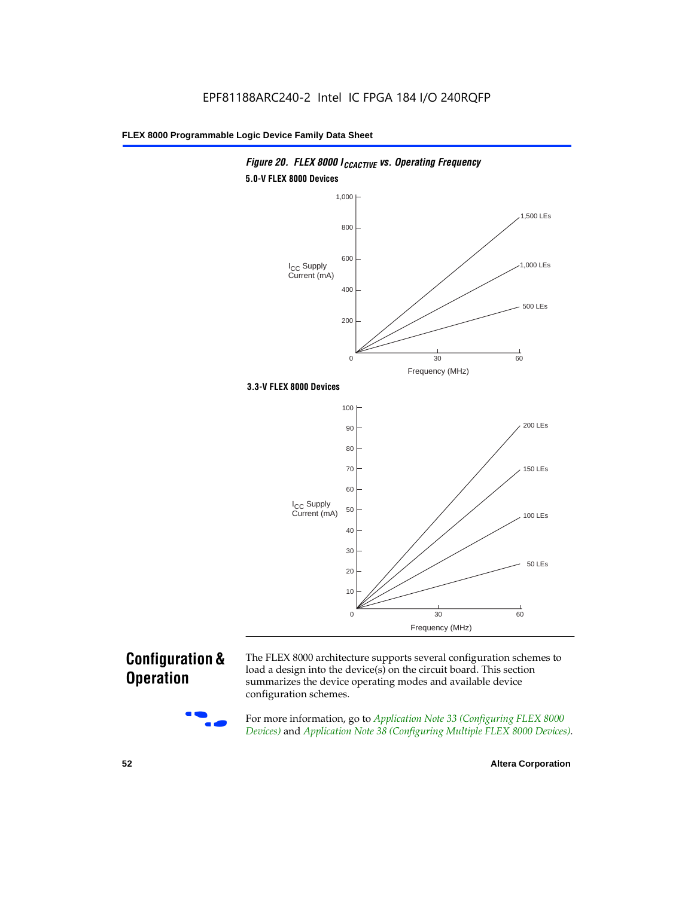*Figure 20. FLEX 8000 $I_{CCACTIVE}$ vs. Operating Frequency*

**5.0-V FLEX 8000 Devices**

**3.3-V FLEX 8000 Devices**

## Configuration & Operation

The FLEX 8000 architecture supports several configuration schemes to load a design into the device(s) on the circuit board. This section summarizes the device operating modes and available device configuration schemes.

For more information, go to *Application Note 33 (Configuring FLEX 8000 Devices)* and *Application Note 38 (Configuring Multiple FLEX 8000 Devices)*.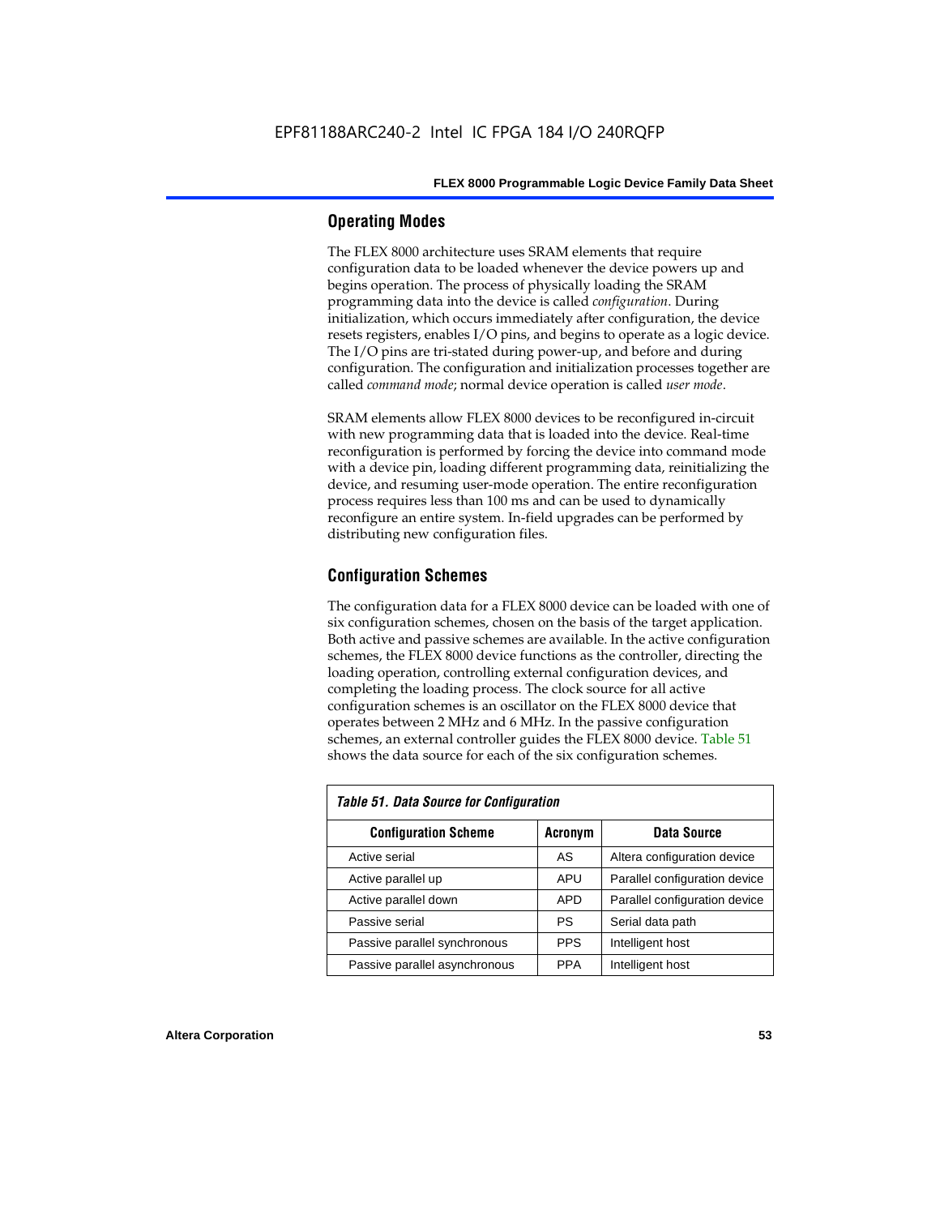## Operating Modes

The FLEX 8000 architecture uses SRAM elements that require configuration data to be loaded whenever the device powers up and begins operation. The process of physically loading the SRAM programming data into the device is called *configuration*. During initialization, which occurs immediately after configuration, the device resets registers, enables I/O pins, and begins to operate as a logic device. The I/O pins are tri-stated during power-up, and before and during configuration. The configuration and initialization processes together are called *command mode*; normal device operation is called *user mode*.

SRAM elements allow FLEX 8000 devices to be reconfigured in-circuit with new programming data that is loaded into the device. Real-time reconfiguration is performed by forcing the device into command mode with a device pin, loading different programming data, reinitializing the device, and resuming user-mode operation. The entire reconfiguration process requires less than 100 ms and can be used to dynamically reconfigure an entire system. In-field upgrades can be performed by distributing new configuration files.

## Configuration Schemes

The configuration data for a FLEX 8000 device can be loaded with one of six configuration schemes, chosen on the basis of the target application. Both active and passive schemes are available. In the active configuration schemes, the FLEX 8000 device functions as the controller, directing the loading operation, controlling external configuration devices, and completing the loading process. The clock source for all active configuration schemes is an oscillator on the FLEX 8000 device that operates between 2 MHz and 6 MHz. In the passive configuration schemes, an external controller guides the FLEX 8000 device. Table 51 shows the data source for each of the six configuration schemes.

*Table 51. Data Source for Configuration*

| Configuration Scheme | Acronym | Data Source |
|---|---|---|
| Active serial | AS | Altera configuration device |
| Active parallel up | APU | Parallel configuration device |
| Active parallel down | APD | Parallel configuration device |
| Passive serial | PS | Serial data path |
| Passive parallel synchronous | PPS | Intelligent host |
| Passive parallel asynchronous | PPA | Intelligent host |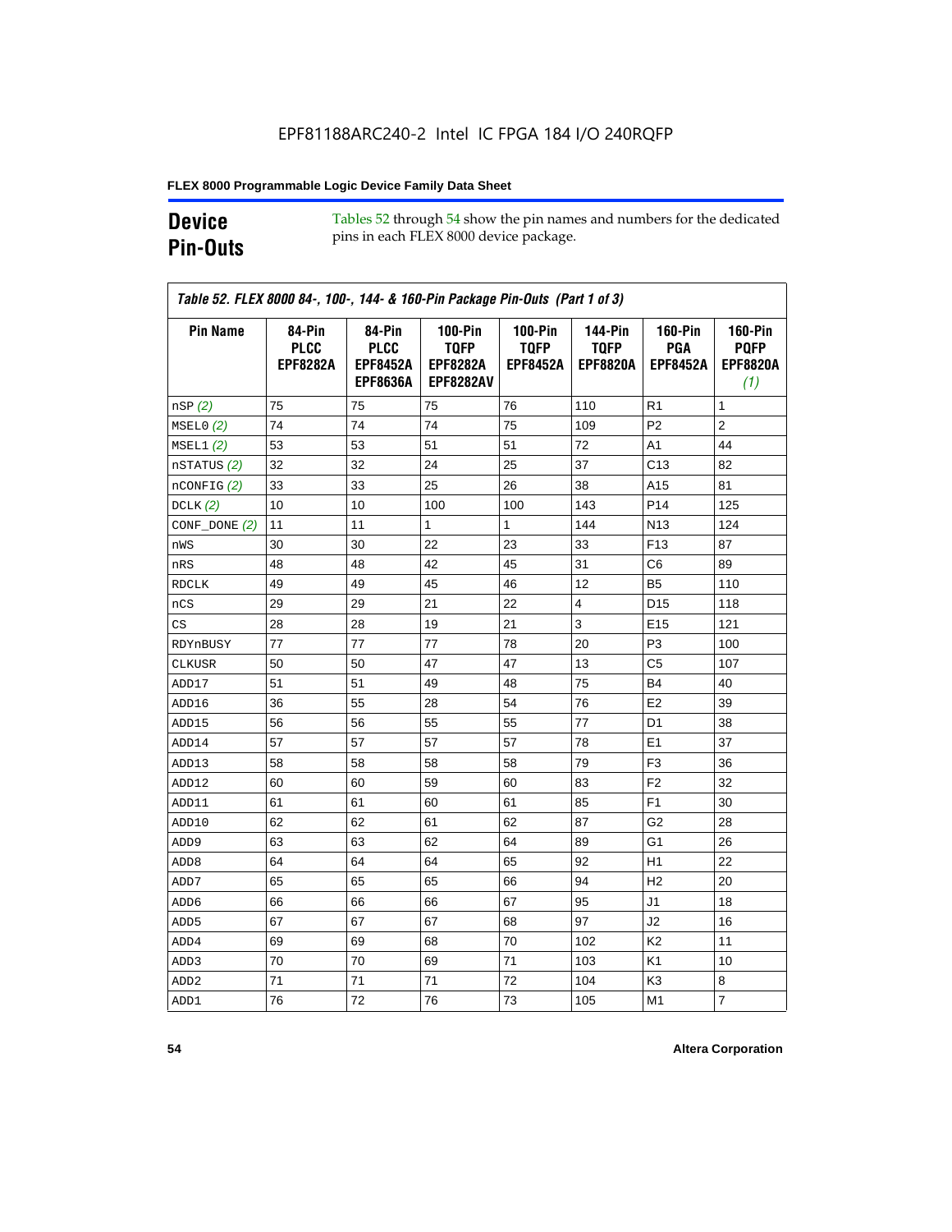EPF81188ARC240-2 Intel IC FPGA 184 I/O 240RQFP

## Device Pin-Outs

Tables 52 through 54 show the pin names and numbers for the dedicated pins in each FLEX 8000 device package.

*Table 52. FLEX 8000 84-, 100-, 144- & 160-Pin Package Pin-Outs (Part 1 of 3)*

| Pin Name | 84-Pin PLCC EPF8282A | 84-Pin PLCC EPF8452A EPF8636A | 100-Pin TQFP EPF8282A EPF8282AV | 100-Pin TQFP EPF8452A | 144-Pin TQFP EPF8820A | 160-Pin PGA EPF8452A | 160-Pin PQFP EPF8820A *(1)* |
|---|---|---|---|---|---|---|---|
| nSP *(2)* | 75 | 75 | 75 | 76 | 110 | R1 | 1 |
| MSEL0 *(2)* | 74 | 74 | 74 | 75 | 109 | P2 | 2 |
| MSEL1 *(2)* | 53 | 53 | 51 | 51 | 72 | A1 | 44 |
| nSTATUS *(2)* | 32 | 32 | 24 | 25 | 37 | C13 | 82 |
| nCONFIG *(2)* | 33 | 33 | 25 | 26 | 38 | A15 | 81 |
| DCLK *(2)* | 10 | 10 | 100 | 100 | 143 | P14 | 125 |
| CONF_DONE *(2)* | 11 | 11 | 1 | 1 | 144 | N13 | 124 |
| nWS | 30 | 30 | 22 | 23 | 33 | F13 | 87 |
| nRS | 48 | 48 | 42 | 45 | 31 | C6 | 89 |
| RDCLK | 49 | 49 | 45 | 46 | 12 | B5 | 110 |
| nCS | 29 | 29 | 21 | 22 | 4 | D15 | 118 |
| CS | 28 | 28 | 19 | 21 | 3 | E15 | 121 |
| RDYnBUSY | 77 | 77 | 77 | 78 | 20 | P3 | 100 |
| CLKUSR | 50 | 50 | 47 | 47 | 13 | C5 | 107 |
| ADD17 | 51 | 51 | 49 | 48 | 75 | B4 | 40 |
| ADD16 | 36 | 55 | 28 | 54 | 76 | E2 | 39 |
| ADD15 | 56 | 56 | 55 | 55 | 77 | D1 | 38 |
| ADD14 | 57 | 57 | 57 | 57 | 78 | E1 | 37 |
| ADD13 | 58 | 58 | 58 | 58 | 79 | F3 | 36 |
| ADD12 | 60 | 60 | 59 | 60 | 83 | F2 | 32 |
| ADD11 | 61 | 61 | 60 | 61 | 85 | F1 | 30 |
| ADD10 | 62 | 62 | 61 | 62 | 87 | G2 | 28 |
| ADD9 | 63 | 63 | 62 | 64 | 89 | G1 | 26 |
| ADD8 | 64 | 64 | 64 | 65 | 92 | H1 | 22 |
| ADD7 | 65 | 65 | 65 | 66 | 94 | H2 | 20 |
| ADD6 | 66 | 66 | 66 | 67 | 95 | J1 | 18 |
| ADD5 | 67 | 67 | 67 | 68 | 97 | J2 | 16 |
| ADD4 | 69 | 69 | 68 | 70 | 102 | K2 | 11 |
| ADD3 | 70 | 70 | 69 | 71 | 103 | K1 | 10 |
| ADD2 | 71 | 71 | 71 | 72 | 104 | K3 | 8 |
| ADD1 | 76 | 72 | 76 | 73 | 105 | M1 | 7 |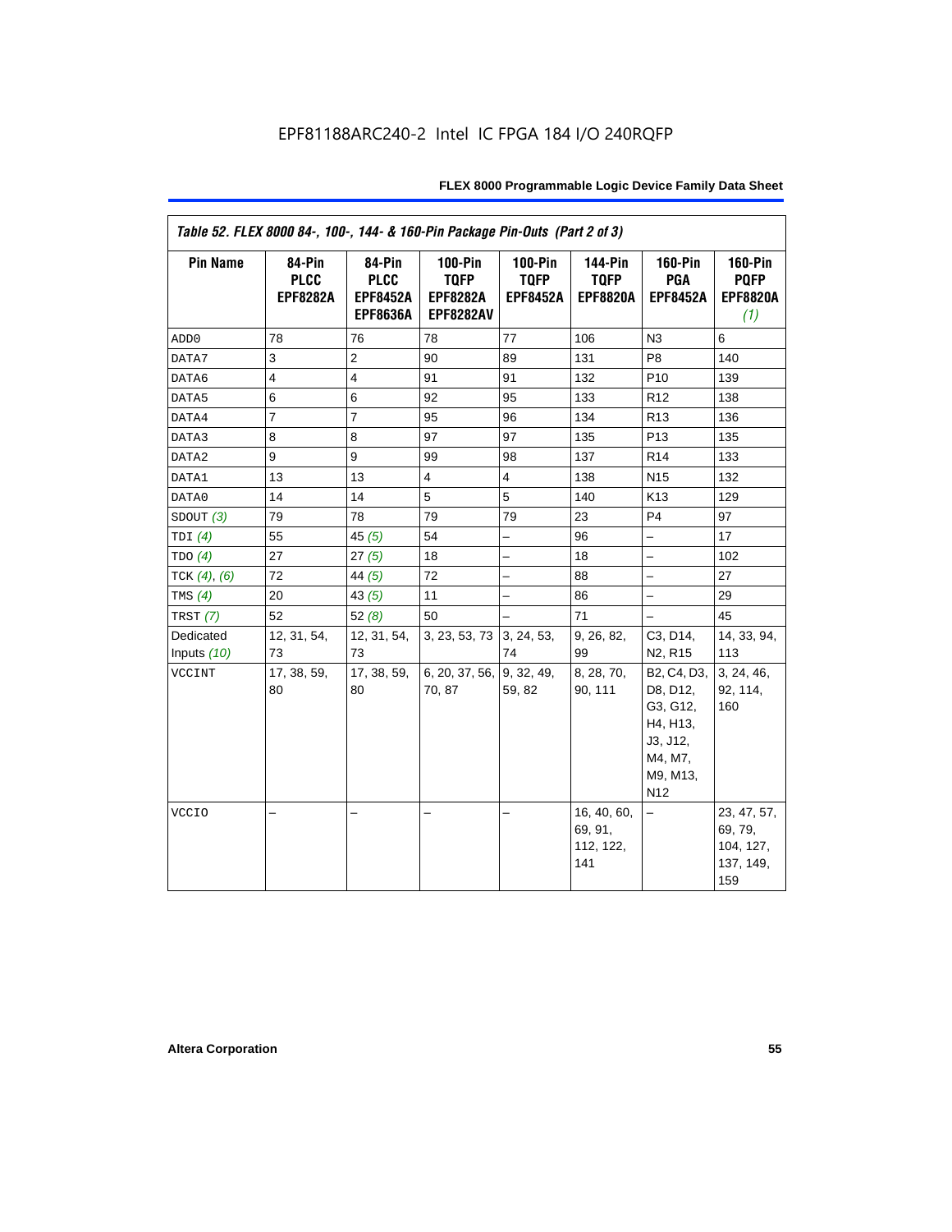EPF81188ARC240-2 Intel IC FPGA 184 I/O 240RQFP

*Table 52. FLEX 8000 84-, 100-, 144- & 160-Pin Package Pin-Outs (Part 2 of 3)*

| Pin Name | 84-Pin PLCC EPF8282A | 84-Pin PLCC EPF8452A EPF8636A | 100-Pin TQFP EPF8282A EPF8282AV | 100-Pin TQFP EPF8452A | 144-Pin TQFP EPF8820A | 160-Pin PGA EPF8452A | 160-Pin PQFP EPF8820A *(1)* |
|---|---|---|---|---|---|---|---|
| ADD0 | 78 | 76 | 78 | 77 | 106 | N3 | 6 |
| DATA7 | 3 | 2 | 90 | 89 | 131 | P8 | 140 |
| DATA6 | 4 | 4 | 91 | 91 | 132 | P10 | 139 |
| DATA5 | 6 | 6 | 92 | 95 | 133 | R12 | 138 |
| DATA4 | 7 | 7 | 95 | 96 | 134 | R13 | 136 |
| DATA3 | 8 | 8 | 97 | 97 | 135 | P13 | 135 |
| DATA2 | 9 | 9 | 99 | 98 | 137 | R14 | 133 |
| DATA1 | 13 | 13 | 4 | 4 | 138 | N15 | 132 |
| DATA0 | 14 | 14 | 5 | 5 | 140 | K13 | 129 |
| SDOUT *(3)* | 79 | 78 | 79 | 79 | 23 | P4 | 97 |
| TDI *(4)* | 55 | 45 *(5)* | 54 | – | 96 | – | 17 |
| TDO *(4)* | 27 | 27 *(5)* | 18 | – | 18 | – | 102 |
| TCK *(4)*, *(6)* | 72 | 44 *(5)* | 72 | – | 88 | – | 27 |
| TMS *(4)* | 20 | 43 *(5)* | 11 | – | 86 | – | 29 |
| TRST *(7)* | 52 | 52 *(8)* | 50 | – | 71 | – | 45 |
| Dedicated Inputs *(10)* | 12, 31, 54, 73 | 12, 31, 54, 73 | 3, 23, 53, 73 | 3, 24, 53, 74 | 9, 26, 82, 99 | C3, D14, N2, R15 | 14, 33, 94, 113 |
| VCCINT | 17, 38, 59, 80 | 17, 38, 59, 80 | 6, 20, 37, 56, 70, 87 | 9, 32, 49, 59, 82 | 8, 28, 70, 90, 111 | B2, C4, D3, D8, D12, G3, G12, H4, H13, J3, J12, M4, M7, M9, M13, N12 | 3, 24, 46, 92, 114, 160 |
| VCCIO | – | – | – | – | 16, 40, 60, 69, 91, 112, 122, 141 | – | 23, 47, 57, 69, 79, 104, 127, 137, 149, 159 |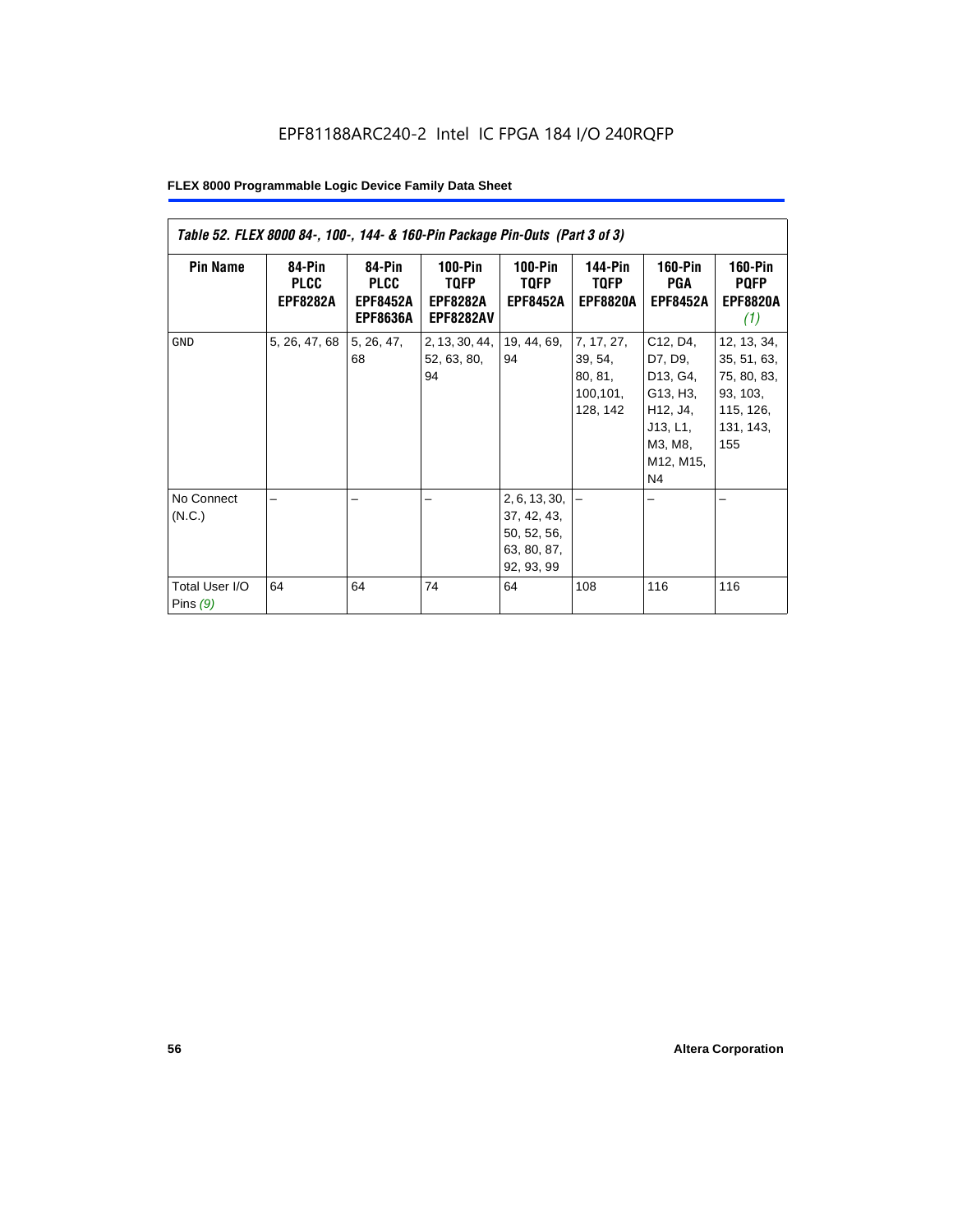EPF81188ARC240-2 Intel IC FPGA 184 I/O 240RQFP

*Table 52. FLEX 8000 84-, 100-, 144- & 160-Pin Package Pin-Outs (Part 3 of 3)*

| Pin Name | 84-Pin PLCC EPF8282A | 84-Pin PLCC EPF8452A EPF8636A | 100-Pin TQFP EPF8282A EPF8282AV | 100-Pin TQFP EPF8452A | 144-Pin TQFP EPF8820A | 160-Pin PGA EPF8452A | 160-Pin PQFP EPF8820A *(1)* |
|---|---|---|---|---|---|---|---|
| GND | 5, 26, 47, 68 | 5, 26, 47, 68 | 2, 13, 30, 44, 52, 63, 80, 94 | 19, 44, 69, 94 | 7, 17, 27, 39, 54, 80, 81, 100,101, 128, 142 | C12, D4, D7, D9, D13, G4, G13, H3, H12, J4, J13, L1, M3, M8, M12, M15, N4 | 12, 13, 34, 35, 51, 63, 75, 80, 83, 93, 103, 115, 126, 131, 143, 155 |
| No Connect (N.C.) | – | – | – | 2, 6, 13, 30, 37, 42, 43, 50, 52, 56, 63, 80, 87, 92, 93, 99 | – | – | – |
| Total User I/O Pins *(9)* | 64 | 64 | 74 | 64 | 108 | 116 | 116 |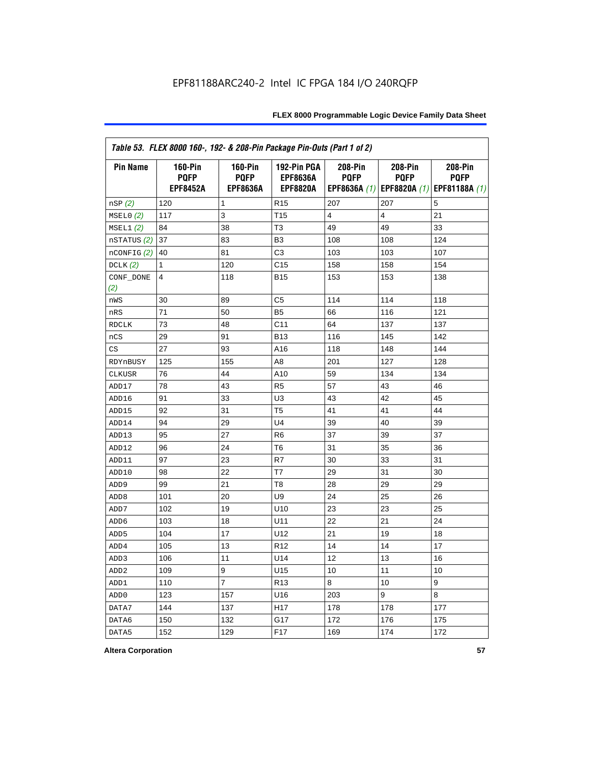EPF81188ARC240-2 Intel IC FPGA 184 I/O 240RQFP

*Table 53. FLEX 8000 160-, 192- & 208-Pin Package Pin-Outs (Part 1 of 2)*

| Pin Name | 160-Pin PQFP EPF8452A | 160-Pin PQFP EPF8636A | 192-Pin PGA EPF8636A EPF8820A | 208-Pin PQFP EPF8636A *(1)* | 208-Pin PQFP EPF8820A *(1)* | 208-Pin PQFP EPF81188A *(1)* |
|---|---|---|---|---|---|---|
| nSP *(2)* | 120 | 1 | R15 | 207 | 207 | 5 |
| MSEL0 *(2)* | 117 | 3 | T15 | 4 | 4 | 21 |
| MSEL1 *(2)* | 84 | 38 | T3 | 49 | 49 | 33 |
| nSTATUS *(2)* | 37 | 83 | B3 | 108 | 108 | 124 |
| nCONFIG *(2)* | 40 | 81 | C3 | 103 | 103 | 107 |
| DCLK *(2)* | 1 | 120 | C15 | 158 | 158 | 154 |
| CONF_DONE *(2)* | 4 | 118 | B15 | 153 | 153 | 138 |
| nWS | 30 | 89 | C5 | 114 | 114 | 118 |
| nRS | 71 | 50 | B5 | 66 | 116 | 121 |
| RDCLK | 73 | 48 | C11 | 64 | 137 | 137 |
| nCS | 29 | 91 | B13 | 116 | 145 | 142 |
| CS | 27 | 93 | A16 | 118 | 148 | 144 |
| RDYnBUSY | 125 | 155 | A8 | 201 | 127 | 128 |
| CLKUSR | 76 | 44 | A10 | 59 | 134 | 134 |
| ADD17 | 78 | 43 | R5 | 57 | 43 | 46 |
| ADD16 | 91 | 33 | U3 | 43 | 42 | 45 |
| ADD15 | 92 | 31 | T5 | 41 | 41 | 44 |
| ADD14 | 94 | 29 | U4 | 39 | 40 | 39 |
| ADD13 | 95 | 27 | R6 | 37 | 39 | 37 |
| ADD12 | 96 | 24 | T6 | 31 | 35 | 36 |
| ADD11 | 97 | 23 | R7 | 30 | 33 | 31 |
| ADD10 | 98 | 22 | T7 | 29 | 31 | 30 |
| ADD9 | 99 | 21 | T8 | 28 | 29 | 29 |
| ADD8 | 101 | 20 | U9 | 24 | 25 | 26 |
| ADD7 | 102 | 19 | U10 | 23 | 23 | 25 |
| ADD6 | 103 | 18 | U11 | 22 | 21 | 24 |
| ADD5 | 104 | 17 | U12 | 21 | 19 | 18 |
| ADD4 | 105 | 13 | R12 | 14 | 14 | 17 |
| ADD3 | 106 | 11 | U14 | 12 | 13 | 16 |
| ADD2 | 109 | 9 | U15 | 10 | 11 | 10 |
| ADD1 | 110 | 7 | R13 | 8 | 10 | 9 |
| ADD0 | 123 | 157 | U16 | 203 | 9 | 8 |
| DATA7 | 144 | 137 | H17 | 178 | 178 | 177 |
| DATA6 | 150 | 132 | G17 | 172 | 176 | 175 |
| DATA5 | 152 | 129 | F17 | 169 | 174 | 172 |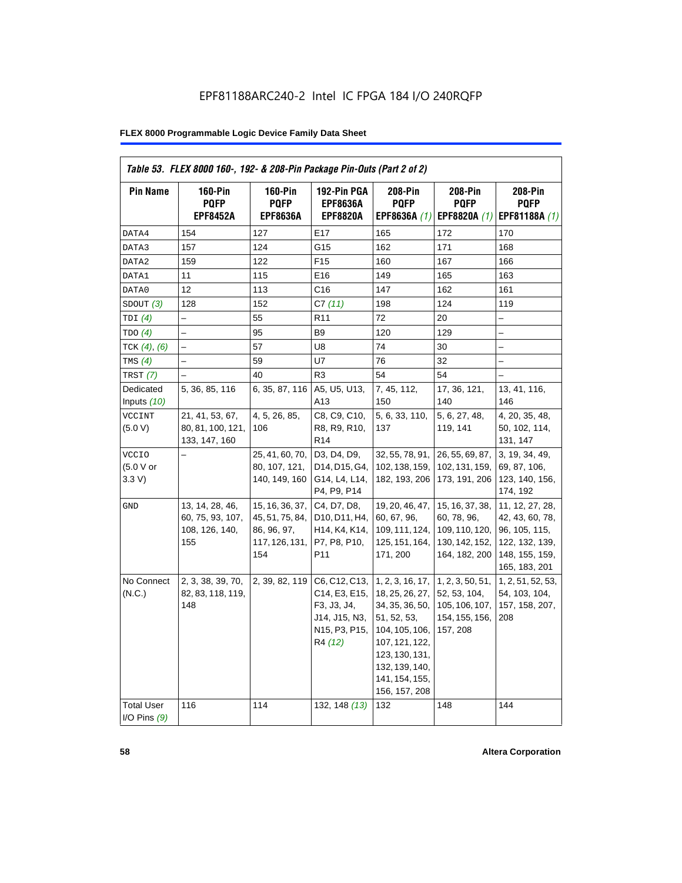EPF81188ARC240-2 Intel IC FPGA 184 I/O 240RQFP

**Table 53. FLEX 8000 160-, 192- & 208-Pin Package Pin-Outs (Part 2 of 2)**

| Pin Name | 160-Pin PQFP EPF8452A | 160-Pin PQFP EPF8636A | 192-Pin PGA EPF8636A EPF8820A | 208-Pin PQFP EPF8636A *(1)* | 208-Pin PQFP EPF8820A *(1)* | 208-Pin PQFP EPF81188A *(1)* |
|---|---|---|---|---|---|---|
| DATA4 | 154 | 127 | E17 | 165 | 172 | 170 |
| DATA3 | 157 | 124 | G15 | 162 | 171 | 168 |
| DATA2 | 159 | 122 | F15 | 160 | 167 | 166 |
| DATA1 | 11 | 115 | E16 | 149 | 165 | 163 |
| DATA0 | 12 | 113 | C16 | 147 | 162 | 161 |
| SDOUT *(3)* | 128 | 152 | C7 *(11)* | 198 | 124 | 119 |
| TDI *(4)* | – | 55 | R11 | 72 | 20 | – |
| TDO *(4)* | – | 95 | B9 | 120 | 129 | – |
| TCK *(4)*, *(6)* | – | 57 | U8 | 74 | 30 | – |
| TMS *(4)* | – | 59 | U7 | 76 | 32 | – |
| TRST *(7)* | – | 40 | R3 | 54 | 54 | – |
| Dedicated Inputs *(10)* | 5, 36, 85, 116 | 6, 35, 87, 116 | A5, U5, U13, A13 | 7, 45, 112, 150 | 17, 36, 121, 140 | 13, 41, 116, 146 |
| VCCINT (5.0 V) | 21, 41, 53, 67, 80, 81, 100, 121, 133, 147, 160 | 4, 5, 26, 85, 106 | C8, C9, C10, R8, R9, R10, R14 | 5, 6, 33, 110, 137 | 5, 6, 27, 48, 119, 141 | 4, 20, 35, 48, 50, 102, 114, 131, 147 |
| VCCIO (5.0 V or 3.3 V) | – | 25, 41, 60, 70, 80, 107, 121, 140, 149, 160 | D3, D4, D9, D14, D15, G4, G14, L4, L14, P4, P9, P14 | 32, 55, 78, 91, 102, 138, 159, 182, 193, 206 | 26, 55, 69, 87, 102, 131, 159, 173, 191, 206 | 3, 19, 34, 49, 69, 87, 106, 123, 140, 156, 174, 192 |
| GND | 13, 14, 28, 46, 60, 75, 93, 107, 108, 126, 140, 155 | 15, 16, 36, 37, 45, 51, 75, 84, 86, 96, 97, 117, 126, 131, 154 | C4, D7, D8, D10, D11, H4, H14, K4, K14, P7, P8, P10, P11 | 19, 20, 46, 47, 60, 67, 96, 109, 111, 124, 125, 151, 164, 171, 200 | 15, 16, 37, 38, 60, 78, 96, 109, 110, 120, 130, 142, 152, 164, 182, 200 | 11, 12, 27, 28, 42, 43, 60, 78, 96, 105, 115, 122, 132, 139, 148, 155, 159, 165, 183, 201 |
| No Connect (N.C.) | 2, 3, 38, 39, 70, 82, 83, 118, 119, 148 | 2, 39, 82, 119 | C6, C12, C13, C14, E3, E15, F3, J3, J4, J14, J15, N3, N15, P3, P15, R4 *(12)* | 1, 2, 3, 16, 17, 18, 25, 26, 27, 34, 35, 36, 50, 51, 52, 53, 104, 105, 106, 107, 121, 122, 123, 130, 131, 132, 139, 140, 141, 154, 155, 156, 157, 208 | 1, 2, 3, 50, 51, 52, 53, 104, 105, 106, 107, 154, 155, 156, 157, 208 | 1, 2, 51, 52, 53, 54, 103, 104, 157, 158, 207, 208 |
| Total User I/O Pins *(9)* | 116 | 114 | 132, 148 *(13)* | 132 | 148 | 144 |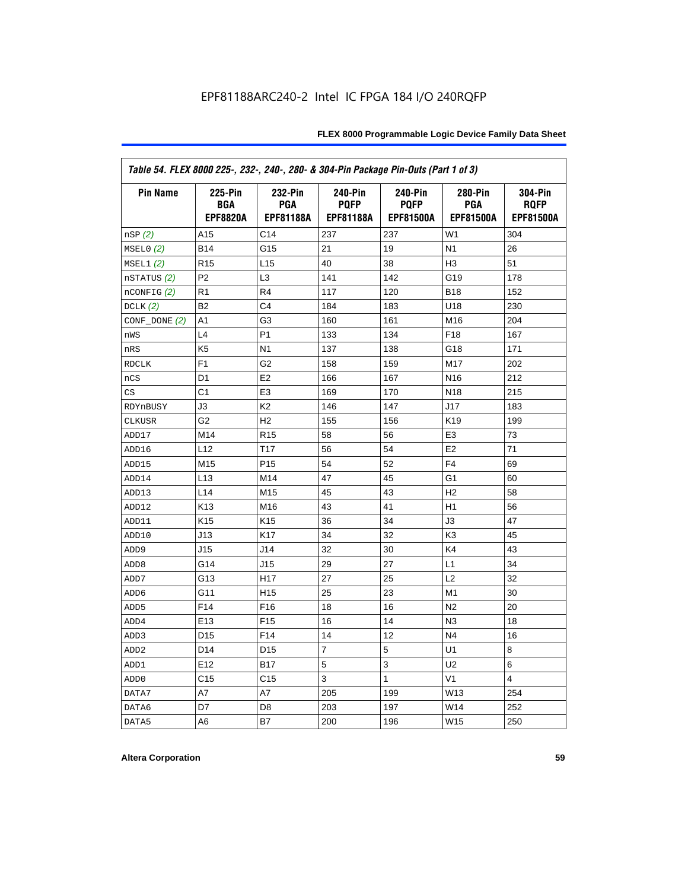EPF81188ARC240-2 Intel IC FPGA 184 I/O 240RQFP

| Table 54. FLEX 8000 225-, 232-, 240-, 280- & 304-Pin Package Pin-Outs (Part 1 of 3) | | | | | | |
|---|---|---|---|---|---|---|
| **Pin Name** | **225-Pin BGA EPF8820A** | **232-Pin PGA EPF81188A** | **240-Pin PQFP EPF81188A** | **240-Pin PQFP EPF81500A** | **280-Pin PGA EPF81500A** | **304-Pin RQFP EPF81500A** |
| nSP *(2)* | A15 | C14 | 237 | 237 | W1 | 304 |
| MSEL0 *(2)* | B14 | G15 | 21 | 19 | N1 | 26 |
| MSEL1 *(2)* | R15 | L15 | 40 | 38 | H3 | 51 |
| nSTATUS *(2)* | P2 | L3 | 141 | 142 | G19 | 178 |
| nCONFIG *(2)* | R1 | R4 | 117 | 120 | B18 | 152 |
| DCLK *(2)* | B2 | C4 | 184 | 183 | U18 | 230 |
| CONF_DONE *(2)* | A1 | G3 | 160 | 161 | M16 | 204 |
| nWS | L4 | P1 | 133 | 134 | F18 | 167 |
| nRS | K5 | N1 | 137 | 138 | G18 | 171 |
| RDCLK | F1 | G2 | 158 | 159 | M17 | 202 |
| nCS | D1 | E2 | 166 | 167 | N16 | 212 |
| CS | C1 | E3 | 169 | 170 | N18 | 215 |
| RDYnBUSY | J3 | K2 | 146 | 147 | J17 | 183 |
| CLKUSR | G2 | H2 | 155 | 156 | K19 | 199 |
| ADD17 | M14 | R15 | 58 | 56 | E3 | 73 |
| ADD16 | L12 | T17 | 56 | 54 | E2 | 71 |
| ADD15 | M15 | P15 | 54 | 52 | F4 | 69 |
| ADD14 | L13 | M14 | 47 | 45 | G1 | 60 |
| ADD13 | L14 | M15 | 45 | 43 | H2 | 58 |
| ADD12 | K13 | M16 | 43 | 41 | H1 | 56 |
| ADD11 | K15 | K15 | 36 | 34 | J3 | 47 |
| ADD10 | J13 | K17 | 34 | 32 | K3 | 45 |
| ADD9 | J15 | J14 | 32 | 30 | K4 | 43 |
| ADD8 | G14 | J15 | 29 | 27 | L1 | 34 |
| ADD7 | G13 | H17 | 27 | 25 | L2 | 32 |
| ADD6 | G11 | H15 | 25 | 23 | M1 | 30 |
| ADD5 | F14 | F16 | 18 | 16 | N2 | 20 |
| ADD4 | E13 | F15 | 16 | 14 | N3 | 18 |
| ADD3 | D15 | F14 | 14 | 12 | N4 | 16 |
| ADD2 | D14 | D15 | 7 | 5 | U1 | 8 |
| ADD1 | E12 | B17 | 5 | 3 | U2 | 6 |
| ADD0 | C15 | C15 | 3 | 1 | V1 | 4 |
| DATA7 | A7 | A7 | 205 | 199 | W13 | 254 |
| DATA6 | D7 | D8 | 203 | 197 | W14 | 252 |
| DATA5 | A6 | B7 | 200 | 196 | W15 | 250 |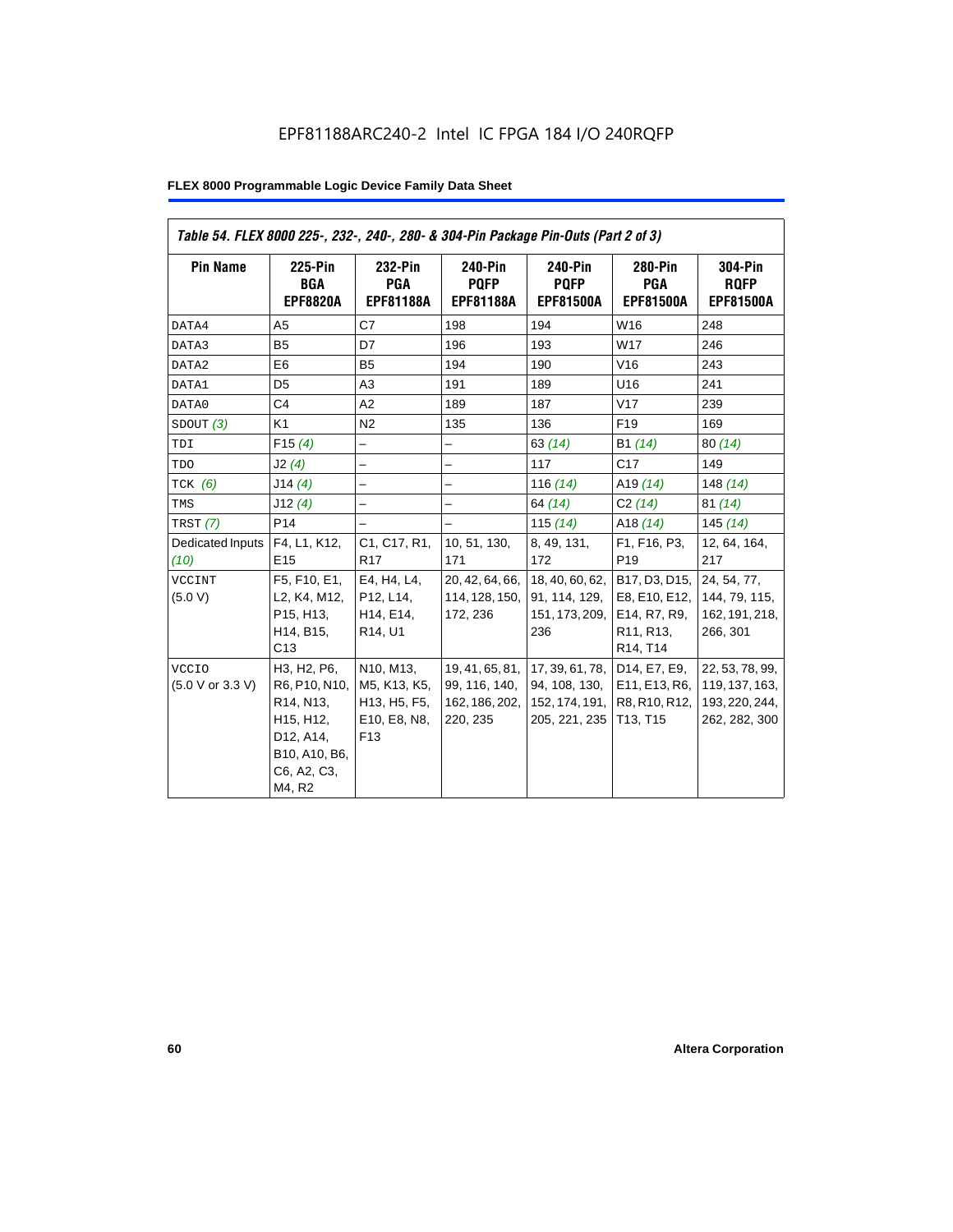EPF81188ARC240-2 Intel IC FPGA 184 I/O 240RQFP

**FLEX 8000 Programmable Logic Device Family Data Sheet**

*Table 54. FLEX 8000 225-, 232-, 240-, 280- & 304-Pin Package Pin-Outs (Part 2 of 3)*

| Pin Name | 225-Pin BGA EPF8820A | 232-Pin PGA EPF81188A | 240-Pin PQFP EPF81188A | 240-Pin PQFP EPF81500A | 280-Pin PGA EPF81500A | 304-Pin RQFP EPF81500A |
|---|---|---|---|---|---|---|
| DATA4 | A5 | C7 | 198 | 194 | W16 | 248 |
| DATA3 | B5 | D7 | 196 | 193 | W17 | 246 |
| DATA2 | E6 | B5 | 194 | 190 | V16 | 243 |
| DATA1 | D5 | A3 | 191 | 189 | U16 | 241 |
| DATA0 | C4 | A2 | 189 | 187 | V17 | 239 |
| SDOUT *(3)* | K1 | N2 | 135 | 136 | F19 | 169 |
| TDI | F15 *(4)* | – | – | 63 *(14)* | B1 *(14)* | 80 *(14)* |
| TDO | J2 *(4)* | – | – | 117 | C17 | 149 |
| TCK *(6)* | J14 *(4)* | – | – | 116 *(14)* | A19 *(14)* | 148 *(14)* |
| TMS | J12 *(4)* | – | – | 64 *(14)* | C2 *(14)* | 81 *(14)* |
| TRST *(7)* | P14 | – | – | 115 *(14)* | A18 *(14)* | 145 *(14)* |
| Dedicated Inputs *(10)* | F4, L1, K12, E15 | C1, C17, R1, R17 | 10, 51, 130, 171 | 8, 49, 131, 172 | F1, F16, P3, P19 | 12, 64, 164, 217 |
| VCCINT (5.0 V) | F5, F10, E1, L2, K4, M12, P15, H13, H14, B15, C13 | E4, H4, L4, P12, L14, H14, E14, R14, U1 | 20, 42, 64, 66, 114, 128, 150, 172, 236 | 18, 40, 60, 62, 91, 114, 129, 151, 173, 209, 236 | B17, D3, D15, E8, E10, E12, E14, R7, R9, R11, R13, R14, T14 | 24, 54, 77, 144, 79, 115, 162, 191, 218, 266, 301 |
| VCCIO (5.0 V or 3.3 V) | H3, H2, P6, R6, P10, N10, R14, N13, H15, H12, D12, A14, B10, A10, B6, C6, A2, C3, M4, R2 | N10, M13, M5, K13, K5, H13, H5, F5, E10, E8, N8, F13 | 19, 41, 65, 81, 99, 116, 140, 162, 186, 202, 220, 235 | 17, 39, 61, 78, 94, 108, 130, 152, 174, 191, 205, 221, 235 | D14, E7, E9, E11, E13, R6, R8, R10, R12, T13, T15 | 22, 53, 78, 99, 119, 137, 163, 193, 220, 244, 262, 282, 300 |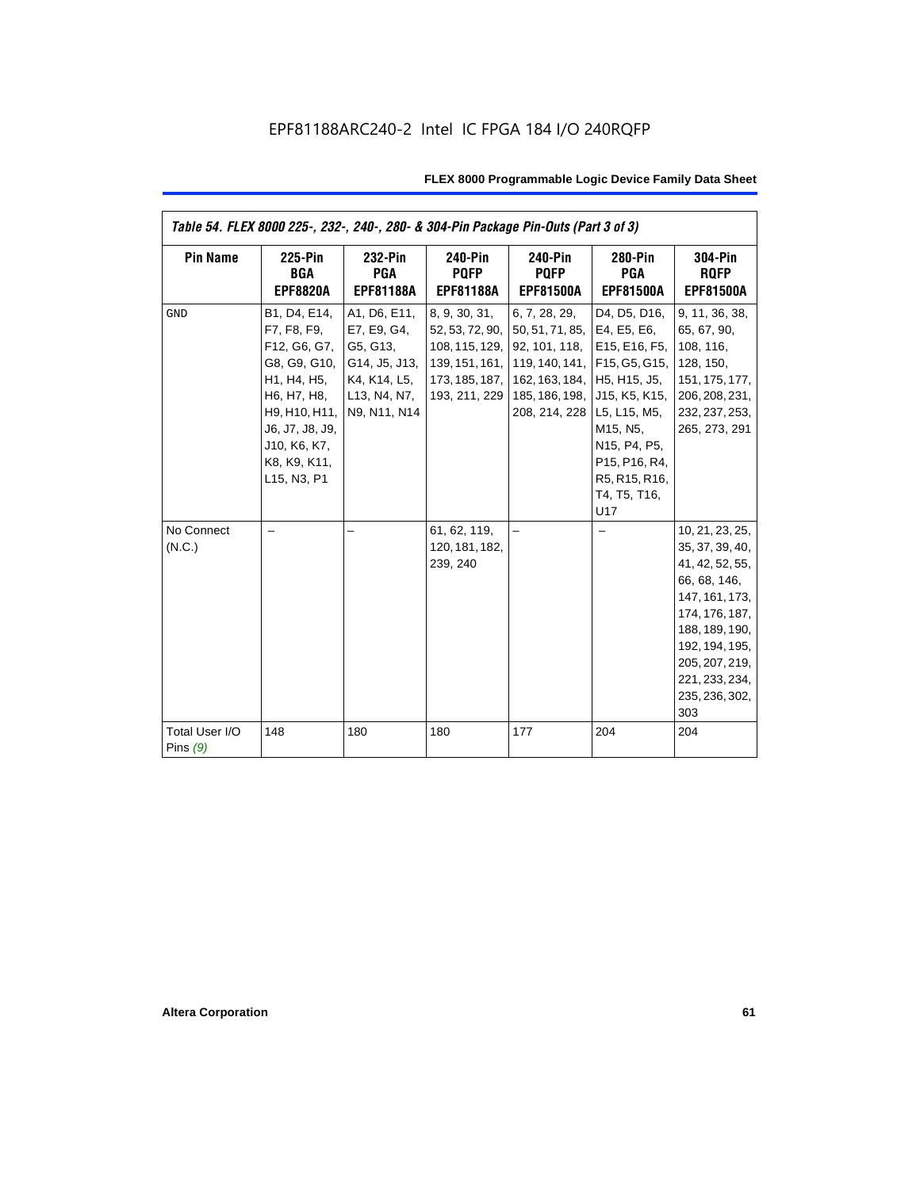EPF81188ARC240-2 Intel IC FPGA 184 I/O 240RQFP

| Table 54. FLEX 8000 225-, 232-, 240-, 280- & 304-Pin Package Pin-Outs (Part 3 of 3) | | | | | | |
|---|---|---|---|---|---|---|
| **Pin Name** | **225-Pin BGA EPF8820A** | **232-Pin PGA EPF81188A** | **240-Pin PQFP EPF81188A** | **240-Pin PQFP EPF81500A** | **280-Pin PGA EPF81500A** | **304-Pin RQFP EPF81500A** |
| GND | B1, D4, E14, F7, F8, F9, F12, G6, G7, G8, G9, G10, H1, H4, H5, H6, H7, H8, H9, H10, H11, J6, J7, J8, J9, J10, K6, K7, K8, K9, K11, L15, N3, P1 | A1, D6, E11, E7, E9, G4, G5, G13, G14, J5, J13, K4, K14, L5, L13, N4, N7, N9, N11, N14 | 8, 9, 30, 31, 52, 53, 72, 90, 108, 115, 129, 139, 151, 161, 173, 185, 187, 193, 211, 229 | 6, 7, 28, 29, 50, 51, 71, 85, 92, 101, 118, 119, 140, 141, 162, 163, 184, 185, 186, 198, 208, 214, 228 | D4, D5, D16, E4, E5, E6, E15, E16, F5, F15, G5, G15, H5, H15, J5, J15, K5, K15, L5, L15, M5, M15, N5, N15, P4, P5, P15, P16, R4, R5, R15, R16, T4, T5, T16, U17 | 9, 11, 36, 38, 65, 67, 90, 108, 116, 128, 150, 151, 175, 177, 206, 208, 231, 232, 237, 253, 265, 273, 291 |
| No Connect (N.C.) | – | – | 61, 62, 119, 120, 181, 182, 239, 240 | – | – | 10, 21, 23, 25, 35, 37, 39, 40, 41, 42, 52, 55, 66, 68, 146, 147, 161, 173, 174, 176, 187, 188, 189, 190, 192, 194, 195, 205, 207, 219, 221, 233, 234, 235, 236, 302, 303 |
| Total User I/O Pins *(9)* | 148 | 180 | 180 | 177 | 204 | 204 |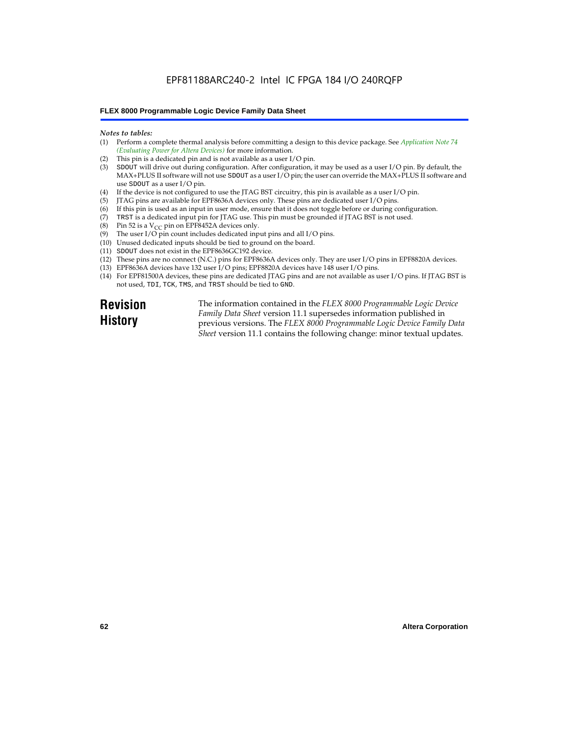*Notes to tables:*

(1) Perform a complete thermal analysis before committing a design to this device package. See *Application Note 74 (Evaluating Power for Altera Devices)* for more information.
(2) This pin is a dedicated pin and is not available as a user I/O pin.
(3) SDOUT will drive out during configuration. After configuration, it may be used as a user I/O pin. By default, the MAX+PLUS II software will not use SDOUT as a user I/O pin; the user can override the MAX+PLUS II software and use SDOUT as a user I/O pin.
(4) If the device is not configured to use the JTAG BST circuitry, this pin is available as a user I/O pin.
(5) JTAG pins are available for EPF8636A devices only. These pins are dedicated user I/O pins.
(6) If this pin is used as an input in user mode, ensure that it does not toggle before or during configuration.
(7) TRST is a dedicated input pin for JTAG use. This pin must be grounded if JTAG BST is not used.
(8) Pin 52 is a $V_{CC}$ pin on EPF8452A devices only.
(9) The user I/O pin count includes dedicated input pins and all I/O pins.
(10) Unused dedicated inputs should be tied to ground on the board.
(11) SDOUT does not exist in the EPF8636GC192 device.
(12) These pins are no connect (N.C.) pins for EPF8636A devices only. They are user I/O pins in EPF8820A devices.
(13) EPF8636A devices have 132 user I/O pins; EPF8820A devices have 148 user I/O pins.
(14) For EPF81500A devices, these pins are dedicated JTAG pins and are not available as user I/O pins. If JTAG BST is not used, TDI, TCK, TMS, and TRST should be tied to GND.

## Revision History

The information contained in the *FLEX 8000 Programmable Logic Device Family Data Sheet* version 11.1 supersedes information published in previous versions. The *FLEX 8000 Programmable Logic Device Family Data Sheet* version 11.1 contains the following change: minor textual updates.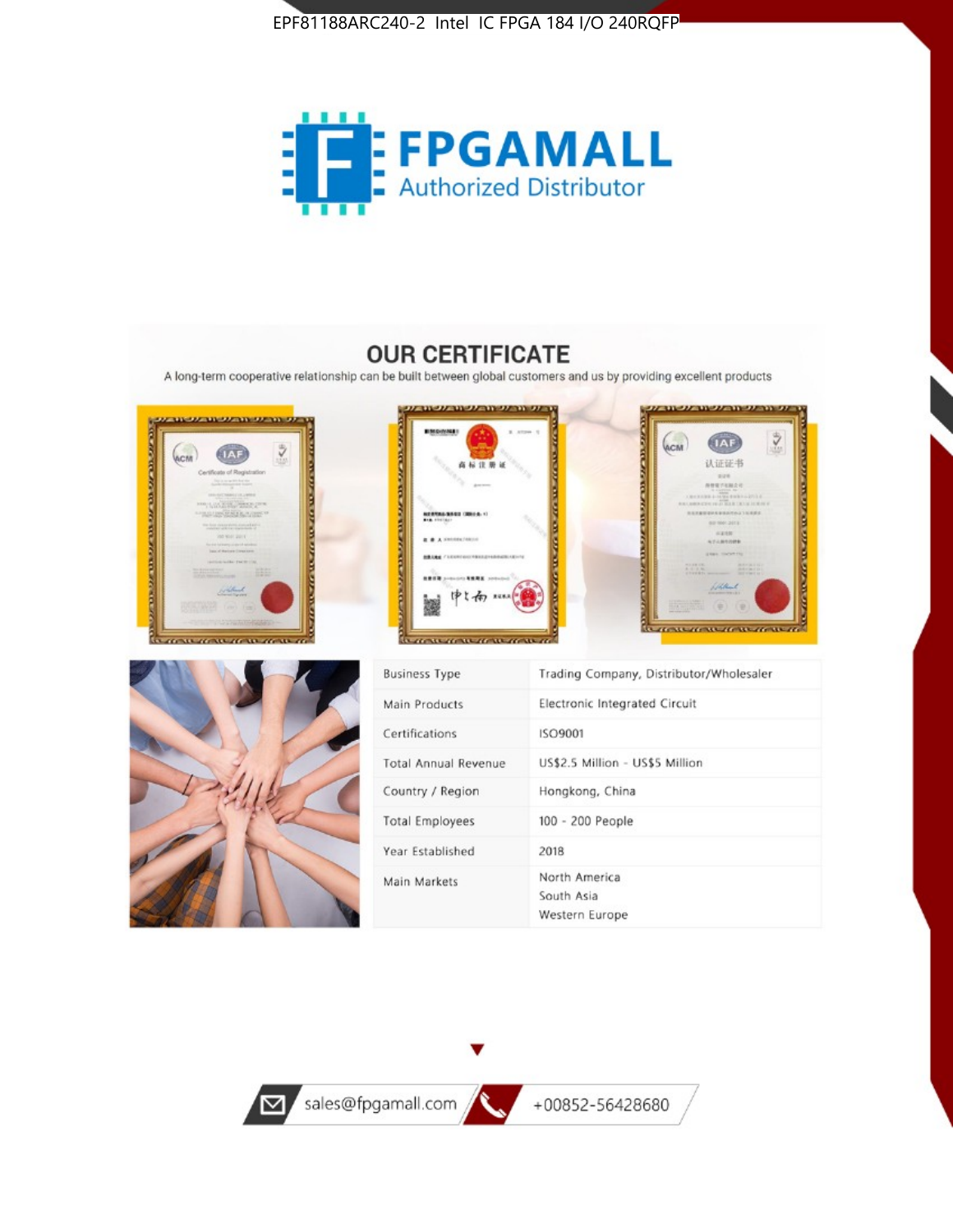FPGAMALL

Authorized Distributor

## OUR CERTIFICATE

A long-term cooperative relationship can be built between global customers and us by providing excellent products

| | |
|---|---|
| Business Type | Trading Company, Distributor/Wholesaler |
| Main Products | Electronic Integrated Circuit |
| Certifications | ISO9001 |
| Total Annual Revenue | US$2.5 Million - US$5 Million |
| Country / Region | Hongkong, China |
| Total Employees | 100 - 200 People |
| Year Established | 2018 |
| Main Markets | North America<br>South Asia<br>Western Europe |

sales@fpgamall.com

+00852-56428680